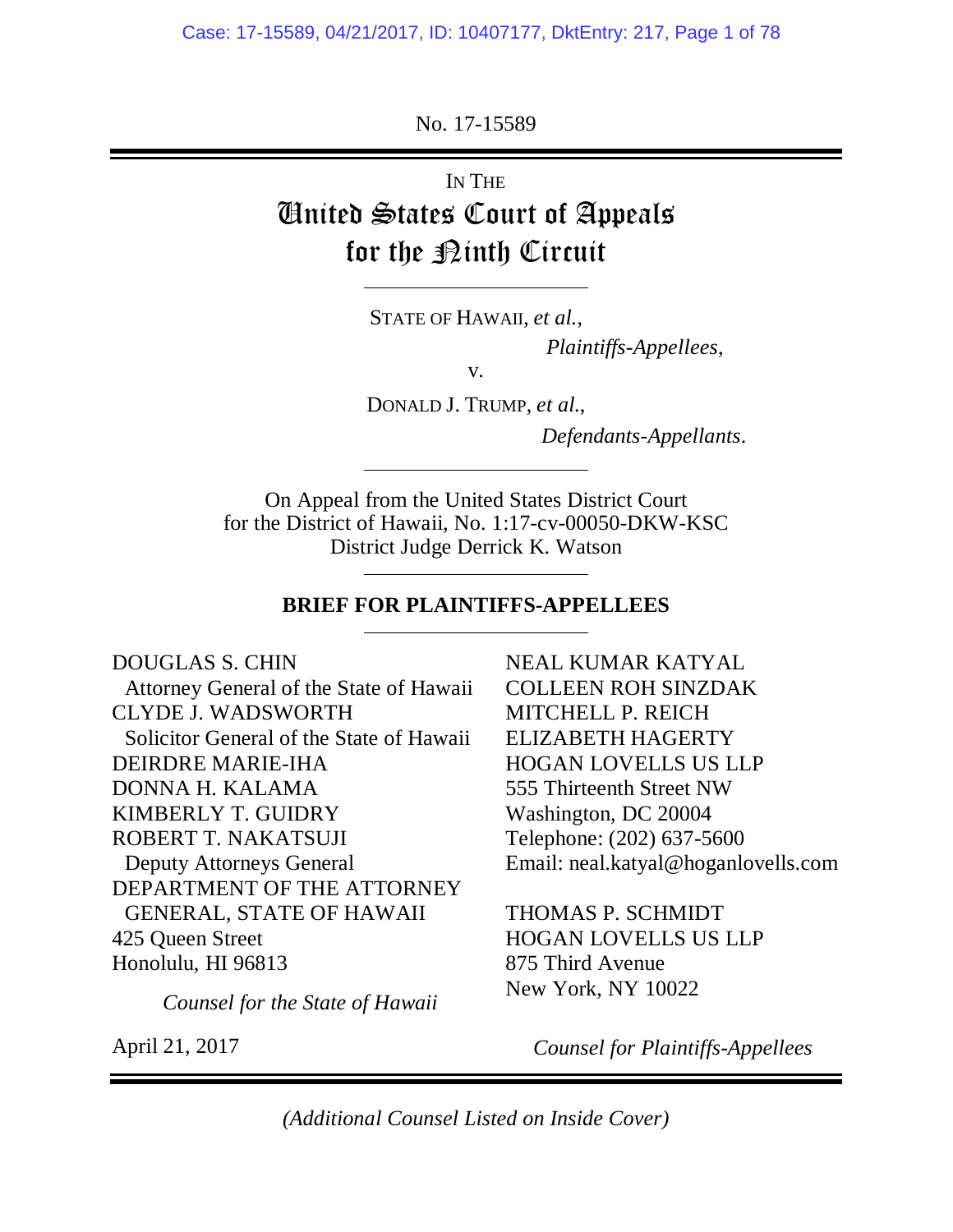No. 17-15589

IN THE

# United States Court of Appeals for the Ninth Circuit

STATE OF HAWAII, *et al.*,

*Plaintiffs-Appellees*,

v.

DONALD J. TRUMP, *et al.*,

*Defendants-Appellants*.

On Appeal from the United States District Court for the District of Hawaii, No. 1:17-cv-00050-DKW-KSC District Judge Derrick K. Watson

## BRIEF FOR PLAINTIFFS-APPELLEES

DOUGLAS S. CHIN
Attorney General of the State of Hawaii
CLYDE J. WADSWORTH
Solicitor General of the State of Hawaii
DEIRDRE MARIE-IHA
DONNA H. KALAMA
KIMBERLY T. GUIDRY
ROBERT T. NAKATSUJI
Deputy Attorneys General
DEPARTMENT OF THE ATTORNEY GENERAL, STATE OF HAWAII
425 Queen Street
Honolulu, HI 96813

*Counsel for the State of Hawaii*

NEAL KUMAR KATYAL
COLLEEN ROH SINZDAK
MITCHELL P. REICH
ELIZABETH HAGERTY
HOGAN LOVELLS US LLP
555 Thirteenth Street NW
Washington, DC 20004
Telephone: (202) 637-5600
Email: neal.katyal@hoganlovells.com

THOMAS P. SCHMIDT
HOGAN LOVELLS US LLP
875 Third Avenue
New York, NY 10022

*Counsel for Plaintiffs-Appellees*

April 21, 2017

*(Additional Counsel Listed on Inside Cover)*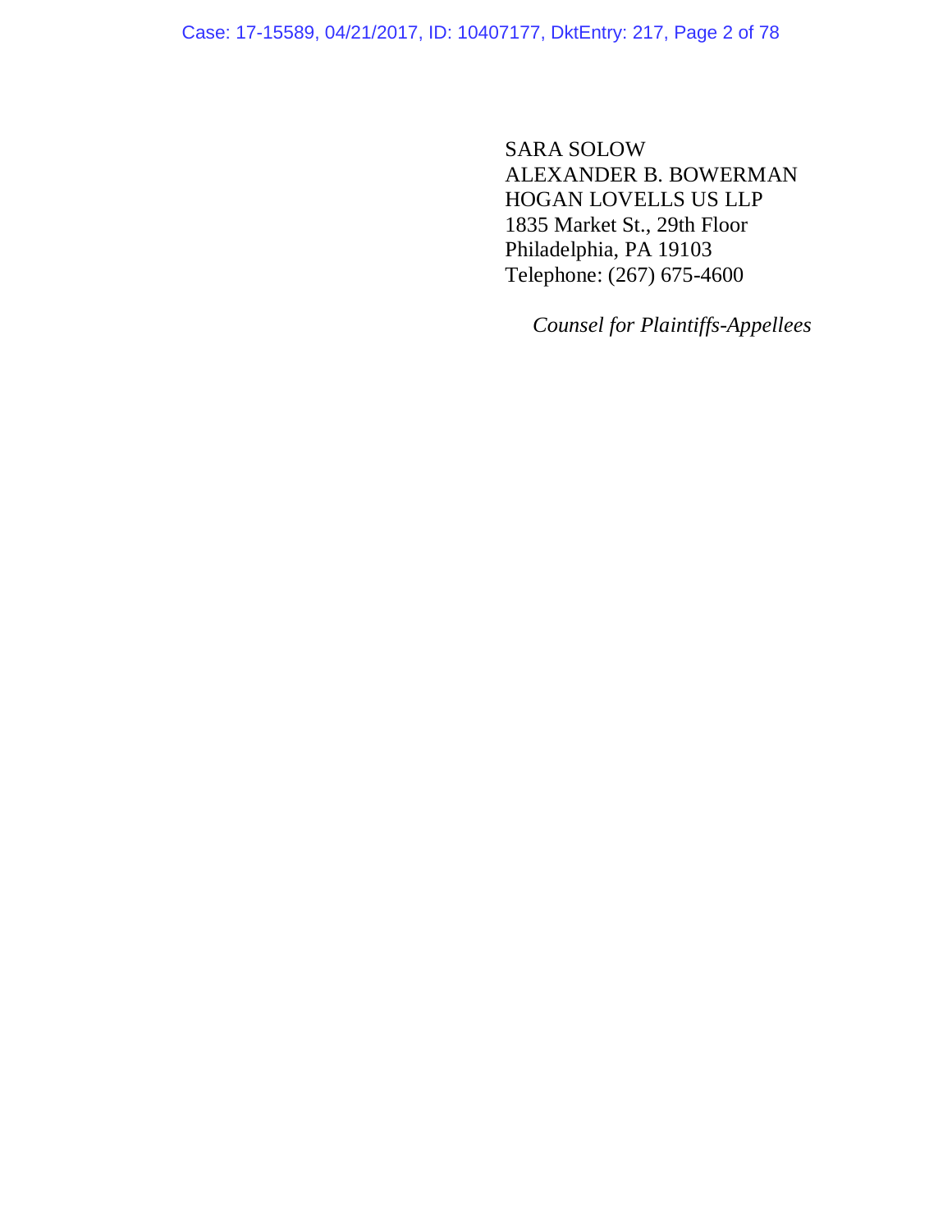SARA SOLOW
ALEXANDER B. BOWERMAN
HOGAN LOVELLS US LLP
1835 Market St., 29th Floor
Philadelphia, PA 19103
Telephone: (267) 675-4600

*Counsel for Plaintiffs-Appellees*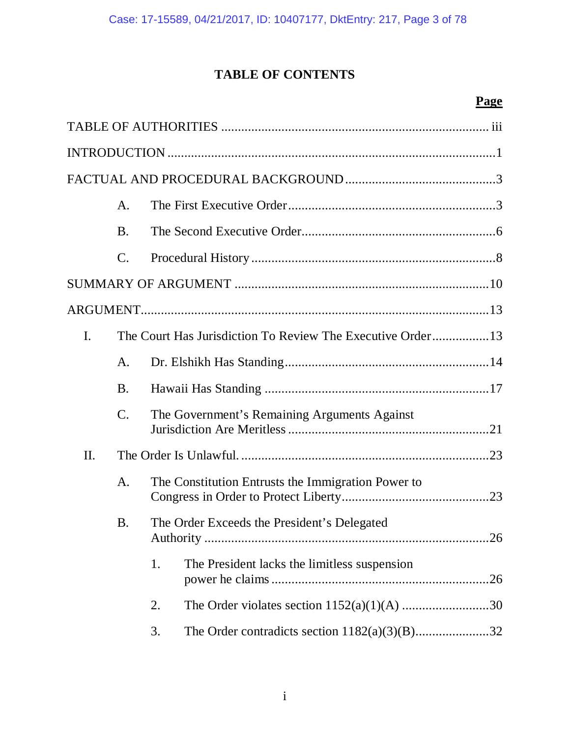# TABLE OF CONTENTS

| | Page |
|---|---|
| TABLE OF AUTHORITIES | iii |
| INTRODUCTION | 1 |
| FACTUAL AND PROCEDURAL BACKGROUND | 3 |
| A. The First Executive Order | 3 |
| B. The Second Executive Order | 6 |
| C. Procedural History | 8 |
| SUMMARY OF ARGUMENT | 10 |
| ARGUMENT | 13 |
| I. The Court Has Jurisdiction To Review The Executive Order | 13 |
| A. Dr. Elshikh Has Standing | 14 |
| B. Hawaii Has Standing | 17 |
| C. The Government's Remaining Arguments Against Jurisdiction Are Meritless | 21 |
| II. The Order Is Unlawful. | 23 |
| A. The Constitution Entrusts the Immigration Power to Congress in Order to Protect Liberty | 23 |
| B. The Order Exceeds the President's Delegated Authority | 26 |
| 1. The President lacks the limitless suspension power he claims | 26 |
| 2. The Order violates section 1152(a)(1)(A) | 30 |
| 3. The Order contradicts section 1182(a)(3)(B) | 32 |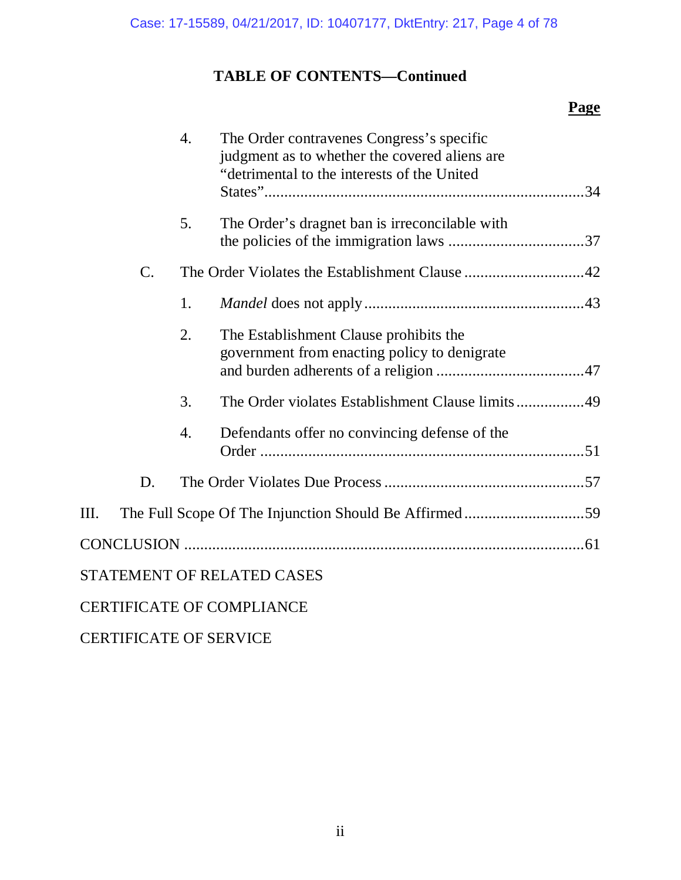## TABLE OF CONTENTS—Continued

| | | | Page |
|---|---|---|---|
| | 4. | The Order contravenes Congress's specific judgment as to whether the covered aliens are "detrimental to the interests of the United States" | 34 |
| | 5. | The Order's dragnet ban is irreconcilable with the policies of the immigration laws | 37 |
| C. | | The Order Violates the Establishment Clause | 42 |
| | 1. | *Mandel* does not apply | 43 |
| | 2. | The Establishment Clause prohibits the government from enacting policy to denigrate and burden adherents of a religion | 47 |
| | 3. | The Order violates Establishment Clause limits | 49 |
| | 4. | Defendants offer no convincing defense of the Order | 51 |
| D. | | The Order Violates Due Process | 57 |
| III. | | The Full Scope Of The Injunction Should Be Affirmed | 59 |
| CONCLUSION | | | 61 |
| STATEMENT OF RELATED CASES | | | |
| CERTIFICATE OF COMPLIANCE | | | |
| CERTIFICATE OF SERVICE | | | |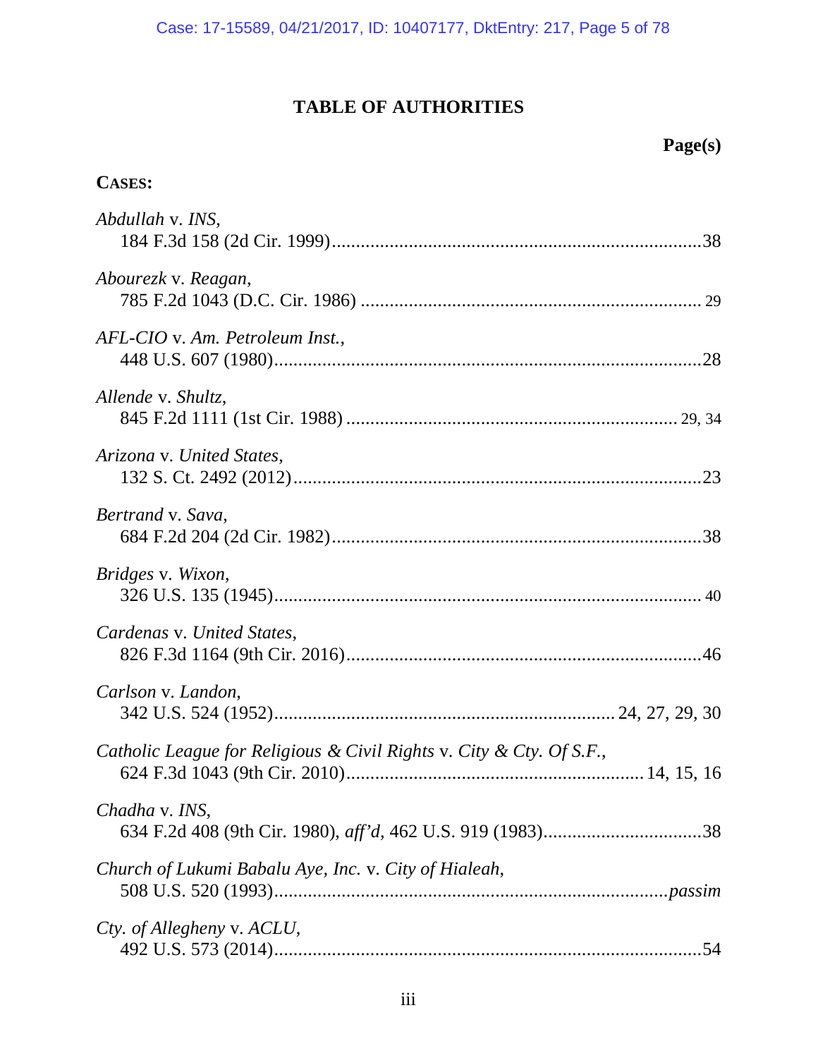# TABLE OF AUTHORITIES

**Page(s)**

**CASES:**

*Abdullah* v. *INS*,
184 F.3d 158 (2d Cir. 1999) .......... 38

*Abourezk* v. *Reagan*,
785 F.2d 1043 (D.C. Cir. 1986) .......... 29

*AFL-CIO* v. *Am. Petroleum Inst.*,
448 U.S. 607 (1980) .......... 28

*Allende* v. *Shultz*,
845 F.2d 1111 (1st Cir. 1988) .......... 29, 34

*Arizona* v. *United States*,
132 S. Ct. 2492 (2012) .......... 23

*Bertrand* v. *Sava*,
684 F.2d 204 (2d Cir. 1982) .......... 38

*Bridges* v. *Wixon*,
326 U.S. 135 (1945) .......... 40

*Cardenas* v. *United States*,
826 F.3d 1164 (9th Cir. 2016) .......... 46

*Carlson* v. *Landon*,
342 U.S. 524 (1952) .......... 24, 27, 29, 30

*Catholic League for Religious & Civil Rights* v. *City & Cty. Of S.F.*,
624 F.3d 1043 (9th Cir. 2010) .......... 14, 15, 16

*Chadha* v. *INS*,
634 F.2d 408 (9th Cir. 1980), *aff'd*, 462 U.S. 919 (1983) .......... 38

*Church of Lukumi Babalu Aye, Inc.* v. *City of Hialeah*,
508 U.S. 520 (1993) .......... *passim*

*Cty. of Allegheny* v. *ACLU*,
492 U.S. 573 (2014) .......... 54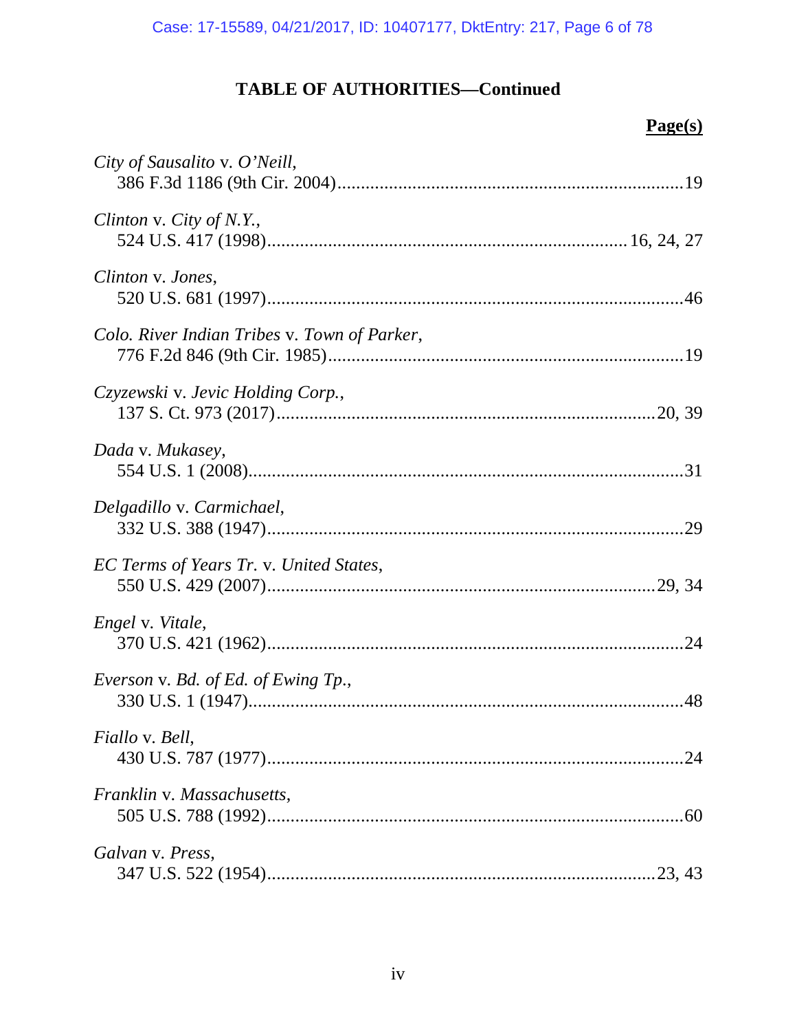## TABLE OF AUTHORITIES—Continued

**Page(s)**

*City of Sausalito* v. *O'Neill*,
386 F.3d 1186 (9th Cir. 2004)........................................................................19

*Clinton* v. *City of N.Y.*,
524 U.S. 417 (1998)........................................................................16, 24, 27

*Clinton* v. *Jones*,
520 U.S. 681 (1997)........................................................................................46

*Colo. River Indian Tribes* v. *Town of Parker*,
776 F.2d 846 (9th Cir. 1985)..........................................................................19

*Czyzewski* v. *Jevic Holding Corp.*,
137 S. Ct. 973 (2017)................................................................................20, 39

*Dada* v. *Mukasey*,
554 U.S. 1 (2008)............................................................................................31

*Delgadillo* v. *Carmichael*,
332 U.S. 388 (1947)........................................................................................29

*EC Terms of Years Tr.* v. *United States*,
550 U.S. 429 (2007)...................................................................................29, 34

*Engel* v. *Vitale*,
370 U.S. 421 (1962)........................................................................................24

*Everson* v. *Bd. of Ed. of Ewing Tp.*,
330 U.S. 1 (1947)............................................................................................48

*Fiallo* v. *Bell*,
430 U.S. 787 (1977)........................................................................................24

*Franklin* v. *Massachusetts*,
505 U.S. 788 (1992)........................................................................................60

*Galvan* v. *Press*,
347 U.S. 522 (1954)...................................................................................23, 43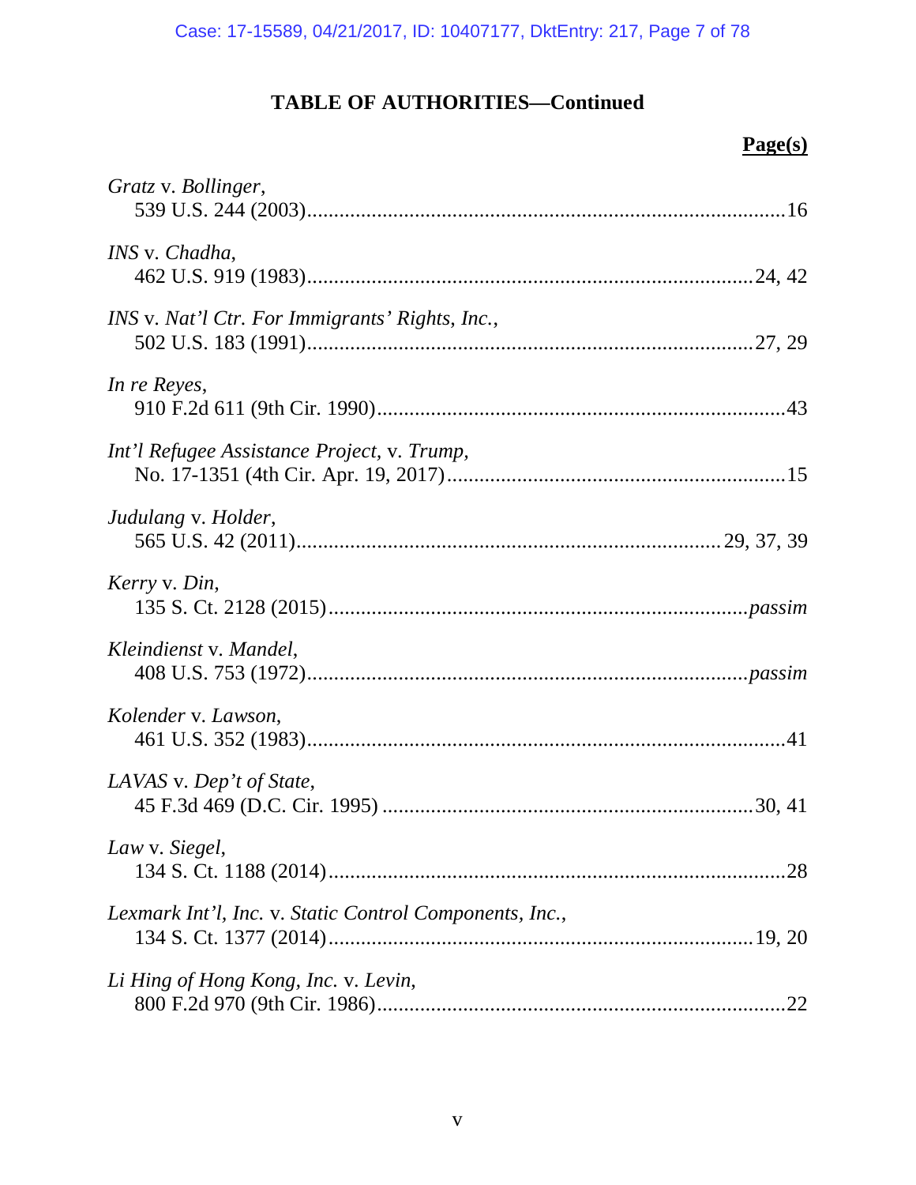## TABLE OF AUTHORITIES—Continued

**Page(s)**

*Gratz* v. *Bollinger*,
539 U.S. 244 (2003)....................................................................................16

*INS* v. *Chadha*,
462 U.S. 919 (1983)..............................................................................24, 42

*INS* v. *Nat'l Ctr. For Immigrants' Rights, Inc.*,
502 U.S. 183 (1991)..............................................................................27, 29

*In re Reyes*,
910 F.2d 611 (9th Cir. 1990)........................................................................43

*Int'l Refugee Assistance Project*, v. *Trump*,
No. 17-1351 (4th Cir. Apr. 19, 2017)...........................................................15

*Judulang* v. *Holder*,
565 U.S. 42 (2011)..........................................................................29, 37, 39

*Kerry* v. *Din*,
135 S. Ct. 2128 (2015)..........................................................................*passim*

*Kleindienst* v. *Mandel*,
408 U.S. 753 (1972)..............................................................................*passim*

*Kolender* v. *Lawson*,
461 U.S. 352 (1983)....................................................................................41

*LAVAS* v. *Dep't of State*,
45 F.3d 469 (D.C. Cir. 1995) ..................................................................30, 41

*Law* v. *Siegel*,
134 S. Ct. 1188 (2014)................................................................................28

*Lexmark Int'l, Inc.* v. *Static Control Components, Inc.*,
134 S. Ct. 1377 (2014)...........................................................................19, 20

*Li Hing of Hong Kong, Inc.* v. *Levin*,
800 F.2d 970 (9th Cir. 1986)........................................................................22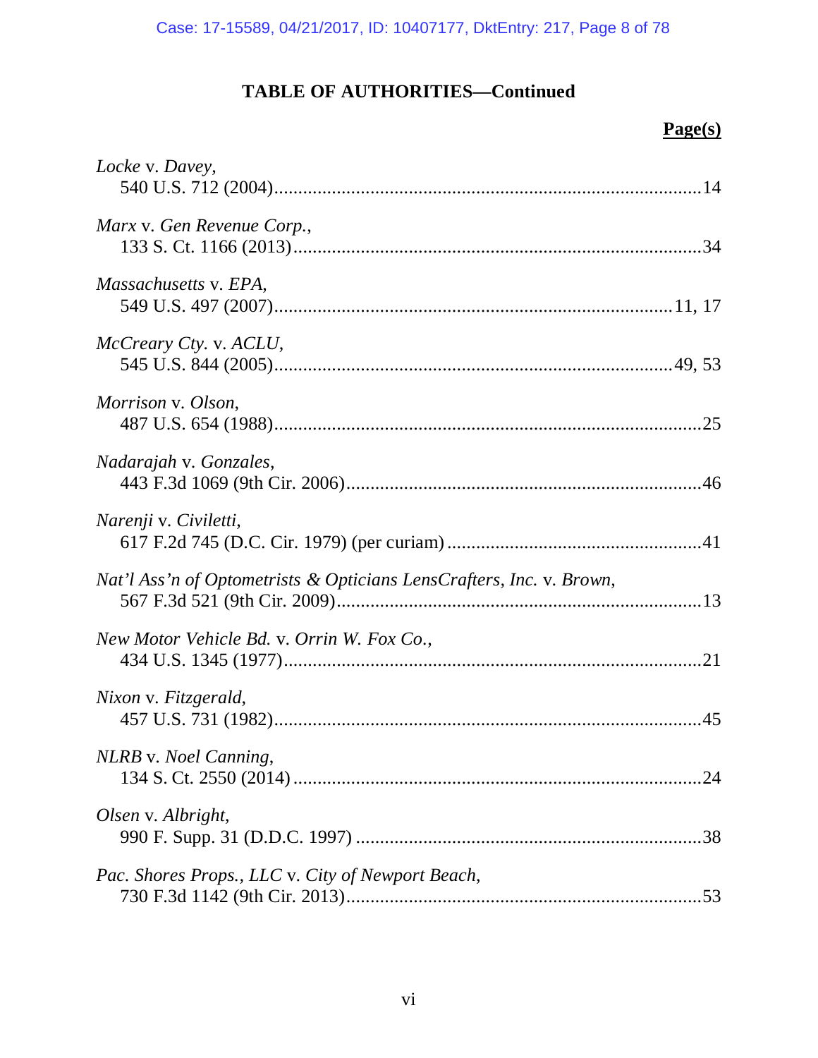## TABLE OF AUTHORITIES—Continued

**Page(s)**

*Locke* v. *Davey*,
540 U.S. 712 (2004)........................................................................................14

*Marx* v. *Gen Revenue Corp.*,
133 S. Ct. 1166 (2013)....................................................................................34

*Massachusetts* v. *EPA*,
549 U.S. 497 (2007)..................................................................................11, 17

*McCreary Cty.* v. *ACLU*,
545 U.S. 844 (2005)..................................................................................49, 53

*Morrison* v. *Olson*,
487 U.S. 654 (1988)........................................................................................25

*Nadarajah* v. *Gonzales*,
443 F.3d 1069 (9th Cir. 2006).........................................................................46

*Narenji* v. *Civiletti*,
617 F.2d 745 (D.C. Cir. 1979) (per curiam)....................................................41

*Nat'l Ass'n of Optometrists & Opticians LensCrafters, Inc.* v. *Brown*,
567 F.3d 521 (9th Cir. 2009)...........................................................................13

*New Motor Vehicle Bd.* v. *Orrin W. Fox Co.*,
434 U.S. 1345 (1977)......................................................................................21

*Nixon* v. *Fitzgerald*,
457 U.S. 731 (1982)........................................................................................45

*NLRB* v. *Noel Canning*,
134 S. Ct. 2550 (2014)....................................................................................24

*Olsen* v. *Albright*,
990 F. Supp. 31 (D.D.C. 1997).......................................................................38

*Pac. Shores Props., LLC* v. *City of Newport Beach*,
730 F.3d 1142 (9th Cir. 2013).........................................................................53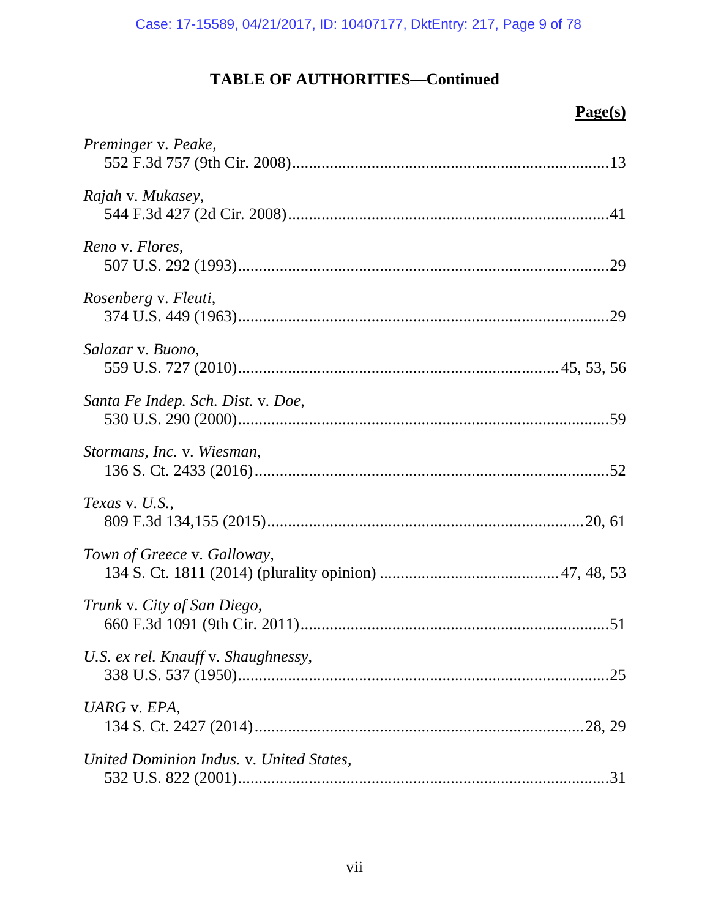## TABLE OF AUTHORITIES—Continued

**Page(s)**

*Preminger* v. *Peake*,
552 F.3d 757 (9th Cir. 2008)........................................................................13

*Rajah* v. *Mukasey*,
544 F.3d 427 (2d Cir. 2008)........................................................................41

*Reno* v. *Flores*,
507 U.S. 292 (1993)....................................................................................29

*Rosenberg* v. *Fleuti*,
374 U.S. 449 (1963)....................................................................................29

*Salazar* v. *Buono*,
559 U.S. 727 (2010)......................................................................45, 53, 56

*Santa Fe Indep. Sch. Dist.* v. *Doe*,
530 U.S. 290 (2000)....................................................................................59

*Stormans, Inc.* v. *Wiesman*,
136 S. Ct. 2433 (2016)................................................................................52

*Texas* v. *U.S.*,
809 F.3d 134,155 (2015)........................................................................20, 61

*Town of Greece* v. *Galloway*,
134 S. Ct. 1811 (2014) (plurality opinion) ........................................47, 48, 53

*Trunk* v. *City of San Diego*,
660 F.3d 1091 (9th Cir. 2011)......................................................................51

*U.S. ex rel. Knauff* v. *Shaughnessy*,
338 U.S. 537 (1950)....................................................................................25

*UARG* v. *EPA*,
134 S. Ct. 2427 (2014)...........................................................................28, 29

*United Dominion Indus.* v. *United States*,
532 U.S. 822 (2001)....................................................................................31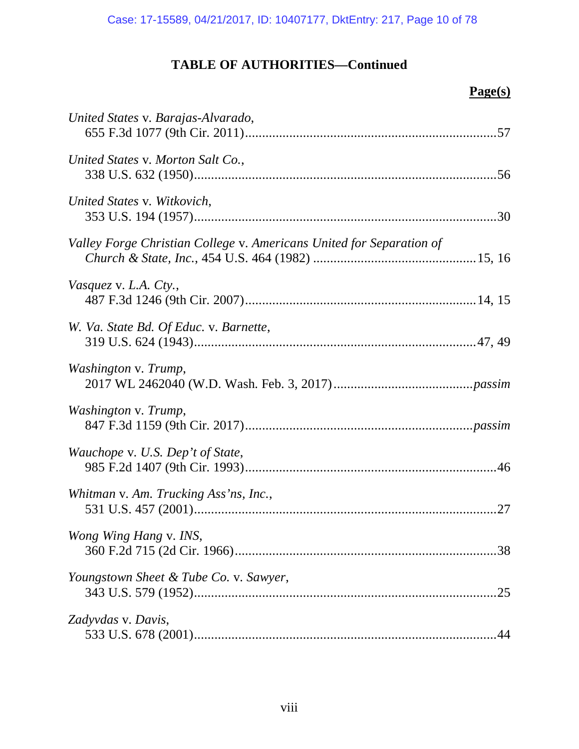# TABLE OF AUTHORITIES—Continued

**Page(s)**

*United States* v. *Barajas-Alvarado*,
655 F.3d 1077 (9th Cir. 2011)........................................................................57

*United States* v. *Morton Salt Co.*,
338 U.S. 632 (1950)........................................................................................56

*United States* v. *Witkovich*,
353 U.S. 194 (1957)........................................................................................30

*Valley Forge Christian College* v. *Americans United for Separation of Church & State, Inc.*, 454 U.S. 464 (1982) ...............................................15, 16

*Vasquez* v. *L.A. Cty.*,
487 F.3d 1246 (9th Cir. 2007)...................................................................14, 15

*W. Va. State Bd. Of Educ.* v. *Barnette*,
319 U.S. 624 (1943)...................................................................................47, 49

*Washington* v. *Trump*,
2017 WL 2462040 (W.D. Wash. Feb. 3, 2017).......................................*passim*

*Washington* v. *Trump*,
847 F.3d 1159 (9th Cir. 2017)...................................................................*passim*

*Wauchope* v. *U.S. Dep't of State*,
985 F.2d 1407 (9th Cir. 1993)..........................................................................46

*Whitman* v. *Am. Trucking Ass'ns, Inc.*,
531 U.S. 457 (2001)........................................................................................27

*Wong Wing Hang* v. *INS*,
360 F.2d 715 (2d Cir. 1966)............................................................................38

*Youngstown Sheet & Tube Co.* v. *Sawyer*,
343 U.S. 579 (1952)........................................................................................25

*Zadyvdas* v. *Davis*,
533 U.S. 678 (2001)........................................................................................44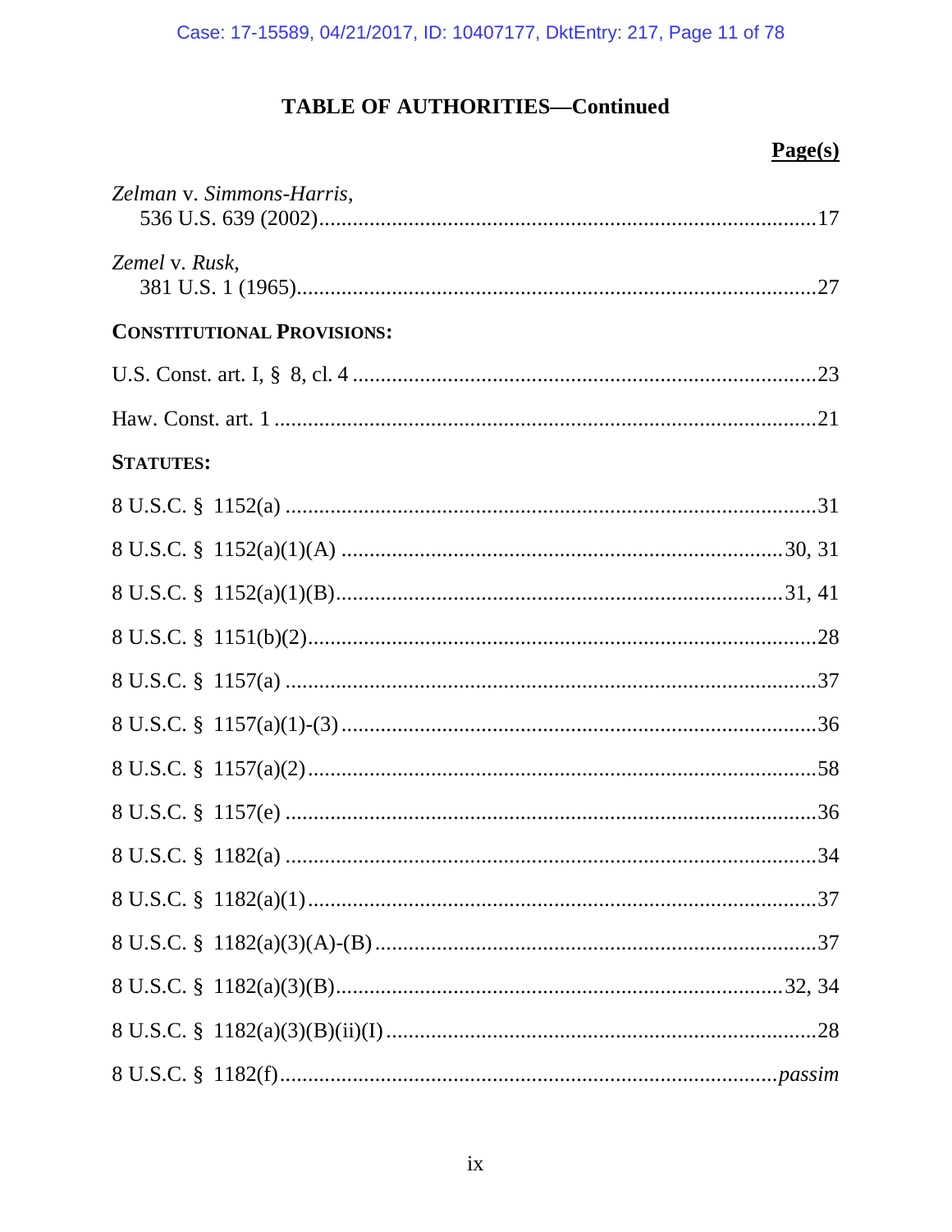## TABLE OF AUTHORITIES—Continued

**Page(s)**

*Zelman* v. *Simmons-Harris*,
536 U.S. 639 (2002)....................................................................................17

*Zemel* v. *Rusk*,
381 U.S. 1 (1965)........................................................................................27

**CONSTITUTIONAL PROVISIONS:**

U.S. Const. art. I, § 8, cl. 4 ..............................................................................23

Haw. Const. art. 1 ............................................................................................21

**STATUTES:**

8 U.S.C. § 1152(a) ..........................................................................................31

8 U.S.C. § 1152(a)(1)(A) ...........................................................................30, 31

8 U.S.C. § 1152(a)(1)(B)............................................................................31, 41

8 U.S.C. § 1151(b)(2)........................................................................................28

8 U.S.C. § 1157(a) ............................................................................................37

8 U.S.C. § 1157(a)(1)-(3) ..................................................................................36

8 U.S.C. § 1157(a)(2)........................................................................................58

8 U.S.C. § 1157(e) ............................................................................................36

8 U.S.C. § 1182(a) ............................................................................................34

8 U.S.C. § 1182(a)(1)........................................................................................37

8 U.S.C. § 1182(a)(3)(A)-(B) ............................................................................37

8 U.S.C. § 1182(a)(3)(B)............................................................................32, 34

8 U.S.C. § 1182(a)(3)(B)(ii)(I) ..........................................................................28

8 U.S.C. § 1182(f)...................................................................................*passim*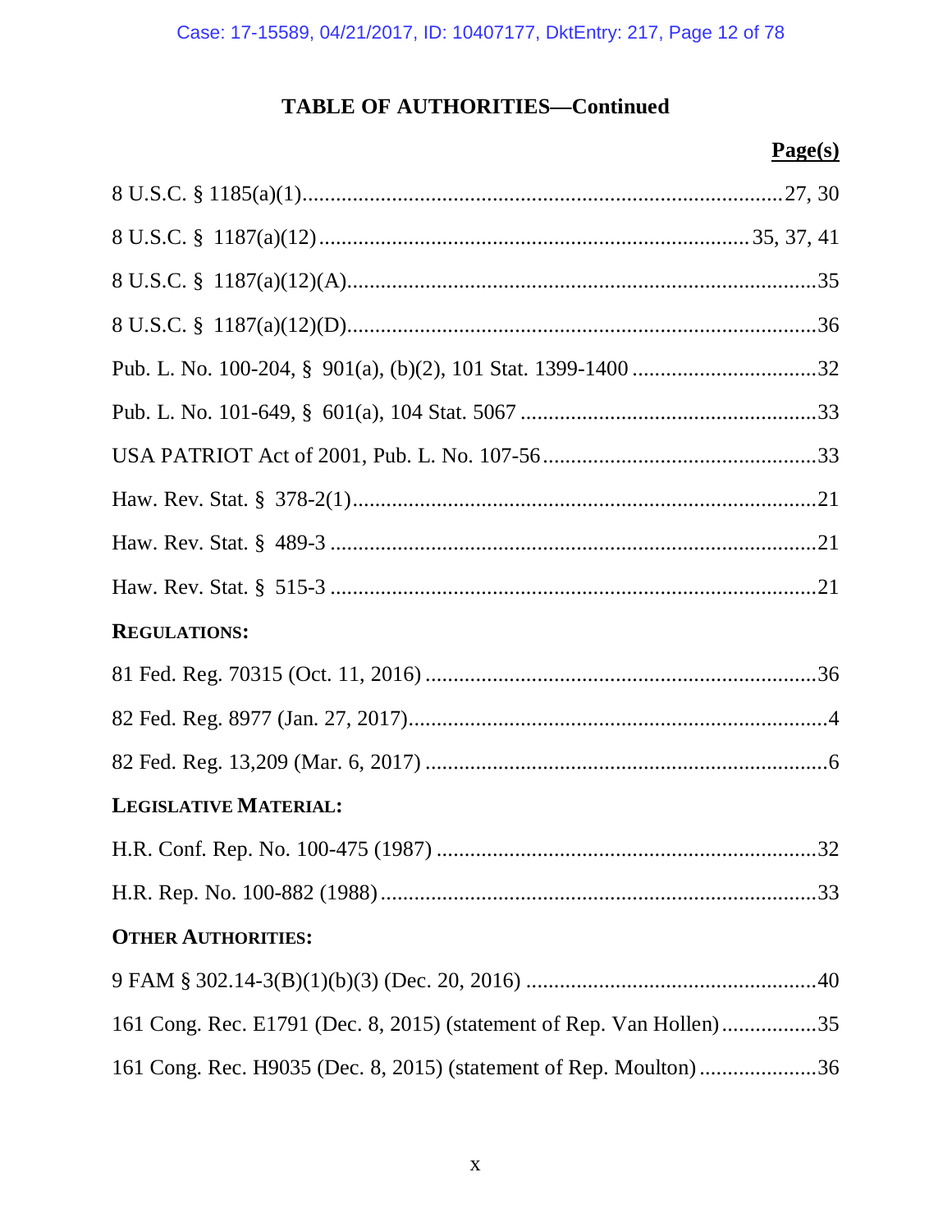## TABLE OF AUTHORITIES—Continued

**Page(s)**

8 U.S.C. § 1185(a)(1) .......... 27, 30

8 U.S.C. § 1187(a)(12) .......... 35, 37, 41

8 U.S.C. § 1187(a)(12)(A) .......... 35

8 U.S.C. § 1187(a)(12)(D) .......... 36

Pub. L. No. 100-204, § 901(a), (b)(2), 101 Stat. 1399-1400 .......... 32

Pub. L. No. 101-649, § 601(a), 104 Stat. 5067 .......... 33

USA PATRIOT Act of 2001, Pub. L. No. 107-56 .......... 33

Haw. Rev. Stat. § 378-2(1) .......... 21

Haw. Rev. Stat. § 489-3 .......... 21

Haw. Rev. Stat. § 515-3 .......... 21

**REGULATIONS:**

81 Fed. Reg. 70315 (Oct. 11, 2016) .......... 36

82 Fed. Reg. 8977 (Jan. 27, 2017) .......... 4

82 Fed. Reg. 13,209 (Mar. 6, 2017) .......... 6

**LEGISLATIVE MATERIAL:**

H.R. Conf. Rep. No. 100-475 (1987) .......... 32

H.R. Rep. No. 100-882 (1988) .......... 33

**OTHER AUTHORITIES:**

9 FAM § 302.14-3(B)(1)(b)(3) (Dec. 20, 2016) .......... 40

161 Cong. Rec. E1791 (Dec. 8, 2015) (statement of Rep. Van Hollen) .......... 35

161 Cong. Rec. H9035 (Dec. 8, 2015) (statement of Rep. Moulton) .......... 36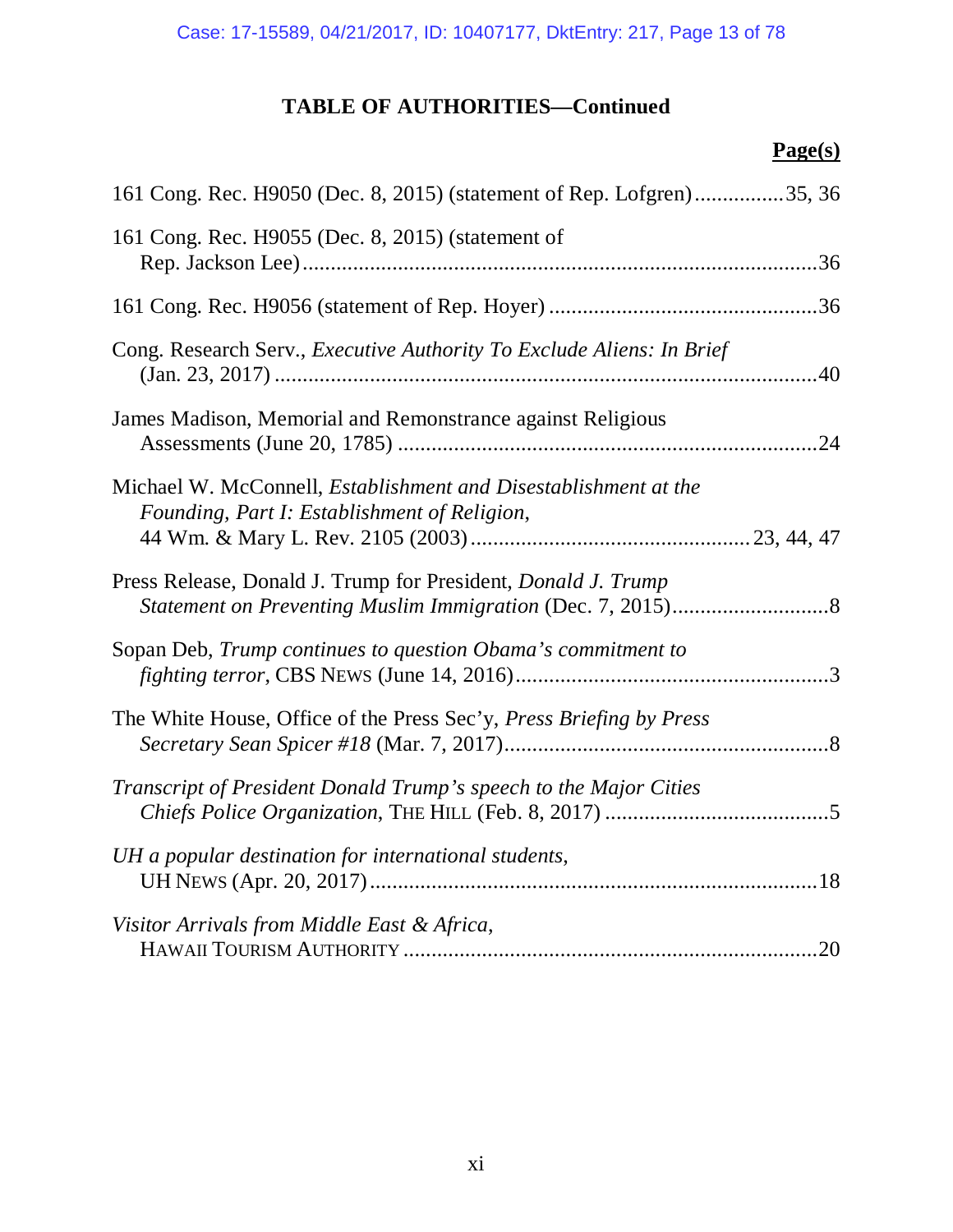## TABLE OF AUTHORITIES—Continued

**Page(s)**

161 Cong. Rec. H9050 (Dec. 8, 2015) (statement of Rep. Lofgren) ................35, 36

161 Cong. Rec. H9055 (Dec. 8, 2015) (statement of Rep. Jackson Lee) ..........................................................................................36

161 Cong. Rec. H9056 (statement of Rep. Hoyer) ...............................................36

Cong. Research Serv., *Executive Authority To Exclude Aliens: In Brief* (Jan. 23, 2017) ...............................................................................................40

James Madison, Memorial and Remonstrance against Religious Assessments (June 20, 1785) .........................................................................24

Michael W. McConnell, *Establishment and Disestablishment at the Founding, Part I: Establishment of Religion*, 44 Wm. & Mary L. Rev. 2105 (2003) ................................................. 23, 44, 47

Press Release, Donald J. Trump for President, *Donald J. Trump Statement on Preventing Muslim Immigration* (Dec. 7, 2015)...........................8

Sopan Deb, *Trump continues to question Obama's commitment to fighting terror*, CBS NEWS (June 14, 2016).......................................................3

The White House, Office of the Press Sec'y, *Press Briefing by Press Secretary Sean Spicer #18* (Mar. 7, 2017).........................................................8

*Transcript of President Donald Trump's speech to the Major Cities Chiefs Police Organization*, THE HILL (Feb. 8, 2017) ........................................5

*UH a popular destination for international students*, UH NEWS (Apr. 20, 2017)..............................................................................18

*Visitor Arrivals from Middle East & Africa*, HAWAII TOURISM AUTHORITY ........................................................................20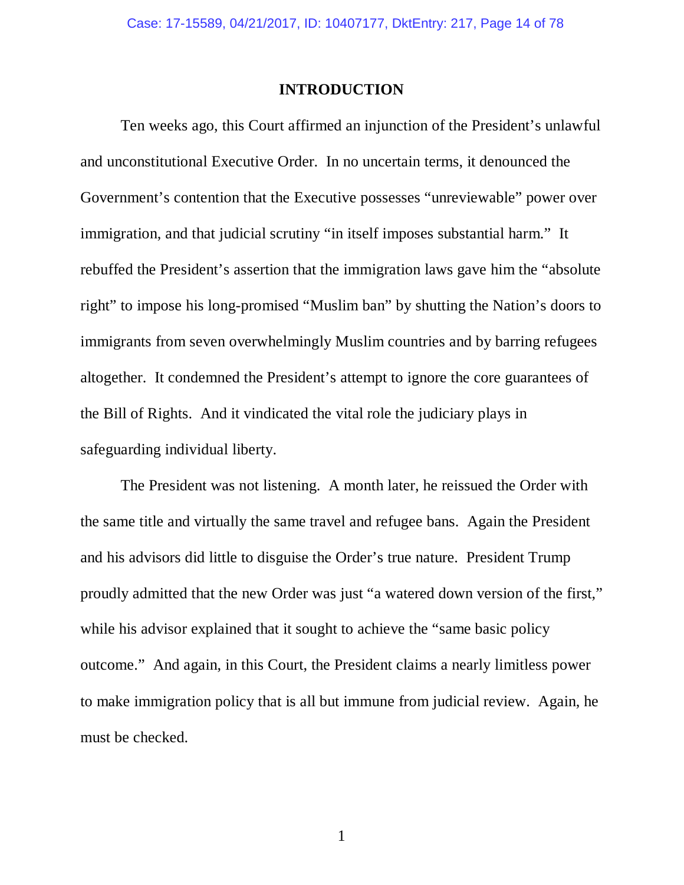# INTRODUCTION

Ten weeks ago, this Court affirmed an injunction of the President's unlawful and unconstitutional Executive Order. In no uncertain terms, it denounced the Government's contention that the Executive possesses "unreviewable" power over immigration, and that judicial scrutiny "in itself imposes substantial harm." It rebuffed the President's assertion that the immigration laws gave him the "absolute right" to impose his long-promised "Muslim ban" by shutting the Nation's doors to immigrants from seven overwhelmingly Muslim countries and by barring refugees altogether. It condemned the President's attempt to ignore the core guarantees of the Bill of Rights. And it vindicated the vital role the judiciary plays in safeguarding individual liberty.

The President was not listening. A month later, he reissued the Order with the same title and virtually the same travel and refugee bans. Again the President and his advisors did little to disguise the Order's true nature. President Trump proudly admitted that the new Order was just "a watered down version of the first," while his advisor explained that it sought to achieve the "same basic policy outcome." And again, in this Court, the President claims a nearly limitless power to make immigration policy that is all but immune from judicial review. Again, he must be checked.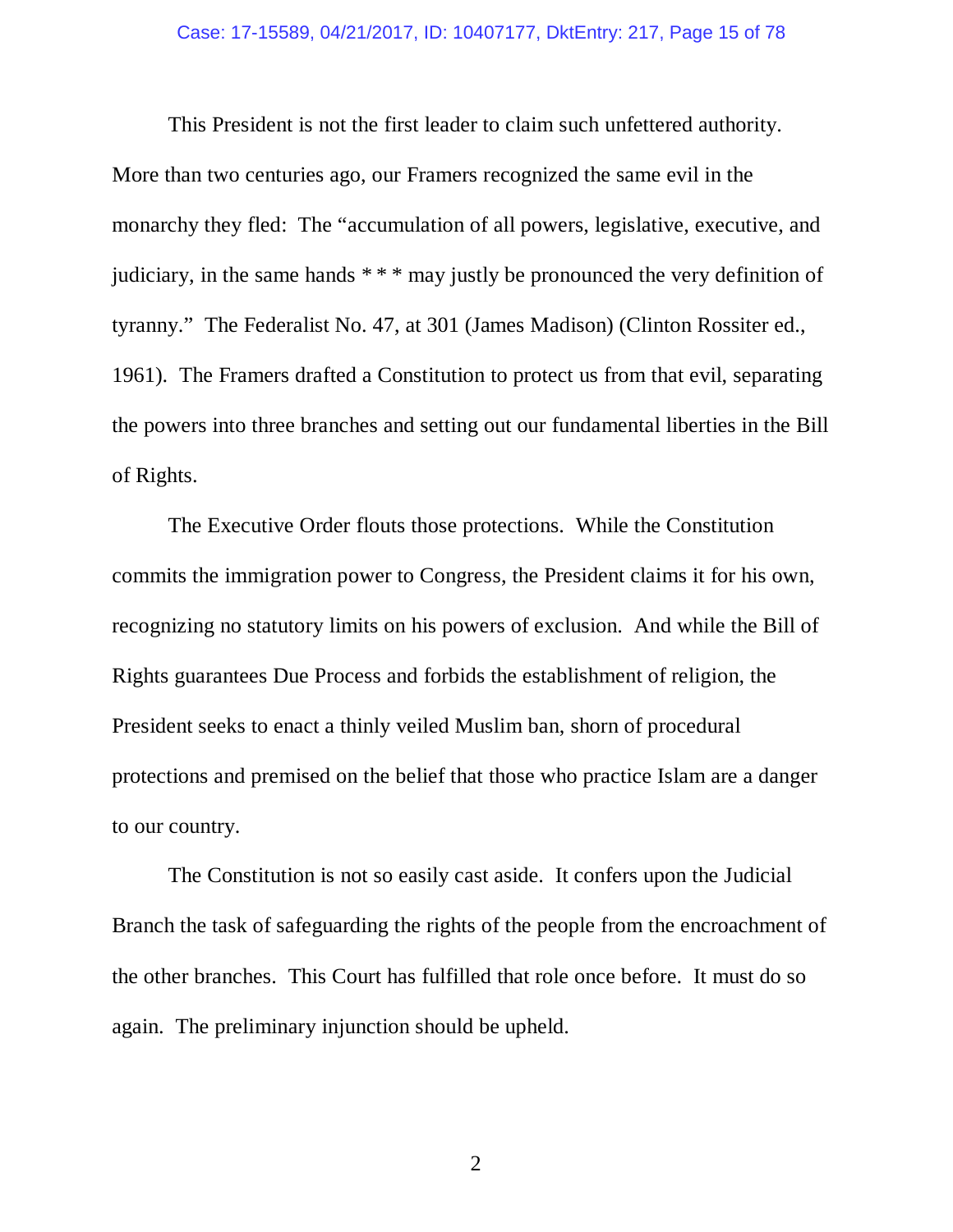This President is not the first leader to claim such unfettered authority. More than two centuries ago, our Framers recognized the same evil in the monarchy they fled: The "accumulation of all powers, legislative, executive, and judiciary, in the same hands * * * may justly be pronounced the very definition of tyranny." The Federalist No. 47, at 301 (James Madison) (Clinton Rossiter ed., 1961). The Framers drafted a Constitution to protect us from that evil, separating the powers into three branches and setting out our fundamental liberties in the Bill of Rights.

The Executive Order flouts those protections. While the Constitution commits the immigration power to Congress, the President claims it for his own, recognizing no statutory limits on his powers of exclusion. And while the Bill of Rights guarantees Due Process and forbids the establishment of religion, the President seeks to enact a thinly veiled Muslim ban, shorn of procedural protections and premised on the belief that those who practice Islam are a danger to our country.

The Constitution is not so easily cast aside. It confers upon the Judicial Branch the task of safeguarding the rights of the people from the encroachment of the other branches. This Court has fulfilled that role once before. It must do so again. The preliminary injunction should be upheld.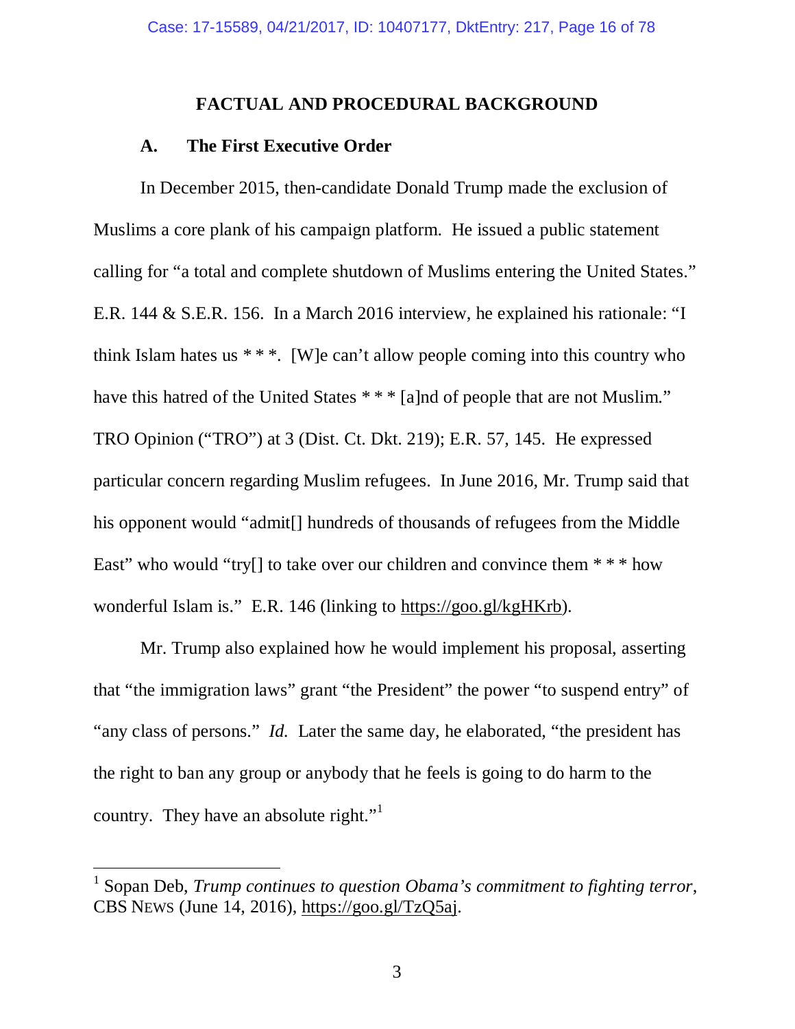## FACTUAL AND PROCEDURAL BACKGROUND

### A. The First Executive Order

In December 2015, then-candidate Donald Trump made the exclusion of Muslims a core plank of his campaign platform. He issued a public statement calling for "a total and complete shutdown of Muslims entering the United States." E.R. 144 & S.E.R. 156. In a March 2016 interview, he explained his rationale: "I think Islam hates us * * *. [W]e can't allow people coming into this country who have this hatred of the United States * * * [a]nd of people that are not Muslim." TRO Opinion ("TRO") at 3 (Dist. Ct. Dkt. 219); E.R. 57, 145. He expressed particular concern regarding Muslim refugees. In June 2016, Mr. Trump said that his opponent would "admit[] hundreds of thousands of refugees from the Middle East" who would "try[] to take over our children and convince them * * * how wonderful Islam is." E.R. 146 (linking to https://goo.gl/kgHKrb).

Mr. Trump also explained how he would implement his proposal, asserting that "the immigration laws" grant "the President" the power "to suspend entry" of "any class of persons." *Id.* Later the same day, he elaborated, "the president has the right to ban any group or anybody that he feels is going to do harm to the country. They have an absolute right."[1]

---

[1] Sopan Deb, *Trump continues to question Obama's commitment to fighting terror*, CBS NEWS (June 14, 2016), https://goo.gl/TzQ5aj.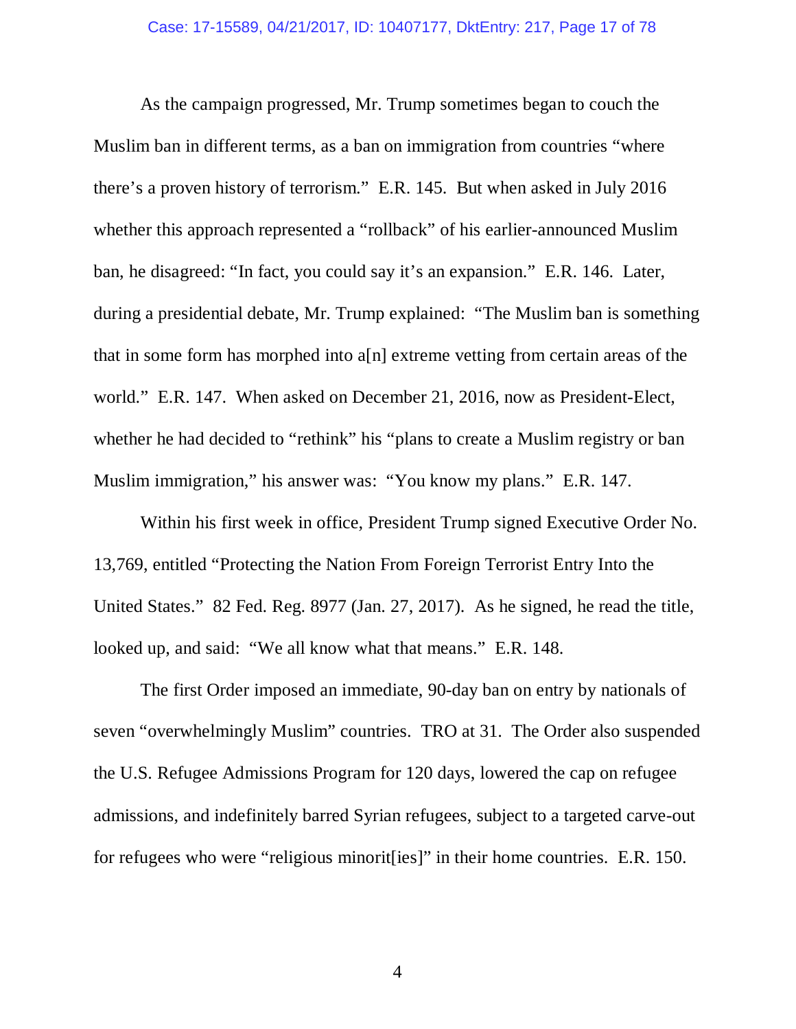As the campaign progressed, Mr. Trump sometimes began to couch the Muslim ban in different terms, as a ban on immigration from countries "where there's a proven history of terrorism." E.R. 145. But when asked in July 2016 whether this approach represented a "rollback" of his earlier-announced Muslim ban, he disagreed: "In fact, you could say it's an expansion." E.R. 146. Later, during a presidential debate, Mr. Trump explained: "The Muslim ban is something that in some form has morphed into a[n] extreme vetting from certain areas of the world." E.R. 147. When asked on December 21, 2016, now as President-Elect, whether he had decided to "rethink" his "plans to create a Muslim registry or ban Muslim immigration," his answer was: "You know my plans." E.R. 147.

Within his first week in office, President Trump signed Executive Order No. 13,769, entitled "Protecting the Nation From Foreign Terrorist Entry Into the United States." 82 Fed. Reg. 8977 (Jan. 27, 2017). As he signed, he read the title, looked up, and said: "We all know what that means." E.R. 148.

The first Order imposed an immediate, 90-day ban on entry by nationals of seven "overwhelmingly Muslim" countries. TRO at 31. The Order also suspended the U.S. Refugee Admissions Program for 120 days, lowered the cap on refugee admissions, and indefinitely barred Syrian refugees, subject to a targeted carve-out for refugees who were "religious minorit[ies]" in their home countries. E.R. 150.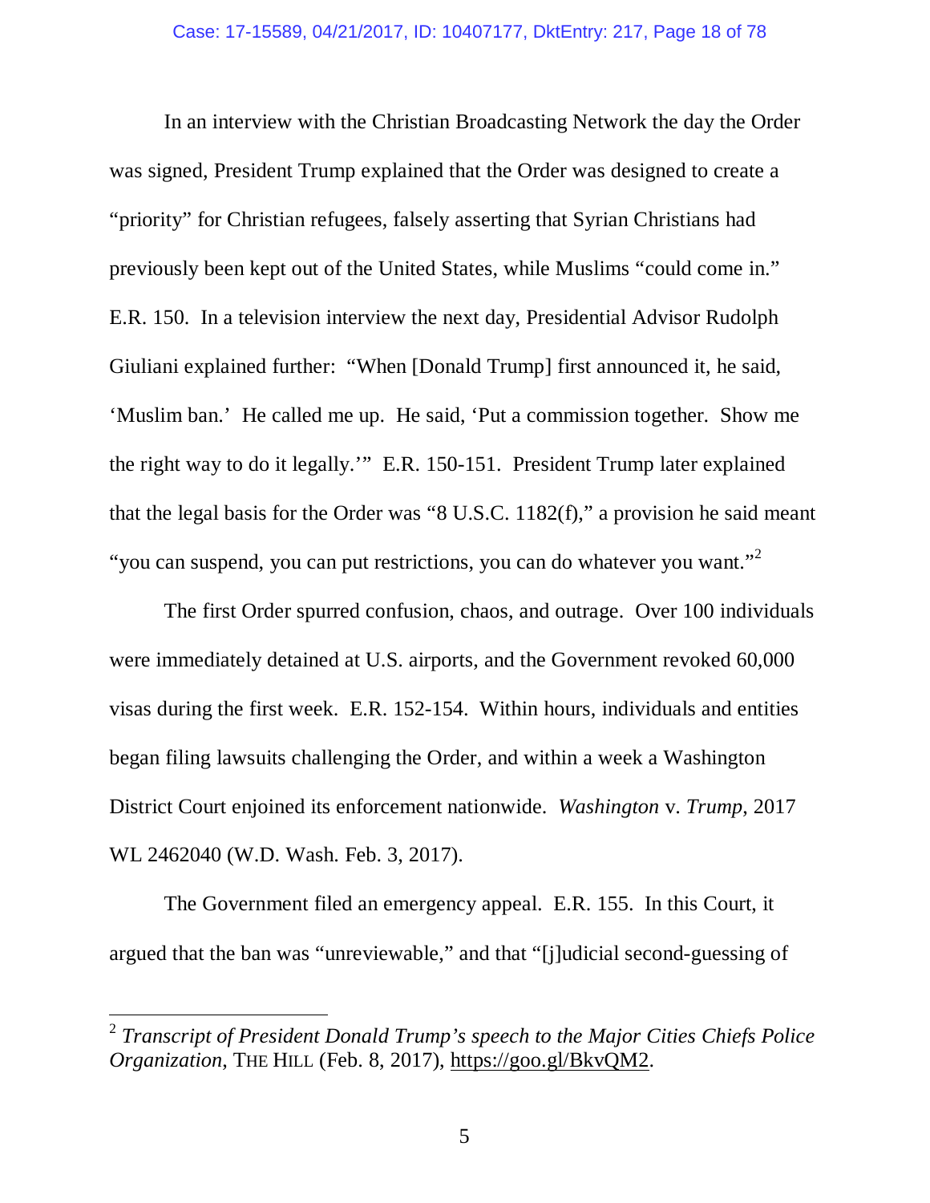In an interview with the Christian Broadcasting Network the day the Order was signed, President Trump explained that the Order was designed to create a "priority" for Christian refugees, falsely asserting that Syrian Christians had previously been kept out of the United States, while Muslims "could come in." E.R. 150. In a television interview the next day, Presidential Advisor Rudolph Giuliani explained further: "When [Donald Trump] first announced it, he said, 'Muslim ban.' He called me up. He said, 'Put a commission together. Show me the right way to do it legally.'" E.R. 150-151. President Trump later explained that the legal basis for the Order was "8 U.S.C. 1182(f)," a provision he said meant "you can suspend, you can put restrictions, you can do whatever you want."[2]

The first Order spurred confusion, chaos, and outrage. Over 100 individuals were immediately detained at U.S. airports, and the Government revoked 60,000 visas during the first week. E.R. 152-154. Within hours, individuals and entities began filing lawsuits challenging the Order, and within a week a Washington District Court enjoined its enforcement nationwide. *Washington* v. *Trump*, 2017 WL 2462040 (W.D. Wash. Feb. 3, 2017).

The Government filed an emergency appeal. E.R. 155. In this Court, it argued that the ban was "unreviewable," and that "[j]udicial second-guessing of

---

[2] *Transcript of President Donald Trump's speech to the Major Cities Chiefs Police Organization*, THE HILL (Feb. 8, 2017), https://goo.gl/BkvQM2.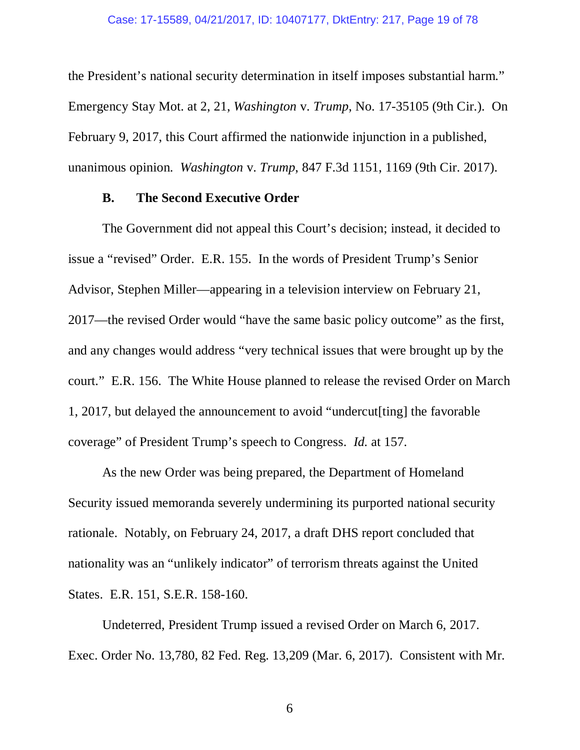the President's national security determination in itself imposes substantial harm." Emergency Stay Mot. at 2, 21, *Washington* v. *Trump,* No. 17-35105 (9th Cir.). On February 9, 2017, this Court affirmed the nationwide injunction in a published, unanimous opinion. *Washington* v. *Trump,* 847 F.3d 1151, 1169 (9th Cir. 2017).

### B. The Second Executive Order

The Government did not appeal this Court's decision; instead, it decided to issue a "revised" Order. E.R. 155. In the words of President Trump's Senior Advisor, Stephen Miller—appearing in a television interview on February 21, 2017—the revised Order would "have the same basic policy outcome" as the first, and any changes would address "very technical issues that were brought up by the court." E.R. 156. The White House planned to release the revised Order on March 1, 2017, but delayed the announcement to avoid "undercut[ting] the favorable coverage" of President Trump's speech to Congress. *Id.* at 157.

As the new Order was being prepared, the Department of Homeland Security issued memoranda severely undermining its purported national security rationale. Notably, on February 24, 2017, a draft DHS report concluded that nationality was an "unlikely indicator" of terrorism threats against the United States. E.R. 151, S.E.R. 158-160.

Undeterred, President Trump issued a revised Order on March 6, 2017. Exec. Order No. 13,780, 82 Fed. Reg. 13,209 (Mar. 6, 2017). Consistent with Mr.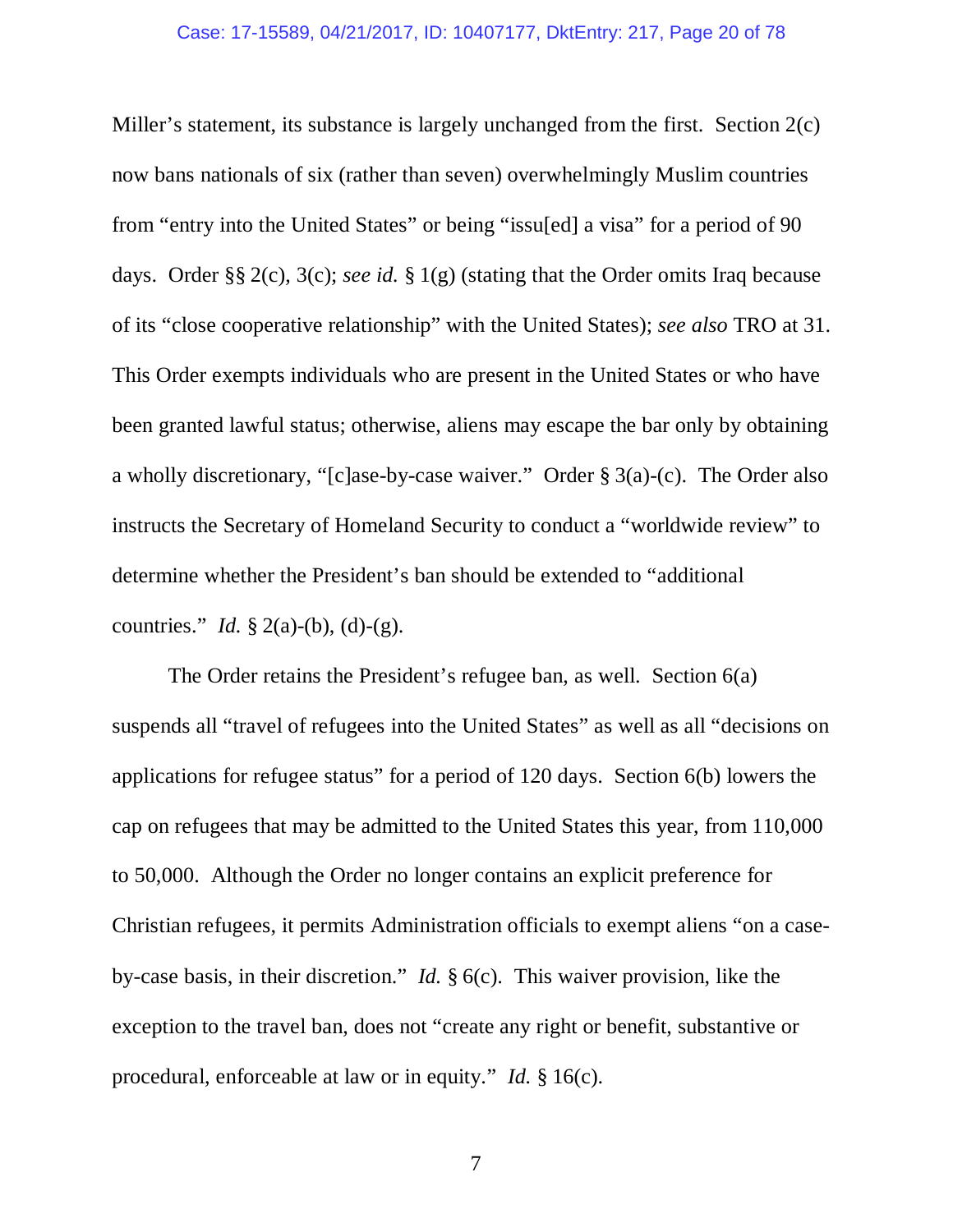Miller's statement, its substance is largely unchanged from the first. Section 2(c) now bans nationals of six (rather than seven) overwhelmingly Muslim countries from "entry into the United States" or being "issu[ed] a visa" for a period of 90 days. Order §§ 2(c), 3(c); *see id.* § 1(g) (stating that the Order omits Iraq because of its "close cooperative relationship" with the United States); *see also* TRO at 31. This Order exempts individuals who are present in the United States or who have been granted lawful status; otherwise, aliens may escape the bar only by obtaining a wholly discretionary, "[c]ase-by-case waiver." Order § 3(a)-(c). The Order also instructs the Secretary of Homeland Security to conduct a "worldwide review" to determine whether the President's ban should be extended to "additional countries." *Id.* § 2(a)-(b), (d)-(g).

The Order retains the President's refugee ban, as well. Section 6(a) suspends all "travel of refugees into the United States" as well as all "decisions on applications for refugee status" for a period of 120 days. Section 6(b) lowers the cap on refugees that may be admitted to the United States this year, from 110,000 to 50,000. Although the Order no longer contains an explicit preference for Christian refugees, it permits Administration officials to exempt aliens "on a case-by-case basis, in their discretion." *Id.* § 6(c). This waiver provision, like the exception to the travel ban, does not "create any right or benefit, substantive or procedural, enforceable at law or in equity." *Id.* § 16(c).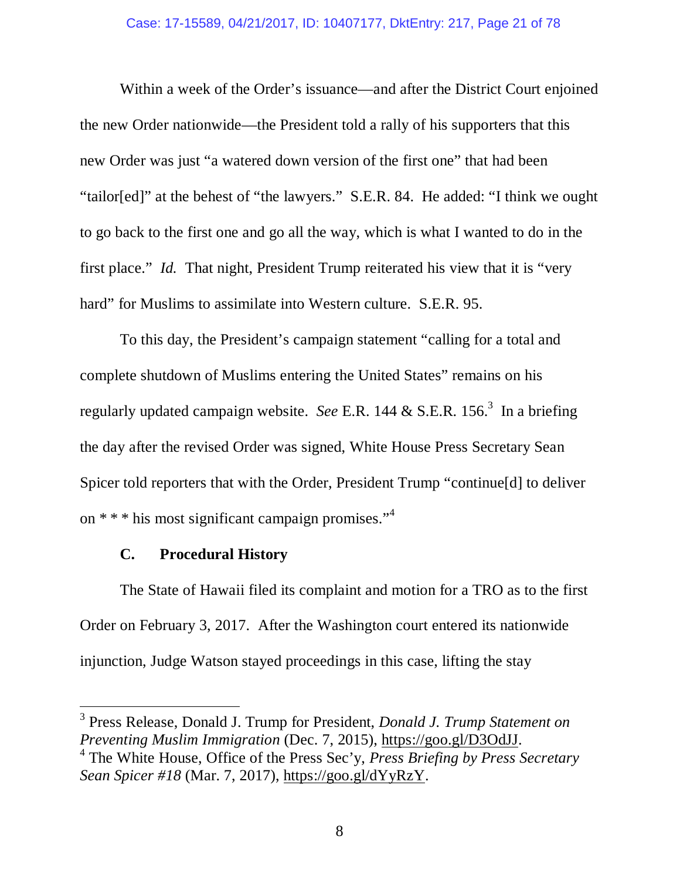Within a week of the Order's issuance—and after the District Court enjoined the new Order nationwide—the President told a rally of his supporters that this new Order was just "a watered down version of the first one" that had been "tailor[ed]" at the behest of "the lawyers." S.E.R. 84. He added: "I think we ought to go back to the first one and go all the way, which is what I wanted to do in the first place." *Id.* That night, President Trump reiterated his view that it is "very hard" for Muslims to assimilate into Western culture. S.E.R. 95.

To this day, the President's campaign statement "calling for a total and complete shutdown of Muslims entering the United States" remains on his regularly updated campaign website. *See* E.R. 144 & S.E.R. 156.[3] In a briefing the day after the revised Order was signed, White House Press Secretary Sean Spicer told reporters that with the Order, President Trump "continue[d] to deliver on * * * his most significant campaign promises."[4]

### C. Procedural History

The State of Hawaii filed its complaint and motion for a TRO as to the first Order on February 3, 2017. After the Washington court entered its nationwide injunction, Judge Watson stayed proceedings in this case, lifting the stay

---

[3] Press Release, Donald J. Trump for President, *Donald J. Trump Statement on Preventing Muslim Immigration* (Dec. 7, 2015), https://goo.gl/D3OdJJ.

[4] The White House, Office of the Press Sec'y, *Press Briefing by Press Secretary Sean Spicer #18* (Mar. 7, 2017), https://goo.gl/dYyRzY.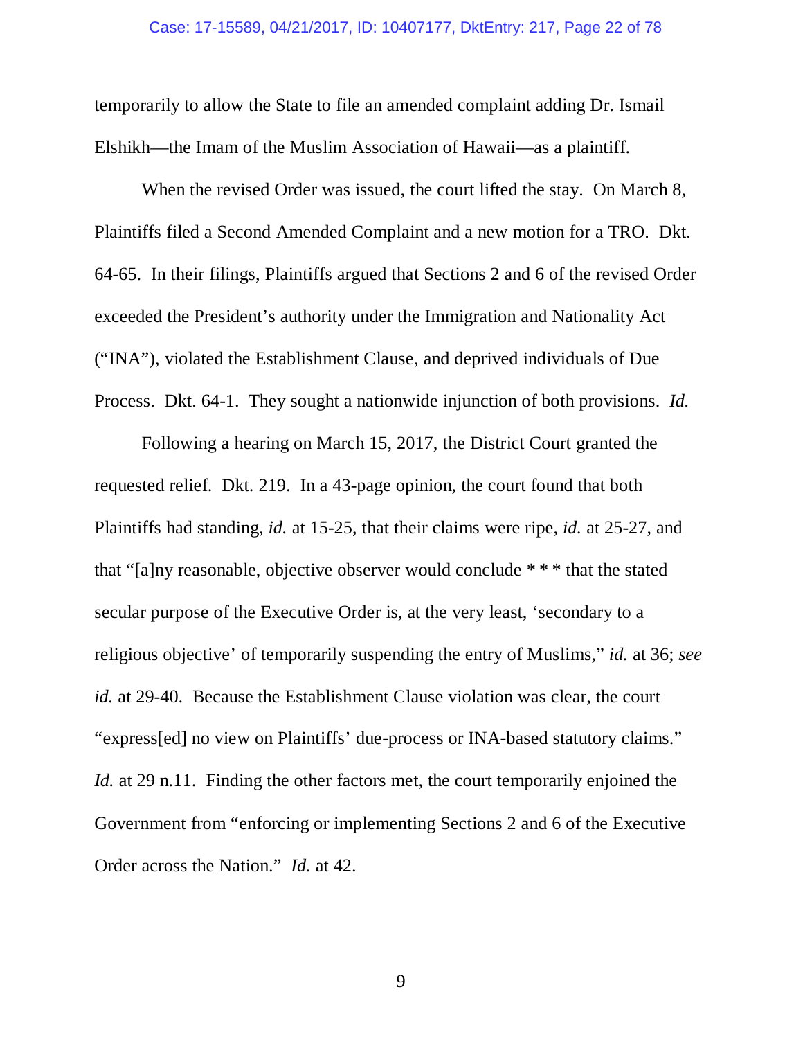temporarily to allow the State to file an amended complaint adding Dr. Ismail Elshikh—the Imam of the Muslim Association of Hawaii—as a plaintiff.

When the revised Order was issued, the court lifted the stay. On March 8, Plaintiffs filed a Second Amended Complaint and a new motion for a TRO. Dkt. 64-65. In their filings, Plaintiffs argued that Sections 2 and 6 of the revised Order exceeded the President's authority under the Immigration and Nationality Act ("INA"), violated the Establishment Clause, and deprived individuals of Due Process. Dkt. 64-1. They sought a nationwide injunction of both provisions. *Id.*

Following a hearing on March 15, 2017, the District Court granted the requested relief. Dkt. 219. In a 43-page opinion, the court found that both Plaintiffs had standing, *id.* at 15-25, that their claims were ripe, *id.* at 25-27, and that "[a]ny reasonable, objective observer would conclude * * * that the stated secular purpose of the Executive Order is, at the very least, 'secondary to a religious objective' of temporarily suspending the entry of Muslims," *id.* at 36; *see id.* at 29-40. Because the Establishment Clause violation was clear, the court "express[ed] no view on Plaintiffs' due-process or INA-based statutory claims." *Id.* at 29 n.11. Finding the other factors met, the court temporarily enjoined the Government from "enforcing or implementing Sections 2 and 6 of the Executive Order across the Nation." *Id.* at 42.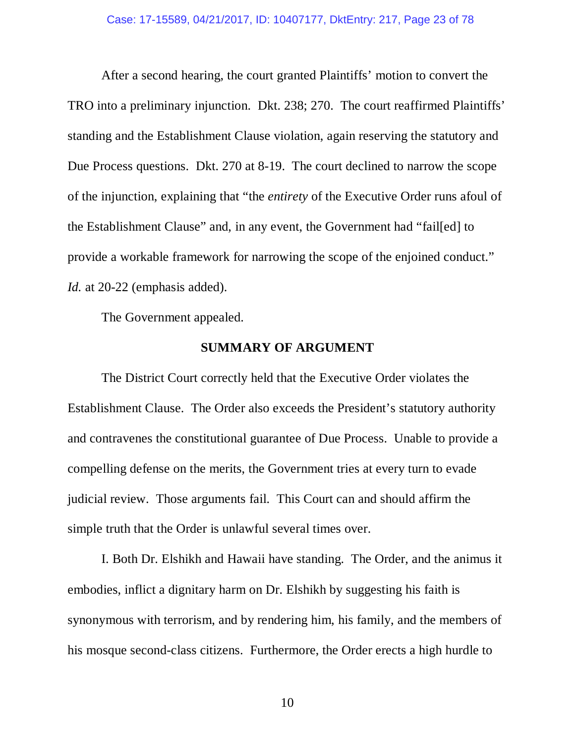After a second hearing, the court granted Plaintiffs' motion to convert the TRO into a preliminary injunction. Dkt. 238; 270. The court reaffirmed Plaintiffs' standing and the Establishment Clause violation, again reserving the statutory and Due Process questions. Dkt. 270 at 8-19. The court declined to narrow the scope of the injunction, explaining that "the *entirety* of the Executive Order runs afoul of the Establishment Clause" and, in any event, the Government had "fail[ed] to provide a workable framework for narrowing the scope of the enjoined conduct." *Id.* at 20-22 (emphasis added).

The Government appealed.

## SUMMARY OF ARGUMENT

The District Court correctly held that the Executive Order violates the Establishment Clause. The Order also exceeds the President's statutory authority and contravenes the constitutional guarantee of Due Process. Unable to provide a compelling defense on the merits, the Government tries at every turn to evade judicial review. Those arguments fail. This Court can and should affirm the simple truth that the Order is unlawful several times over.

I. Both Dr. Elshikh and Hawaii have standing. The Order, and the animus it embodies, inflict a dignitary harm on Dr. Elshikh by suggesting his faith is synonymous with terrorism, and by rendering him, his family, and the members of his mosque second-class citizens. Furthermore, the Order erects a high hurdle to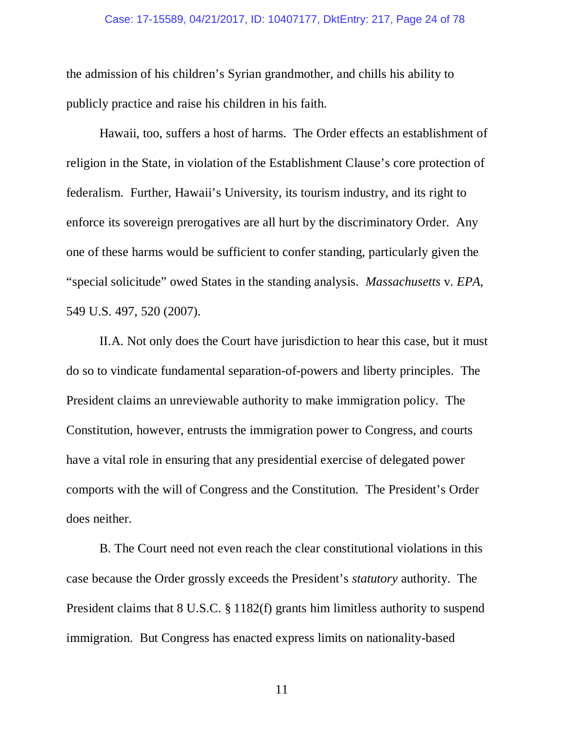the admission of his children's Syrian grandmother, and chills his ability to publicly practice and raise his children in his faith.

Hawaii, too, suffers a host of harms. The Order effects an establishment of religion in the State, in violation of the Establishment Clause's core protection of federalism. Further, Hawaii's University, its tourism industry, and its right to enforce its sovereign prerogatives are all hurt by the discriminatory Order. Any one of these harms would be sufficient to confer standing, particularly given the "special solicitude" owed States in the standing analysis. *Massachusetts* v. *EPA*, 549 U.S. 497, 520 (2007).

II.A. Not only does the Court have jurisdiction to hear this case, but it must do so to vindicate fundamental separation-of-powers and liberty principles. The President claims an unreviewable authority to make immigration policy. The Constitution, however, entrusts the immigration power to Congress, and courts have a vital role in ensuring that any presidential exercise of delegated power comports with the will of Congress and the Constitution. The President's Order does neither.

B. The Court need not even reach the clear constitutional violations in this case because the Order grossly exceeds the President's *statutory* authority. The President claims that 8 U.S.C. § 1182(f) grants him limitless authority to suspend immigration. But Congress has enacted express limits on nationality-based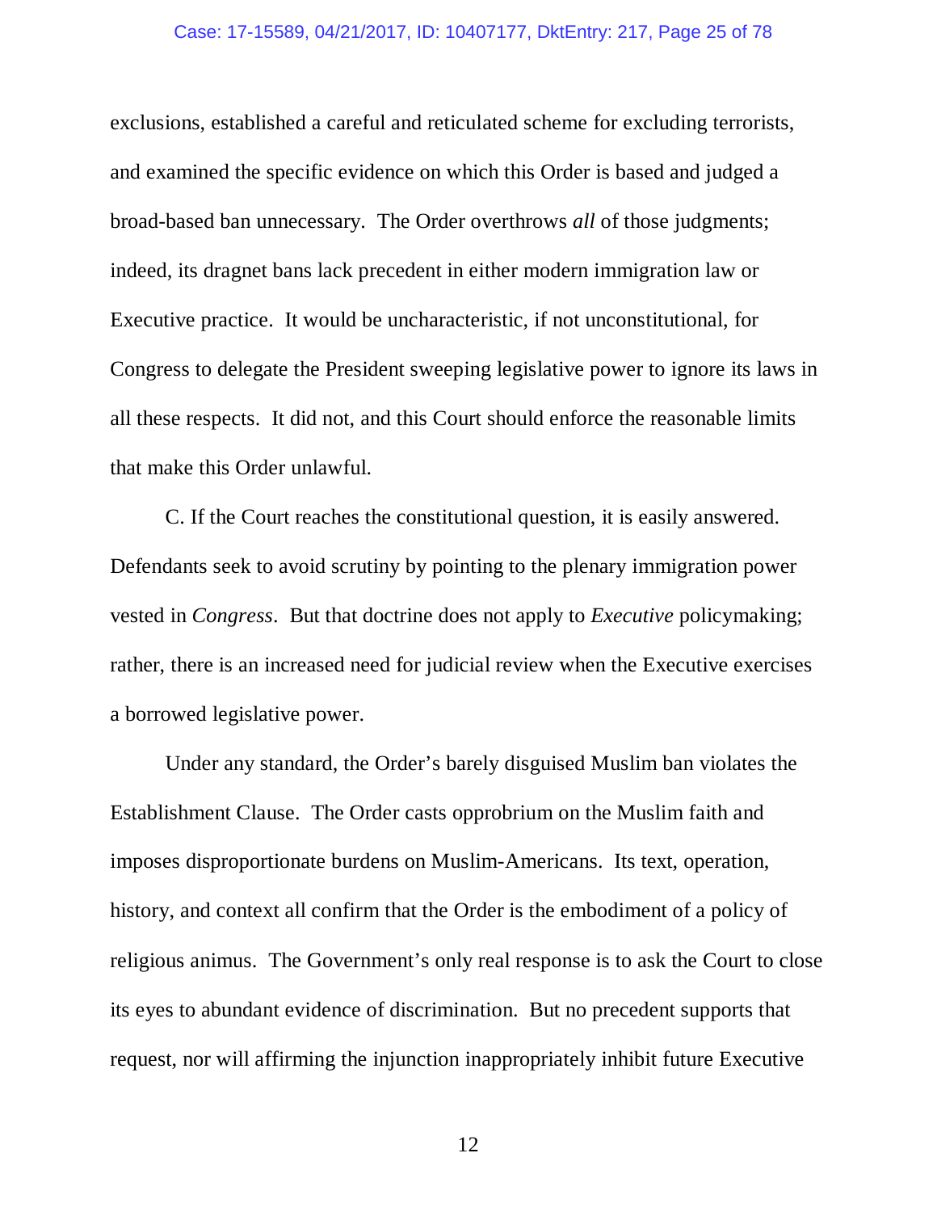exclusions, established a careful and reticulated scheme for excluding terrorists, and examined the specific evidence on which this Order is based and judged a broad-based ban unnecessary. The Order overthrows *all* of those judgments; indeed, its dragnet bans lack precedent in either modern immigration law or Executive practice. It would be uncharacteristic, if not unconstitutional, for Congress to delegate the President sweeping legislative power to ignore its laws in all these respects. It did not, and this Court should enforce the reasonable limits that make this Order unlawful.

C. If the Court reaches the constitutional question, it is easily answered. Defendants seek to avoid scrutiny by pointing to the plenary immigration power vested in *Congress*. But that doctrine does not apply to *Executive* policymaking; rather, there is an increased need for judicial review when the Executive exercises a borrowed legislative power.

Under any standard, the Order's barely disguised Muslim ban violates the Establishment Clause. The Order casts opprobrium on the Muslim faith and imposes disproportionate burdens on Muslim-Americans. Its text, operation, history, and context all confirm that the Order is the embodiment of a policy of religious animus. The Government's only real response is to ask the Court to close its eyes to abundant evidence of discrimination. But no precedent supports that request, nor will affirming the injunction inappropriately inhibit future Executive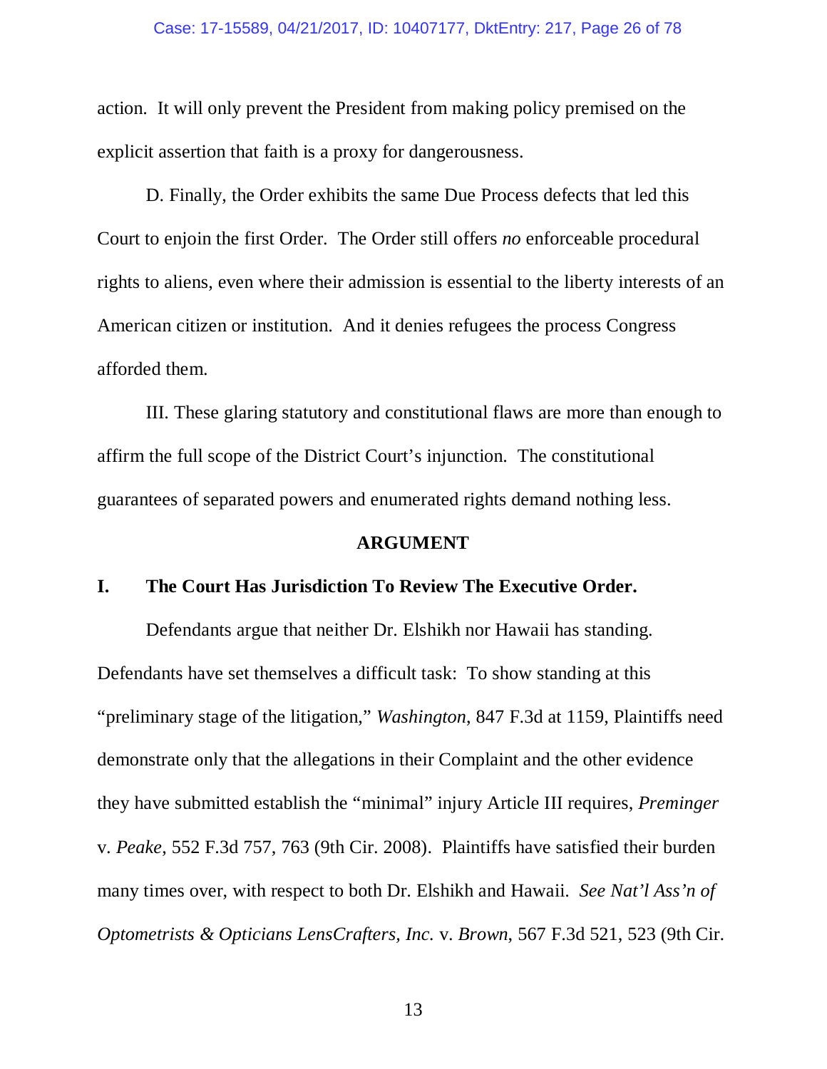action. It will only prevent the President from making policy premised on the explicit assertion that faith is a proxy for dangerousness.

D. Finally, the Order exhibits the same Due Process defects that led this Court to enjoin the first Order. The Order still offers *no* enforceable procedural rights to aliens, even where their admission is essential to the liberty interests of an American citizen or institution. And it denies refugees the process Congress afforded them.

III. These glaring statutory and constitutional flaws are more than enough to affirm the full scope of the District Court's injunction. The constitutional guarantees of separated powers and enumerated rights demand nothing less.

## ARGUMENT

### I. The Court Has Jurisdiction To Review The Executive Order.

Defendants argue that neither Dr. Elshikh nor Hawaii has standing. Defendants have set themselves a difficult task: To show standing at this "preliminary stage of the litigation," *Washington*, 847 F.3d at 1159, Plaintiffs need demonstrate only that the allegations in their Complaint and the other evidence they have submitted establish the "minimal" injury Article III requires, *Preminger* v. *Peake*, 552 F.3d 757, 763 (9th Cir. 2008). Plaintiffs have satisfied their burden many times over, with respect to both Dr. Elshikh and Hawaii. *See Nat'l Ass'n of Optometrists & Opticians LensCrafters, Inc.* v. *Brown*, 567 F.3d 521, 523 (9th Cir.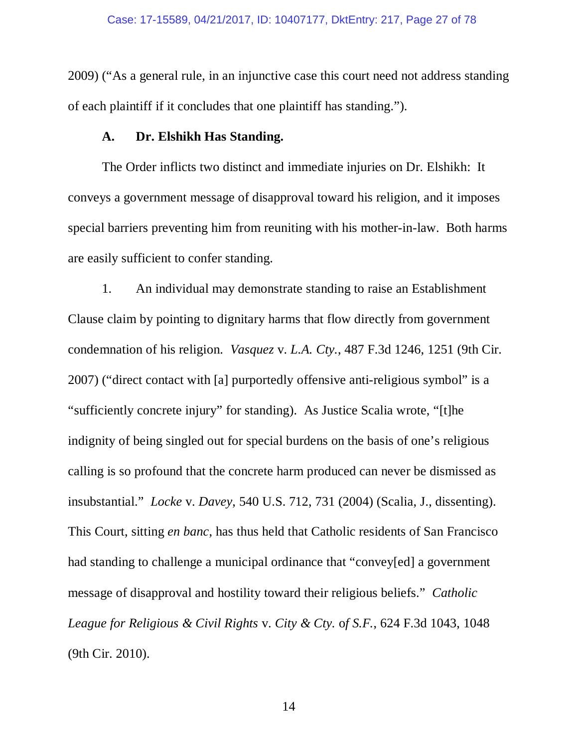2009) ("As a general rule, in an injunctive case this court need not address standing of each plaintiff if it concludes that one plaintiff has standing.").

### A. Dr. Elshikh Has Standing.

The Order inflicts two distinct and immediate injuries on Dr. Elshikh: It conveys a government message of disapproval toward his religion, and it imposes special barriers preventing him from reuniting with his mother-in-law. Both harms are easily sufficient to confer standing.

1. An individual may demonstrate standing to raise an Establishment Clause claim by pointing to dignitary harms that flow directly from government condemnation of his religion. *Vasquez* v. *L.A. Cty.*, 487 F.3d 1246, 1251 (9th Cir. 2007) ("direct contact with [a] purportedly offensive anti-religious symbol" is a "sufficiently concrete injury" for standing). As Justice Scalia wrote, "[t]he indignity of being singled out for special burdens on the basis of one's religious calling is so profound that the concrete harm produced can never be dismissed as insubstantial." *Locke* v. *Davey*, 540 U.S. 712, 731 (2004) (Scalia, J., dissenting). This Court, sitting *en banc*, has thus held that Catholic residents of San Francisco had standing to challenge a municipal ordinance that "convey[ed] a government message of disapproval and hostility toward their religious beliefs." *Catholic League for Religious & Civil Rights* v. *City & Cty. of S.F.*, 624 F.3d 1043, 1048 (9th Cir. 2010).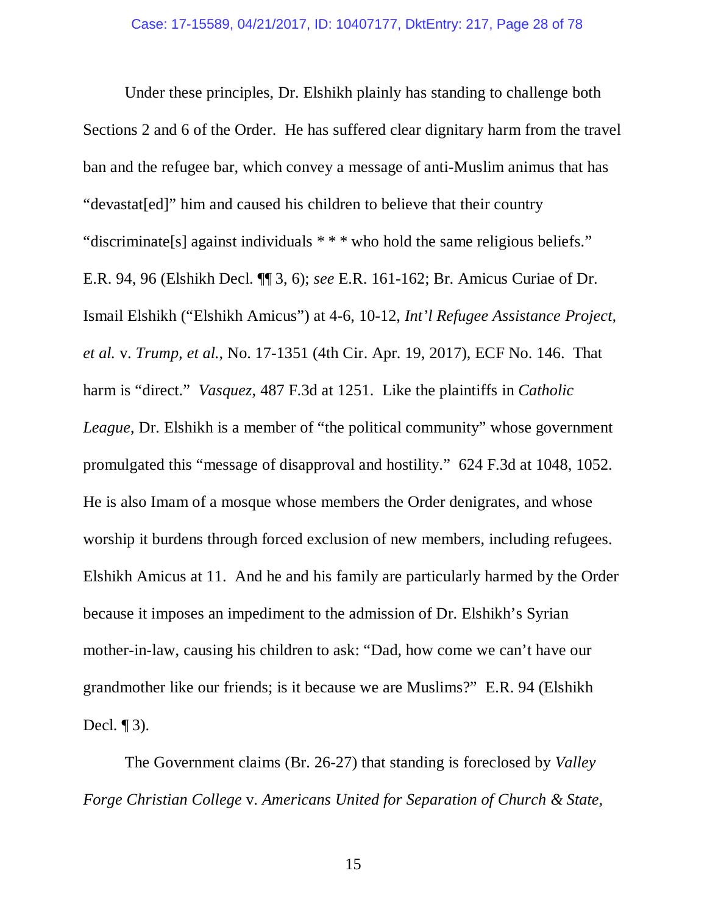Under these principles, Dr. Elshikh plainly has standing to challenge both Sections 2 and 6 of the Order. He has suffered clear dignitary harm from the travel ban and the refugee bar, which convey a message of anti-Muslim animus that has "devastat[ed]" him and caused his children to believe that their country "discriminate[s] against individuals * * * who hold the same religious beliefs." E.R. 94, 96 (Elshikh Decl. ¶¶ 3, 6); *see* E.R. 161-162; Br. Amicus Curiae of Dr. Ismail Elshikh ("Elshikh Amicus") at 4-6, 10-12, *Int'l Refugee Assistance Project, et al.* v. *Trump, et al.*, No. 17-1351 (4th Cir. Apr. 19, 2017), ECF No. 146. That harm is "direct." *Vasquez*, 487 F.3d at 1251. Like the plaintiffs in *Catholic League*, Dr. Elshikh is a member of "the political community" whose government promulgated this "message of disapproval and hostility." 624 F.3d at 1048, 1052. He is also Imam of a mosque whose members the Order denigrates, and whose worship it burdens through forced exclusion of new members, including refugees. Elshikh Amicus at 11. And he and his family are particularly harmed by the Order because it imposes an impediment to the admission of Dr. Elshikh's Syrian mother-in-law, causing his children to ask: "Dad, how come we can't have our grandmother like our friends; is it because we are Muslims?" E.R. 94 (Elshikh Decl. ¶ 3).

The Government claims (Br. 26-27) that standing is foreclosed by *Valley Forge Christian College* v. *Americans United for Separation of Church & State*,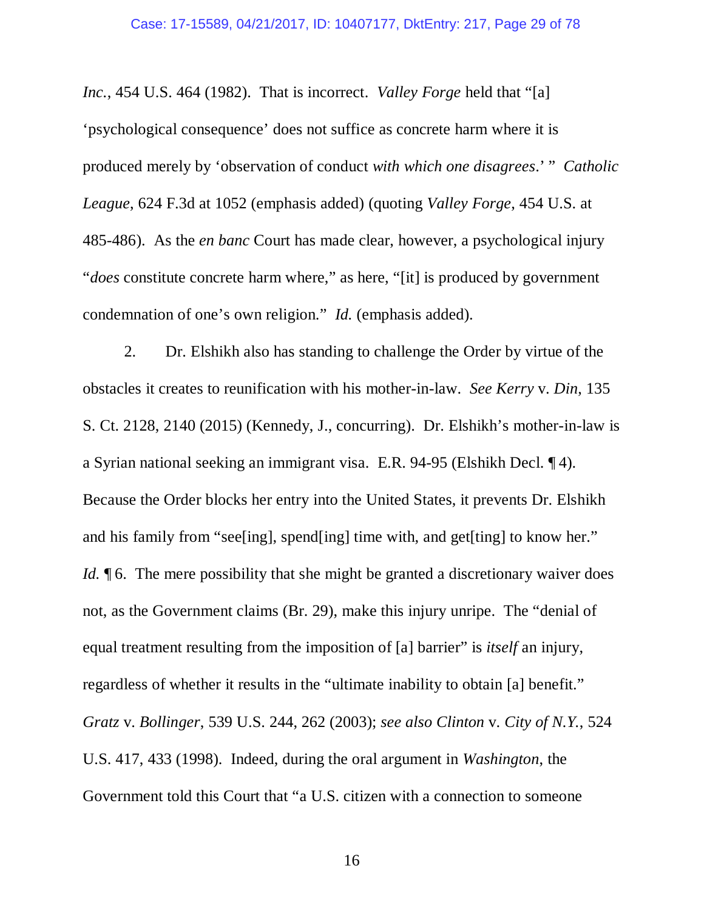*Inc.*, 454 U.S. 464 (1982). That is incorrect. *Valley Forge* held that "[a] 'psychological consequence' does not suffice as concrete harm where it is produced merely by 'observation of conduct *with which one disagrees*.'" *Catholic League*, 624 F.3d at 1052 (emphasis added) (quoting *Valley Forge*, 454 U.S. at 485-486). As the *en banc* Court has made clear, however, a psychological injury "*does* constitute concrete harm where," as here, "[it] is produced by government condemnation of one's own religion." *Id.* (emphasis added).

2. Dr. Elshikh also has standing to challenge the Order by virtue of the obstacles it creates to reunification with his mother-in-law. *See Kerry* v. *Din*, 135 S. Ct. 2128, 2140 (2015) (Kennedy, J., concurring). Dr. Elshikh's mother-in-law is a Syrian national seeking an immigrant visa. E.R. 94-95 (Elshikh Decl. ¶ 4). Because the Order blocks her entry into the United States, it prevents Dr. Elshikh and his family from "see[ing], spend[ing] time with, and get[ting] to know her." *Id.* ¶ 6. The mere possibility that she might be granted a discretionary waiver does not, as the Government claims (Br. 29), make this injury unripe. The "denial of equal treatment resulting from the imposition of [a] barrier" is *itself* an injury, regardless of whether it results in the "ultimate inability to obtain [a] benefit." *Gratz* v. *Bollinger*, 539 U.S. 244, 262 (2003); *see also Clinton* v. *City of N.Y.*, 524 U.S. 417, 433 (1998). Indeed, during the oral argument in *Washington*, the Government told this Court that "a U.S. citizen with a connection to someone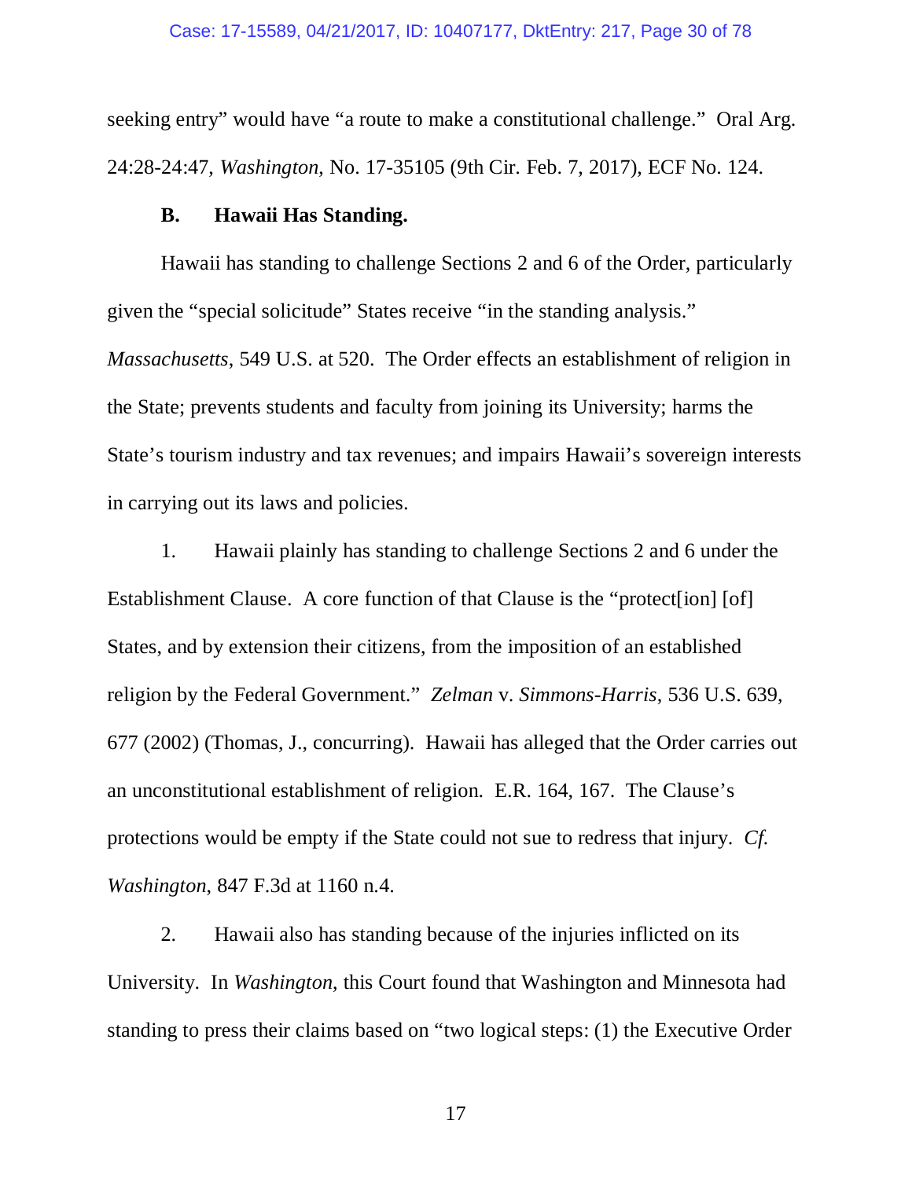seeking entry" would have "a route to make a constitutional challenge." Oral Arg. 24:28-24:47, *Washington*, No. 17-35105 (9th Cir. Feb. 7, 2017), ECF No. 124.

### B. Hawaii Has Standing.

Hawaii has standing to challenge Sections 2 and 6 of the Order, particularly given the "special solicitude" States receive "in the standing analysis." *Massachusetts*, 549 U.S. at 520. The Order effects an establishment of religion in the State; prevents students and faculty from joining its University; harms the State's tourism industry and tax revenues; and impairs Hawaii's sovereign interests in carrying out its laws and policies.

1. Hawaii plainly has standing to challenge Sections 2 and 6 under the Establishment Clause. A core function of that Clause is the "protect[ion] [of] States, and by extension their citizens, from the imposition of an established religion by the Federal Government." *Zelman* v. *Simmons-Harris*, 536 U.S. 639, 677 (2002) (Thomas, J., concurring). Hawaii has alleged that the Order carries out an unconstitutional establishment of religion. E.R. 164, 167. The Clause's protections would be empty if the State could not sue to redress that injury. *Cf. Washington*, 847 F.3d at 1160 n.4.

2. Hawaii also has standing because of the injuries inflicted on its University. In *Washington*, this Court found that Washington and Minnesota had standing to press their claims based on "two logical steps: (1) the Executive Order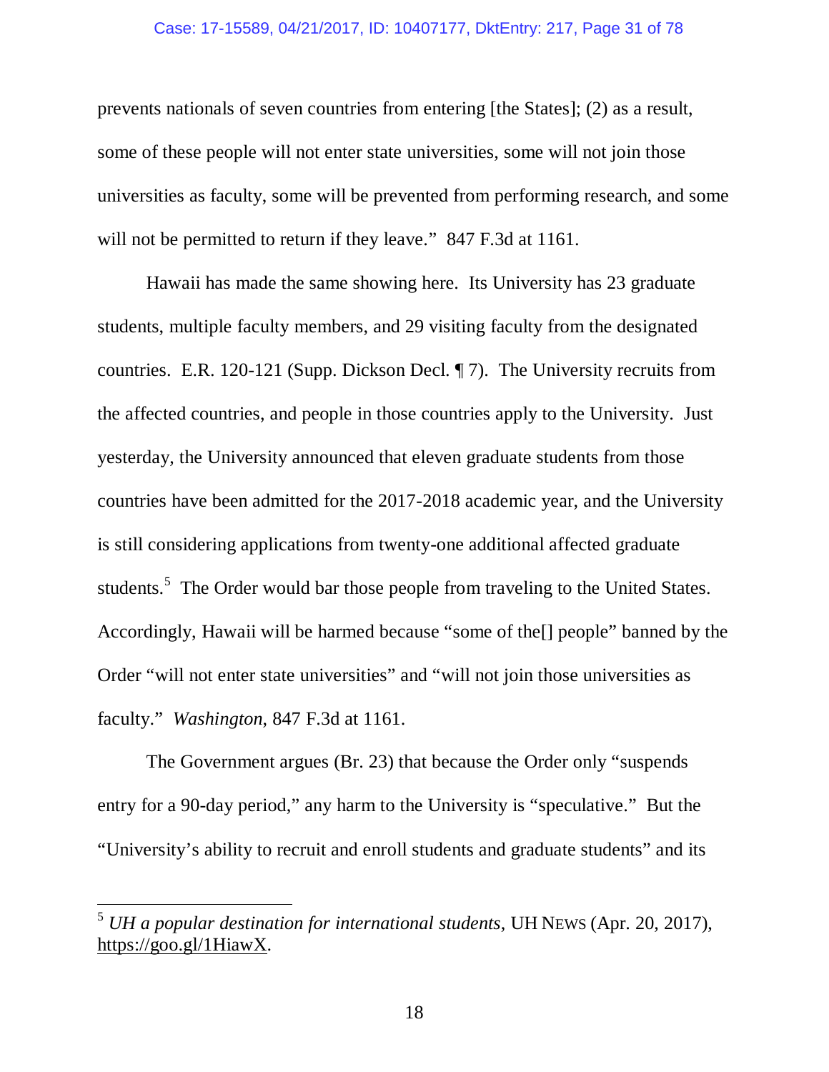prevents nationals of seven countries from entering [the States]; (2) as a result, some of these people will not enter state universities, some will not join those universities as faculty, some will be prevented from performing research, and some will not be permitted to return if they leave." 847 F.3d at 1161.

Hawaii has made the same showing here. Its University has 23 graduate students, multiple faculty members, and 29 visiting faculty from the designated countries. E.R. 120-121 (Supp. Dickson Decl. ¶ 7). The University recruits from the affected countries, and people in those countries apply to the University. Just yesterday, the University announced that eleven graduate students from those countries have been admitted for the 2017-2018 academic year, and the University is still considering applications from twenty-one additional affected graduate students.[5] The Order would bar those people from traveling to the United States. Accordingly, Hawaii will be harmed because "some of the[] people" banned by the Order "will not enter state universities" and "will not join those universities as faculty." *Washington*, 847 F.3d at 1161.

The Government argues (Br. 23) that because the Order only "suspends entry for a 90-day period," any harm to the University is "speculative." But the "University's ability to recruit and enroll students and graduate students" and its

---

[5] *UH a popular destination for international students*, UH NEWS (Apr. 20, 2017), https://goo.gl/1HiawX.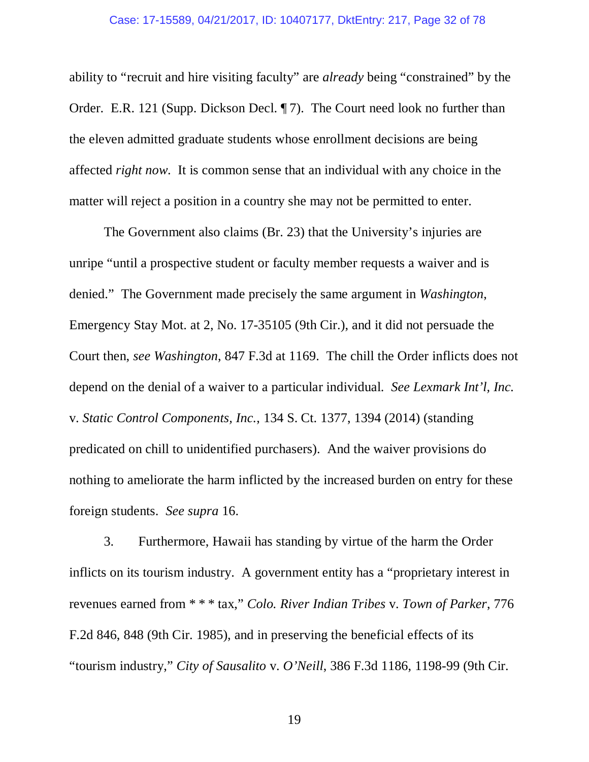ability to "recruit and hire visiting faculty" are *already* being "constrained" by the Order. E.R. 121 (Supp. Dickson Decl. ¶ 7). The Court need look no further than the eleven admitted graduate students whose enrollment decisions are being affected *right now*. It is common sense that an individual with any choice in the matter will reject a position in a country she may not be permitted to enter.

The Government also claims (Br. 23) that the University's injuries are unripe "until a prospective student or faculty member requests a waiver and is denied." The Government made precisely the same argument in *Washington*, Emergency Stay Mot. at 2, No. 17-35105 (9th Cir.), and it did not persuade the Court then, *see Washington*, 847 F.3d at 1169. The chill the Order inflicts does not depend on the denial of a waiver to a particular individual. *See Lexmark Int'l, Inc.* v. *Static Control Components, Inc.*, 134 S. Ct. 1377, 1394 (2014) (standing predicated on chill to unidentified purchasers). And the waiver provisions do nothing to ameliorate the harm inflicted by the increased burden on entry for these foreign students. *See supra* 16.

3. Furthermore, Hawaii has standing by virtue of the harm the Order inflicts on its tourism industry. A government entity has a "proprietary interest in revenues earned from * * * tax," *Colo. River Indian Tribes* v. *Town of Parker*, 776 F.2d 846, 848 (9th Cir. 1985), and in preserving the beneficial effects of its "tourism industry," *City of Sausalito* v. *O'Neill*, 386 F.3d 1186, 1198-99 (9th Cir.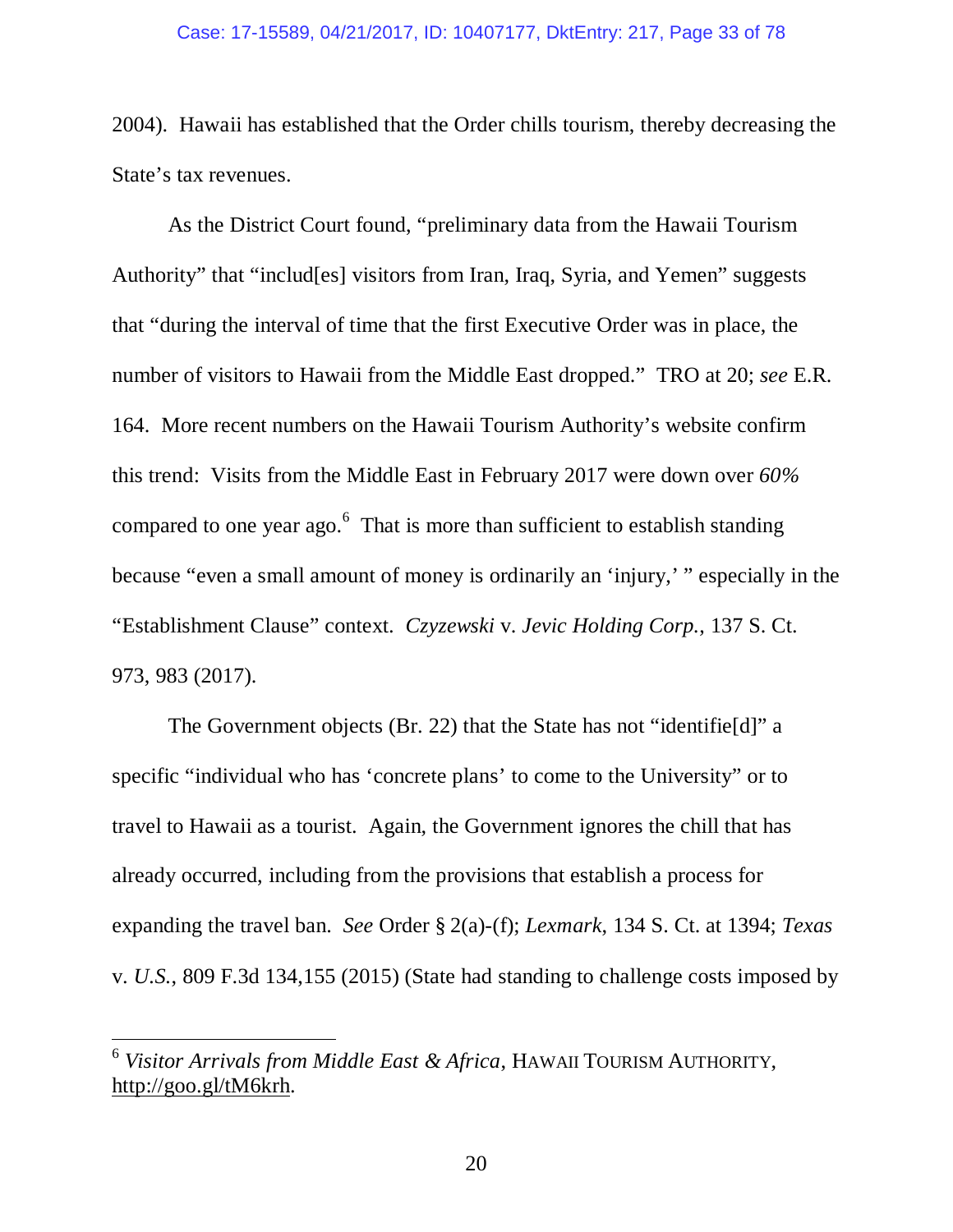2004). Hawaii has established that the Order chills tourism, thereby decreasing the State's tax revenues.

As the District Court found, "preliminary data from the Hawaii Tourism Authority" that "includ[es] visitors from Iran, Iraq, Syria, and Yemen" suggests that "during the interval of time that the first Executive Order was in place, the number of visitors to Hawaii from the Middle East dropped." TRO at 20; *see* E.R. 164. More recent numbers on the Hawaii Tourism Authority's website confirm this trend: Visits from the Middle East in February 2017 were down over *60%* compared to one year ago.[6] That is more than sufficient to establish standing because "even a small amount of money is ordinarily an 'injury,' " especially in the "Establishment Clause" context. *Czyzewski* v. *Jevic Holding Corp.*, 137 S. Ct. 973, 983 (2017).

The Government objects (Br. 22) that the State has not "identifie[d]" a specific "individual who has 'concrete plans' to come to the University" or to travel to Hawaii as a tourist. Again, the Government ignores the chill that has already occurred, including from the provisions that establish a process for expanding the travel ban. *See* Order § 2(a)-(f); *Lexmark*, 134 S. Ct. at 1394; *Texas* v. *U.S.*, 809 F.3d 134,155 (2015) (State had standing to challenge costs imposed by

---

[6] *Visitor Arrivals from Middle East & Africa*, HAWAII TOURISM AUTHORITY, http://goo.gl/tM6krh.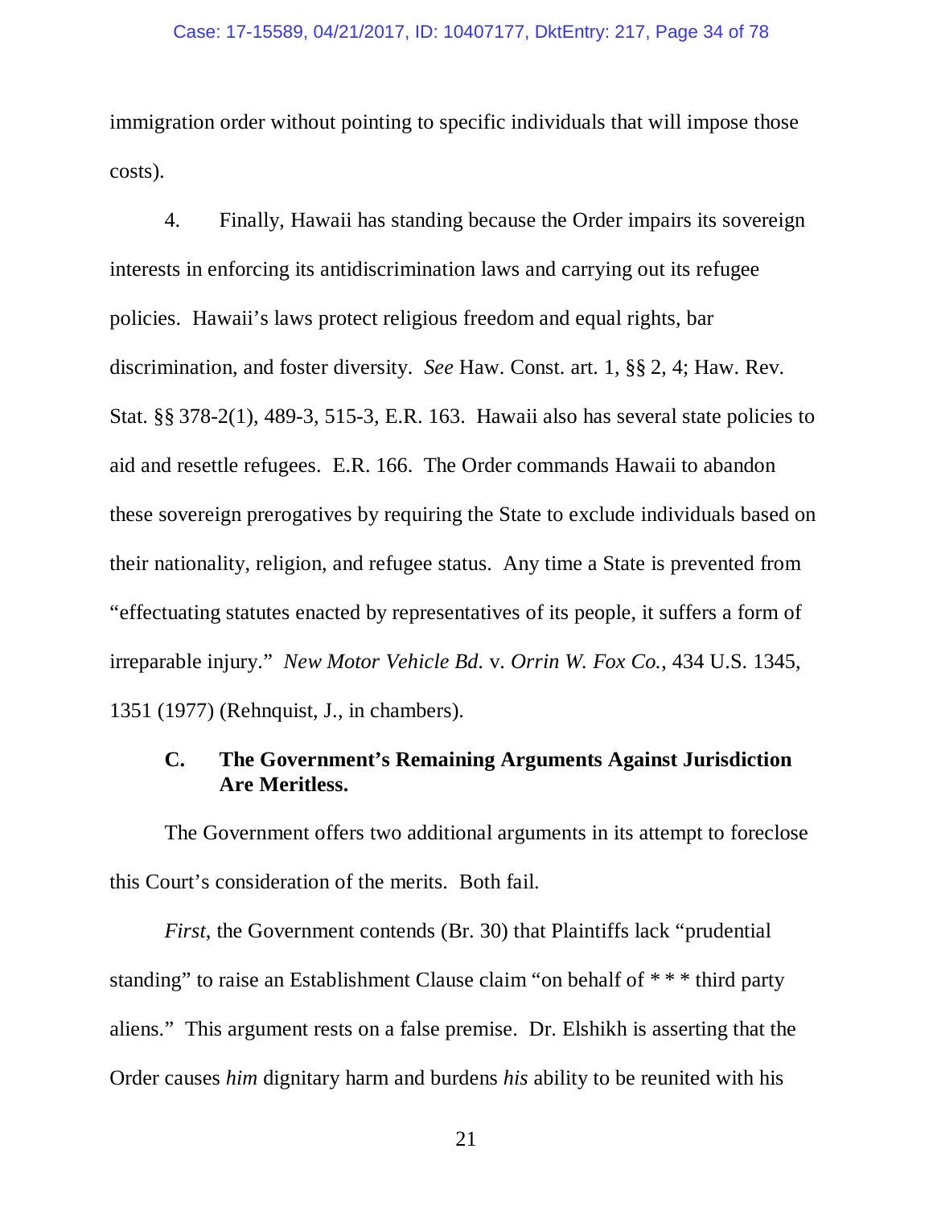immigration order without pointing to specific individuals that will impose those costs).

4. Finally, Hawaii has standing because the Order impairs its sovereign interests in enforcing its antidiscrimination laws and carrying out its refugee policies. Hawaii's laws protect religious freedom and equal rights, bar discrimination, and foster diversity. *See* Haw. Const. art. 1, §§ 2, 4; Haw. Rev. Stat. §§ 378-2(1), 489-3, 515-3, E.R. 163. Hawaii also has several state policies to aid and resettle refugees. E.R. 166. The Order commands Hawaii to abandon these sovereign prerogatives by requiring the State to exclude individuals based on their nationality, religion, and refugee status. Any time a State is prevented from "effectuating statutes enacted by representatives of its people, it suffers a form of irreparable injury." *New Motor Vehicle Bd.* v. *Orrin W. Fox Co.*, 434 U.S. 1345, 1351 (1977) (Rehnquist, J., in chambers).

### C. The Government's Remaining Arguments Against Jurisdiction Are Meritless.

The Government offers two additional arguments in its attempt to foreclose this Court's consideration of the merits. Both fail.

*First*, the Government contends (Br. 30) that Plaintiffs lack "prudential standing" to raise an Establishment Clause claim "on behalf of * * * third party aliens." This argument rests on a false premise. Dr. Elshikh is asserting that the Order causes *him* dignitary harm and burdens *his* ability to be reunited with his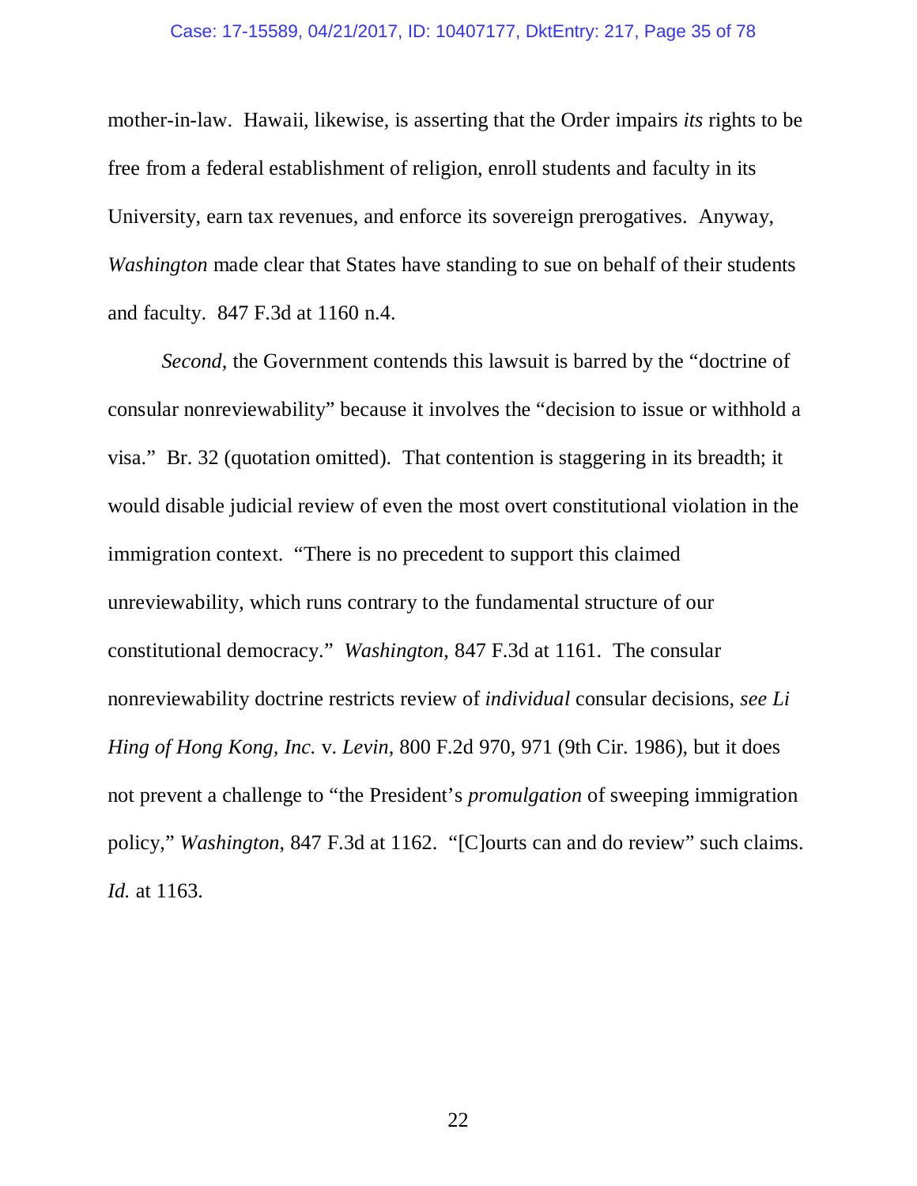mother-in-law. Hawaii, likewise, is asserting that the Order impairs *its* rights to be free from a federal establishment of religion, enroll students and faculty in its University, earn tax revenues, and enforce its sovereign prerogatives. Anyway, *Washington* made clear that States have standing to sue on behalf of their students and faculty. 847 F.3d at 1160 n.4.

*Second*, the Government contends this lawsuit is barred by the "doctrine of consular nonreviewability" because it involves the "decision to issue or withhold a visa." Br. 32 (quotation omitted). That contention is staggering in its breadth; it would disable judicial review of even the most overt constitutional violation in the immigration context. "There is no precedent to support this claimed unreviewability, which runs contrary to the fundamental structure of our constitutional democracy." *Washington*, 847 F.3d at 1161. The consular nonreviewability doctrine restricts review of *individual* consular decisions, *see Li Hing of Hong Kong, Inc.* v. *Levin*, 800 F.2d 970, 971 (9th Cir. 1986), but it does not prevent a challenge to "the President's *promulgation* of sweeping immigration policy," *Washington*, 847 F.3d at 1162. "[C]ourts can and do review" such claims. *Id.* at 1163.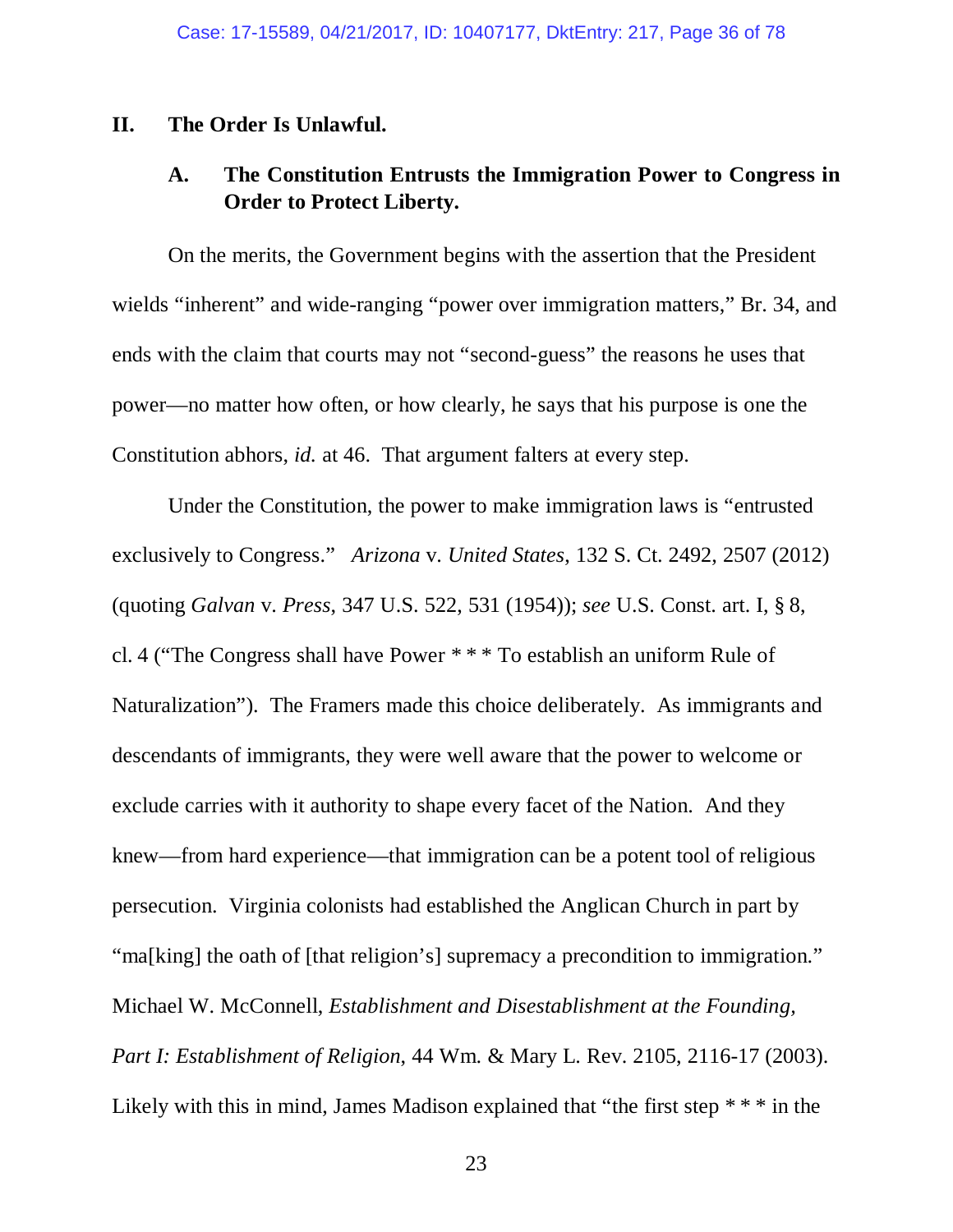## II. The Order Is Unlawful.

### A. The Constitution Entrusts the Immigration Power to Congress in Order to Protect Liberty.

On the merits, the Government begins with the assertion that the President wields "inherent" and wide-ranging "power over immigration matters," Br. 34, and ends with the claim that courts may not "second-guess" the reasons he uses that power—no matter how often, or how clearly, he says that his purpose is one the Constitution abhors, *id.* at 46. That argument falters at every step.

Under the Constitution, the power to make immigration laws is "entrusted exclusively to Congress." *Arizona* v. *United States*, 132 S. Ct. 2492, 2507 (2012) (quoting *Galvan* v. *Press*, 347 U.S. 522, 531 (1954)); *see* U.S. Const. art. I, § 8, cl. 4 ("The Congress shall have Power * * * To establish an uniform Rule of Naturalization"). The Framers made this choice deliberately. As immigrants and descendants of immigrants, they were well aware that the power to welcome or exclude carries with it authority to shape every facet of the Nation. And they knew—from hard experience—that immigration can be a potent tool of religious persecution. Virginia colonists had established the Anglican Church in part by "ma[king] the oath of [that religion's] supremacy a precondition to immigration." Michael W. McConnell, *Establishment and Disestablishment at the Founding, Part I: Establishment of Religion*, 44 Wm. & Mary L. Rev. 2105, 2116-17 (2003). Likely with this in mind, James Madison explained that "the first step * * * in the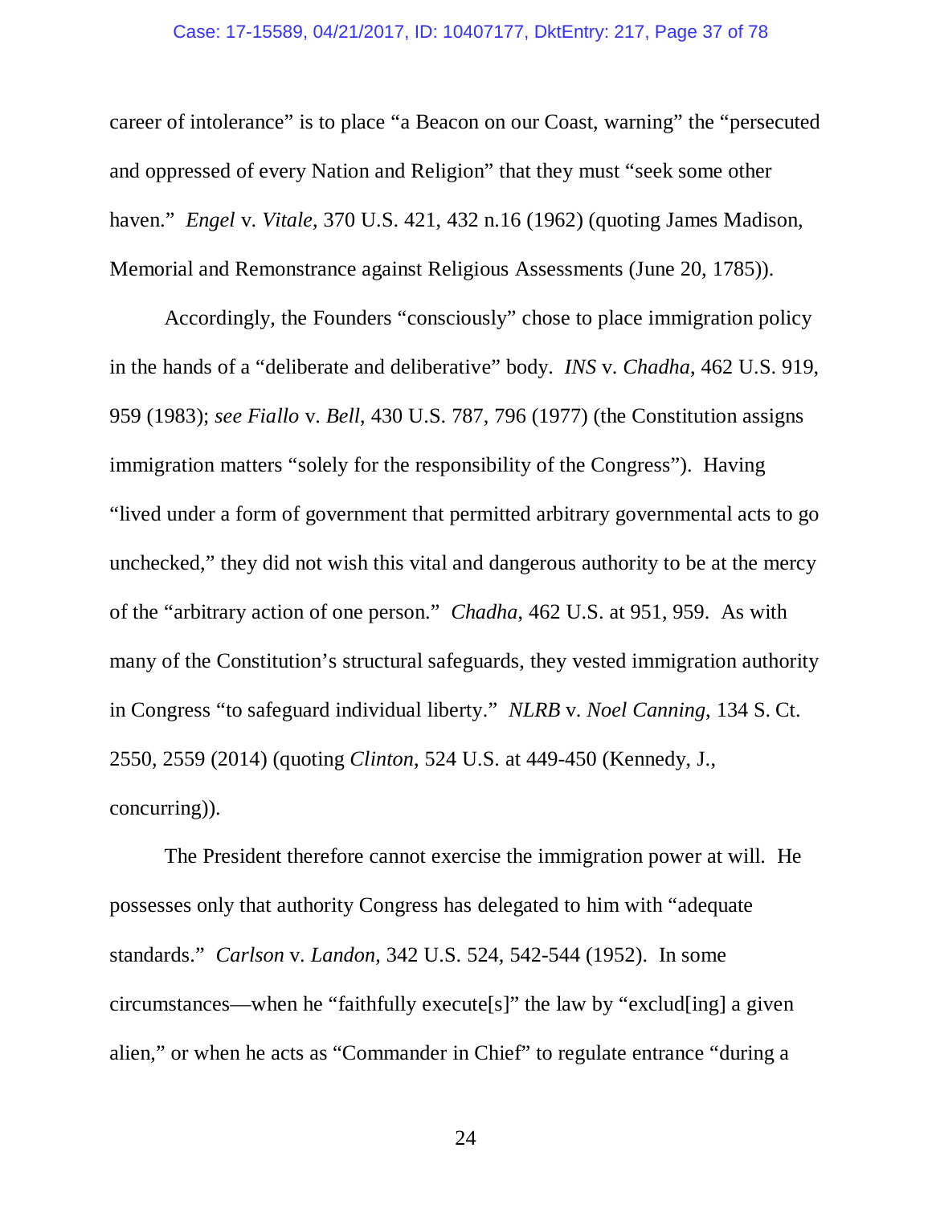career of intolerance" is to place "a Beacon on our Coast, warning" the "persecuted and oppressed of every Nation and Religion" that they must "seek some other haven." *Engel* v. *Vitale*, 370 U.S. 421, 432 n.16 (1962) (quoting James Madison, Memorial and Remonstrance against Religious Assessments (June 20, 1785)).

Accordingly, the Founders "consciously" chose to place immigration policy in the hands of a "deliberate and deliberative" body. *INS* v. *Chadha*, 462 U.S. 919, 959 (1983); *see Fiallo* v. *Bell*, 430 U.S. 787, 796 (1977) (the Constitution assigns immigration matters "solely for the responsibility of the Congress"). Having "lived under a form of government that permitted arbitrary governmental acts to go unchecked," they did not wish this vital and dangerous authority to be at the mercy of the "arbitrary action of one person." *Chadha*, 462 U.S. at 951, 959. As with many of the Constitution's structural safeguards, they vested immigration authority in Congress "to safeguard individual liberty." *NLRB* v. *Noel Canning*, 134 S. Ct. 2550, 2559 (2014) (quoting *Clinton*, 524 U.S. at 449-450 (Kennedy, J., concurring)).

The President therefore cannot exercise the immigration power at will. He possesses only that authority Congress has delegated to him with "adequate standards." *Carlson* v. *Landon*, 342 U.S. 524, 542-544 (1952). In some circumstances—when he "faithfully execute[s]" the law by "exclud[ing] a given alien," or when he acts as "Commander in Chief" to regulate entrance "during a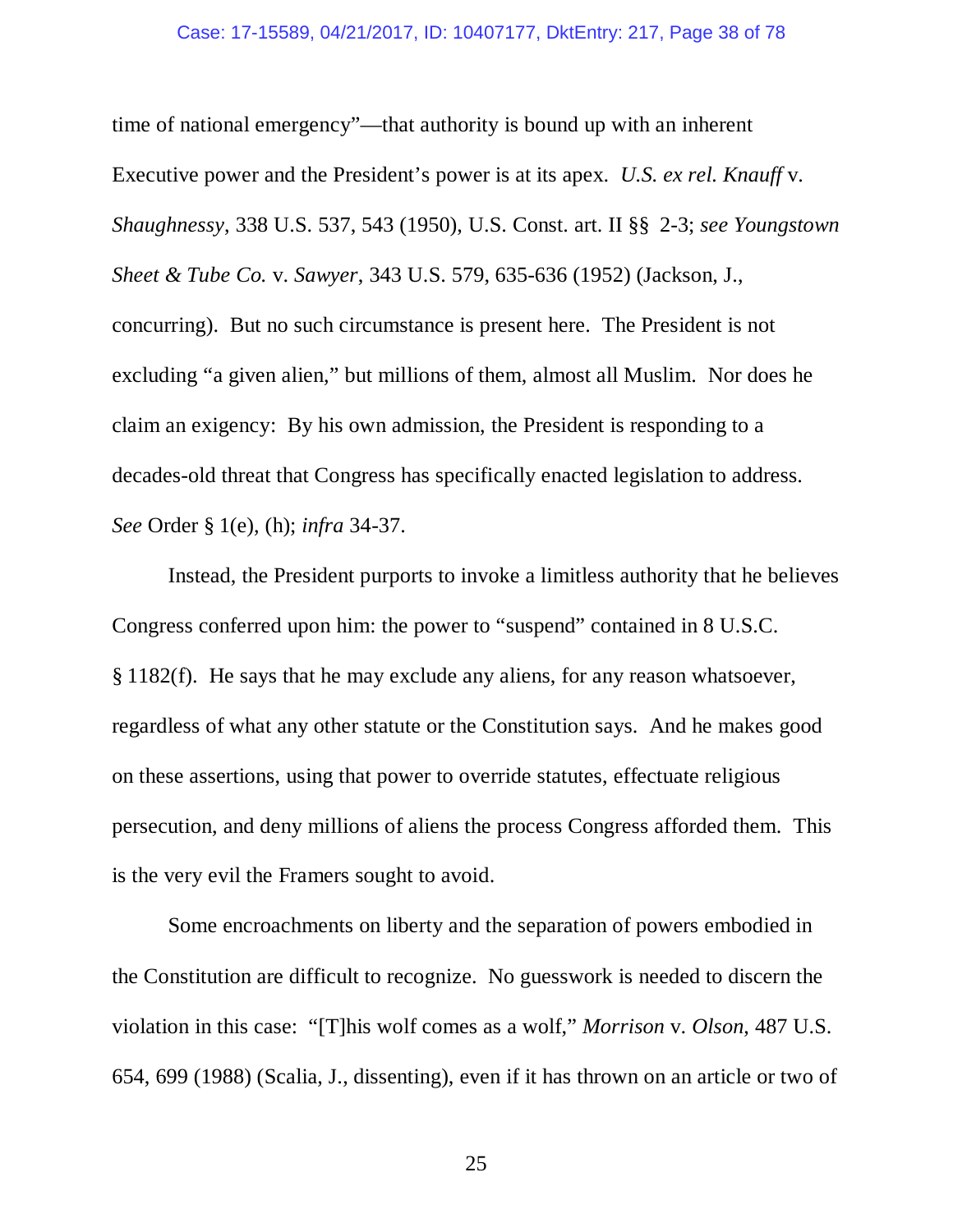time of national emergency"—that authority is bound up with an inherent Executive power and the President's power is at its apex. *U.S. ex rel. Knauff* v. *Shaughnessy*, 338 U.S. 537, 543 (1950), U.S. Const. art. II §§ 2-3; *see Youngstown Sheet & Tube Co.* v. *Sawyer*, 343 U.S. 579, 635-636 (1952) (Jackson, J., concurring). But no such circumstance is present here. The President is not excluding "a given alien," but millions of them, almost all Muslim. Nor does he claim an exigency: By his own admission, the President is responding to a decades-old threat that Congress has specifically enacted legislation to address. *See* Order § 1(e), (h); *infra* 34-37.

Instead, the President purports to invoke a limitless authority that he believes Congress conferred upon him: the power to "suspend" contained in 8 U.S.C. § 1182(f). He says that he may exclude any aliens, for any reason whatsoever, regardless of what any other statute or the Constitution says. And he makes good on these assertions, using that power to override statutes, effectuate religious persecution, and deny millions of aliens the process Congress afforded them. This is the very evil the Framers sought to avoid.

Some encroachments on liberty and the separation of powers embodied in the Constitution are difficult to recognize. No guesswork is needed to discern the violation in this case: "[T]his wolf comes as a wolf," *Morrison* v. *Olson*, 487 U.S. 654, 699 (1988) (Scalia, J., dissenting), even if it has thrown on an article or two of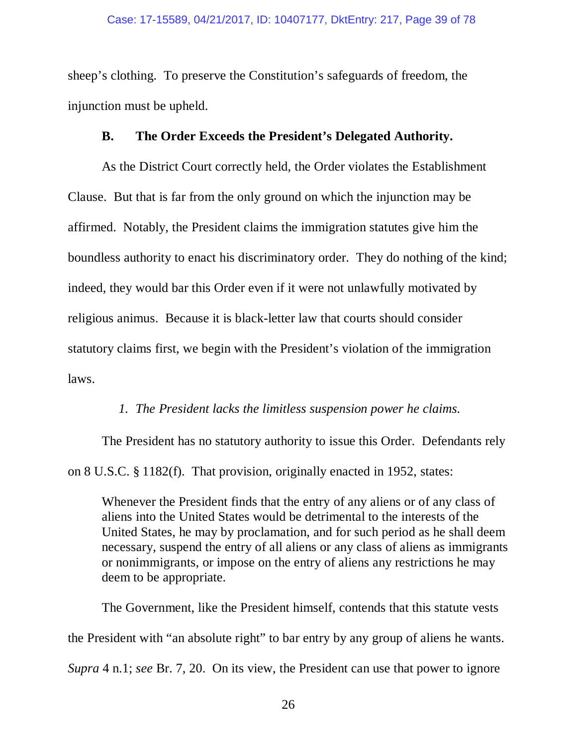sheep's clothing. To preserve the Constitution's safeguards of freedom, the injunction must be upheld.

### B. The Order Exceeds the President's Delegated Authority.

As the District Court correctly held, the Order violates the Establishment Clause. But that is far from the only ground on which the injunction may be affirmed. Notably, the President claims the immigration statutes give him the boundless authority to enact his discriminatory order. They do nothing of the kind; indeed, they would bar this Order even if it were not unlawfully motivated by religious animus. Because it is black-letter law that courts should consider statutory claims first, we begin with the President's violation of the immigration laws.

#### *1. The President lacks the limitless suspension power he claims.*

The President has no statutory authority to issue this Order. Defendants rely on 8 U.S.C. § 1182(f). That provision, originally enacted in 1952, states:

> Whenever the President finds that the entry of any aliens or of any class of aliens into the United States would be detrimental to the interests of the United States, he may by proclamation, and for such period as he shall deem necessary, suspend the entry of all aliens or any class of aliens as immigrants or nonimmigrants, or impose on the entry of aliens any restrictions he may deem to be appropriate.

The Government, like the President himself, contends that this statute vests the President with "an absolute right" to bar entry by any group of aliens he wants. *Supra* 4 n.1; *see* Br. 7, 20. On its view, the President can use that power to ignore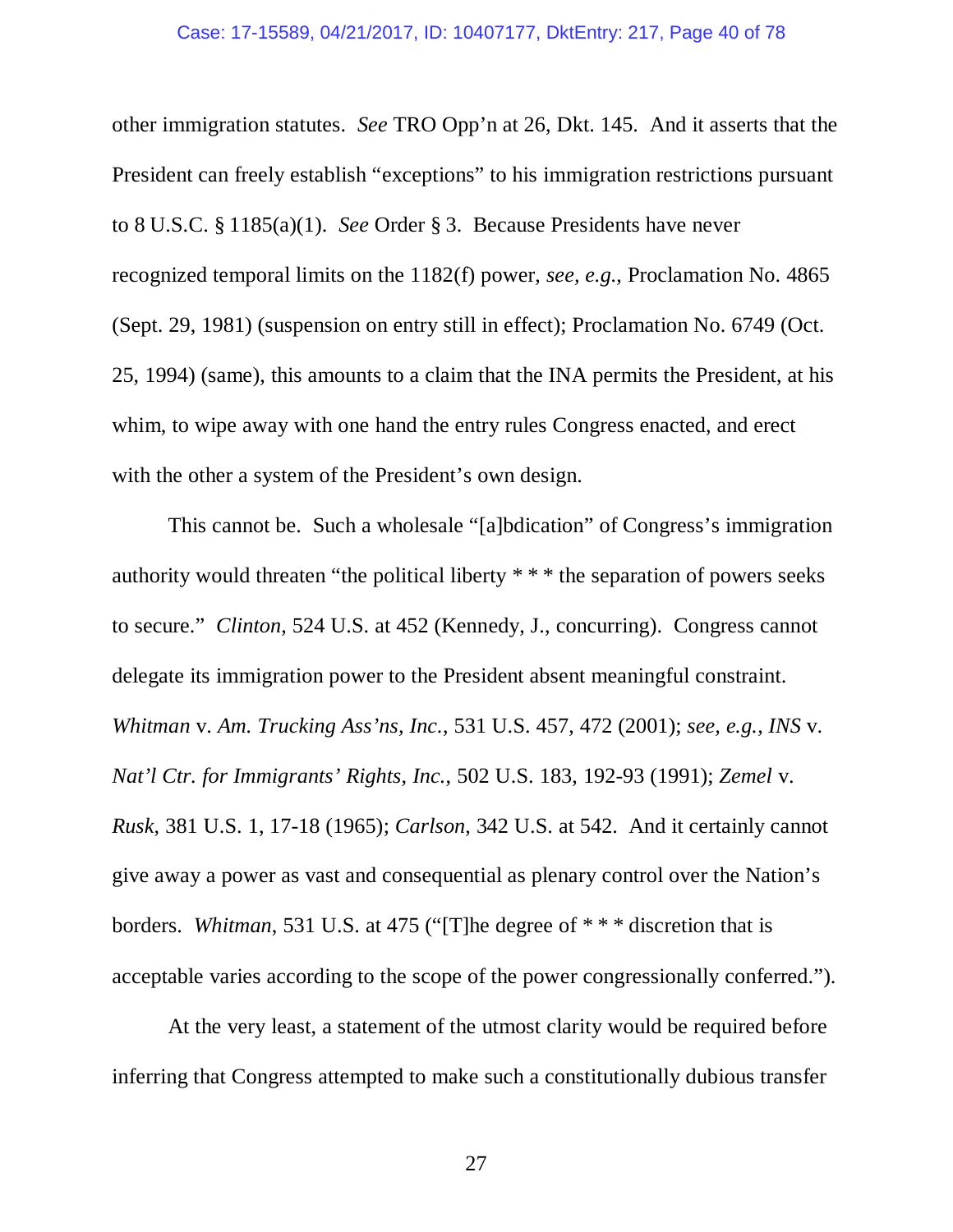other immigration statutes. *See* TRO Opp'n at 26, Dkt. 145. And it asserts that the President can freely establish "exceptions" to his immigration restrictions pursuant to 8 U.S.C. § 1185(a)(1). *See* Order § 3. Because Presidents have never recognized temporal limits on the 1182(f) power, *see, e.g.*, Proclamation No. 4865 (Sept. 29, 1981) (suspension on entry still in effect); Proclamation No. 6749 (Oct. 25, 1994) (same), this amounts to a claim that the INA permits the President, at his whim, to wipe away with one hand the entry rules Congress enacted, and erect with the other a system of the President's own design.

This cannot be. Such a wholesale "[a]bdication" of Congress's immigration authority would threaten "the political liberty * * * the separation of powers seeks to secure." *Clinton*, 524 U.S. at 452 (Kennedy, J., concurring). Congress cannot delegate its immigration power to the President absent meaningful constraint. *Whitman* v. *Am. Trucking Ass'ns, Inc.*, 531 U.S. 457, 472 (2001); *see, e.g.*, *INS* v. *Nat'l Ctr. for Immigrants' Rights, Inc.*, 502 U.S. 183, 192-93 (1991); *Zemel* v. *Rusk*, 381 U.S. 1, 17-18 (1965); *Carlson*, 342 U.S. at 542. And it certainly cannot give away a power as vast and consequential as plenary control over the Nation's borders. *Whitman*, 531 U.S. at 475 ("[T]he degree of * * * discretion that is acceptable varies according to the scope of the power congressionally conferred.").

At the very least, a statement of the utmost clarity would be required before inferring that Congress attempted to make such a constitutionally dubious transfer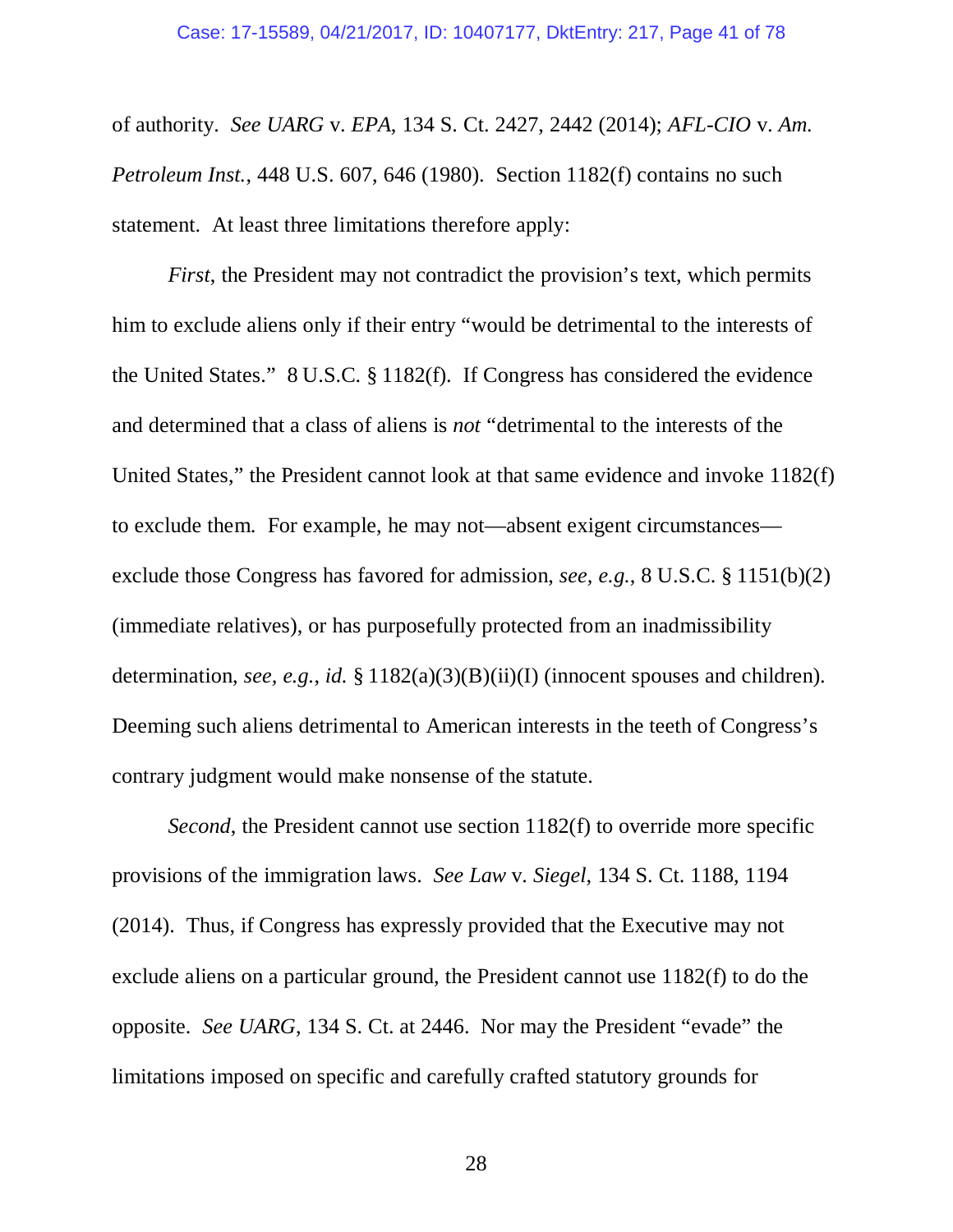of authority. *See UARG* v. *EPA*, 134 S. Ct. 2427, 2442 (2014); *AFL-CIO* v. *Am. Petroleum Inst.*, 448 U.S. 607, 646 (1980). Section 1182(f) contains no such statement. At least three limitations therefore apply:

*First*, the President may not contradict the provision's text, which permits him to exclude aliens only if their entry "would be detrimental to the interests of the United States." 8 U.S.C. § 1182(f). If Congress has considered the evidence and determined that a class of aliens is *not* "detrimental to the interests of the United States," the President cannot look at that same evidence and invoke 1182(f) to exclude them. For example, he may not—absent exigent circumstances—exclude those Congress has favored for admission, *see, e.g.*, 8 U.S.C. § 1151(b)(2) (immediate relatives), or has purposefully protected from an inadmissibility determination, *see, e.g.*, *id.* § 1182(a)(3)(B)(ii)(I) (innocent spouses and children). Deeming such aliens detrimental to American interests in the teeth of Congress's contrary judgment would make nonsense of the statute.

*Second*, the President cannot use section 1182(f) to override more specific provisions of the immigration laws. *See Law* v. *Siegel*, 134 S. Ct. 1188, 1194 (2014). Thus, if Congress has expressly provided that the Executive may not exclude aliens on a particular ground, the President cannot use 1182(f) to do the opposite. *See UARG*, 134 S. Ct. at 2446. Nor may the President "evade" the limitations imposed on specific and carefully crafted statutory grounds for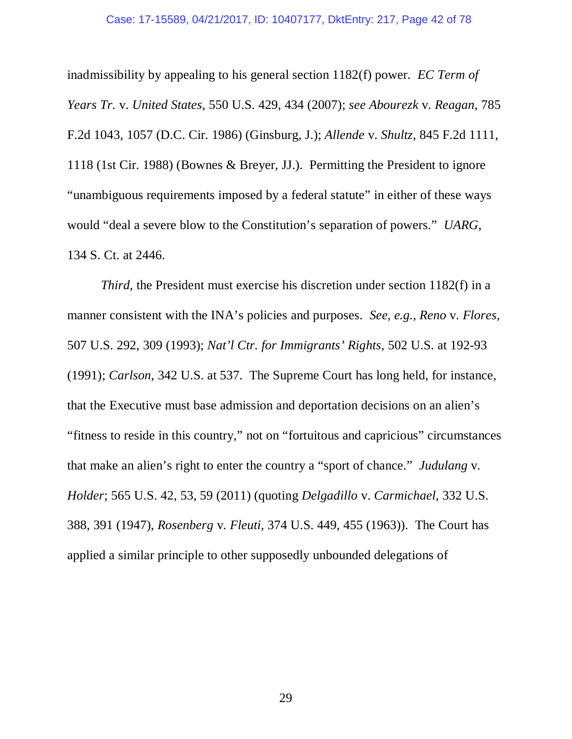inadmissibility by appealing to his general section 1182(f) power. *EC Term of Years Tr.* v. *United States*, 550 U.S. 429, 434 (2007); *see Abourezk* v. *Reagan*, 785 F.2d 1043, 1057 (D.C. Cir. 1986) (Ginsburg, J.); *Allende* v. *Shultz*, 845 F.2d 1111, 1118 (1st Cir. 1988) (Bownes & Breyer, JJ.). Permitting the President to ignore "unambiguous requirements imposed by a federal statute" in either of these ways would "deal a severe blow to the Constitution's separation of powers." *UARG*, 134 S. Ct. at 2446.

*Third*, the President must exercise his discretion under section 1182(f) in a manner consistent with the INA's policies and purposes. *See, e.g.*, *Reno* v. *Flores*, 507 U.S. 292, 309 (1993); *Nat'l Ctr. for Immigrants' Rights*, 502 U.S. at 192-93 (1991); *Carlson*, 342 U.S. at 537. The Supreme Court has long held, for instance, that the Executive must base admission and deportation decisions on an alien's "fitness to reside in this country," not on "fortuitous and capricious" circumstances that make an alien's right to enter the country a "sport of chance." *Judulang* v. *Holder*; 565 U.S. 42, 53, 59 (2011) (quoting *Delgadillo* v. *Carmichael*, 332 U.S. 388, 391 (1947), *Rosenberg* v. *Fleuti*, 374 U.S. 449, 455 (1963)). The Court has applied a similar principle to other supposedly unbounded delegations of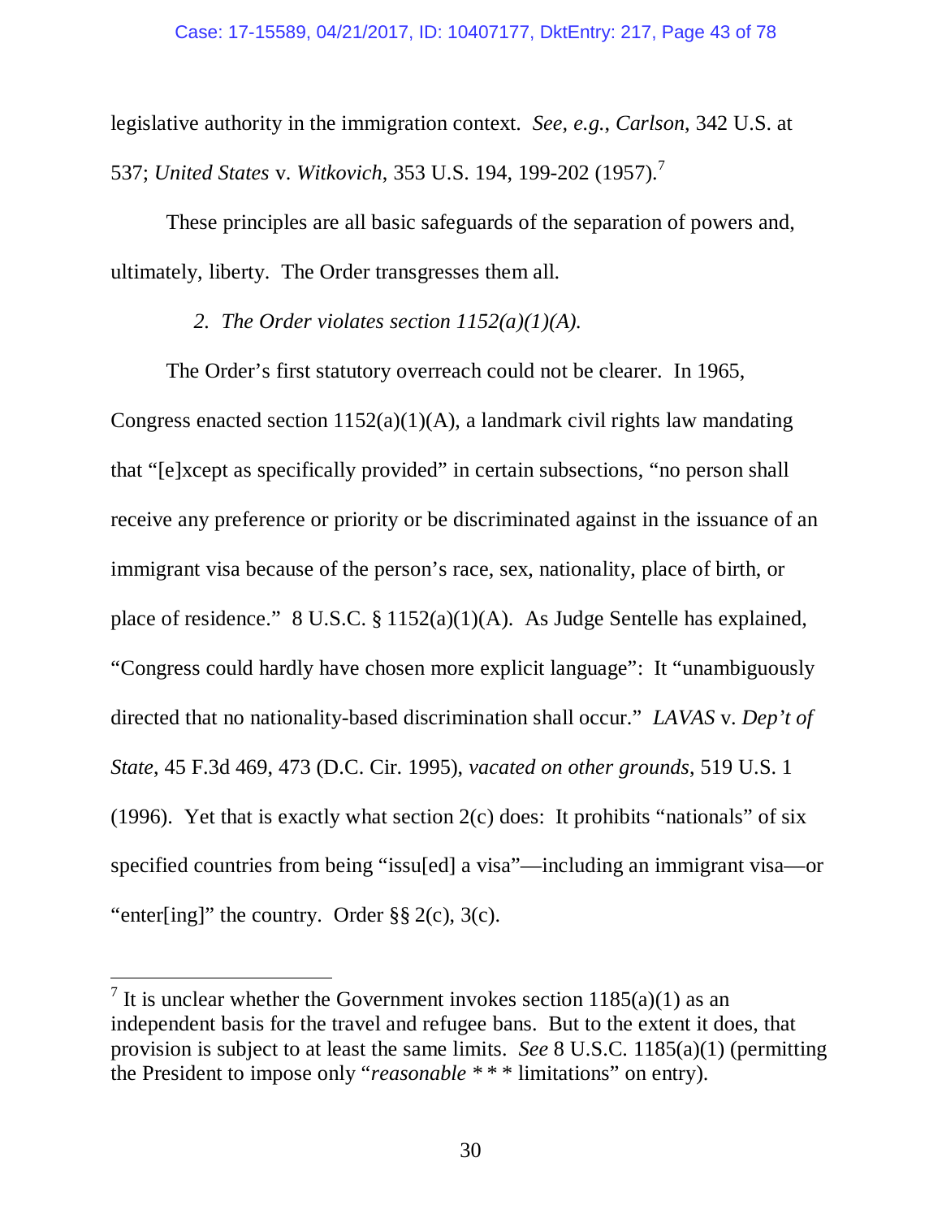legislative authority in the immigration context. *See, e.g.*, *Carlson*, 342 U.S. at 537; *United States* v. *Witkovich*, 353 U.S. 194, 199-202 (1957).[7]

These principles are all basic safeguards of the separation of powers and, ultimately, liberty. The Order transgresses them all.

*2. The Order violates section 1152(a)(1)(A).*

The Order's first statutory overreach could not be clearer. In 1965, Congress enacted section 1152(a)(1)(A), a landmark civil rights law mandating that "[e]xcept as specifically provided" in certain subsections, "no person shall receive any preference or priority or be discriminated against in the issuance of an immigrant visa because of the person's race, sex, nationality, place of birth, or place of residence." 8 U.S.C. § 1152(a)(1)(A). As Judge Sentelle has explained, "Congress could hardly have chosen more explicit language": It "unambiguously directed that no nationality-based discrimination shall occur." *LAVAS* v. *Dep't of State*, 45 F.3d 469, 473 (D.C. Cir. 1995), *vacated on other grounds*, 519 U.S. 1 (1996). Yet that is exactly what section 2(c) does: It prohibits "nationals" of six specified countries from being "issu[ed] a visa"—including an immigrant visa—or "enter[ing]" the country. Order §§ 2(c), 3(c).

---

[7] It is unclear whether the Government invokes section 1185(a)(1) as an independent basis for the travel and refugee bans. But to the extent it does, that provision is subject to at least the same limits. *See* 8 U.S.C. 1185(a)(1) (permitting the President to impose only "*reasonable* * * * limitations" on entry).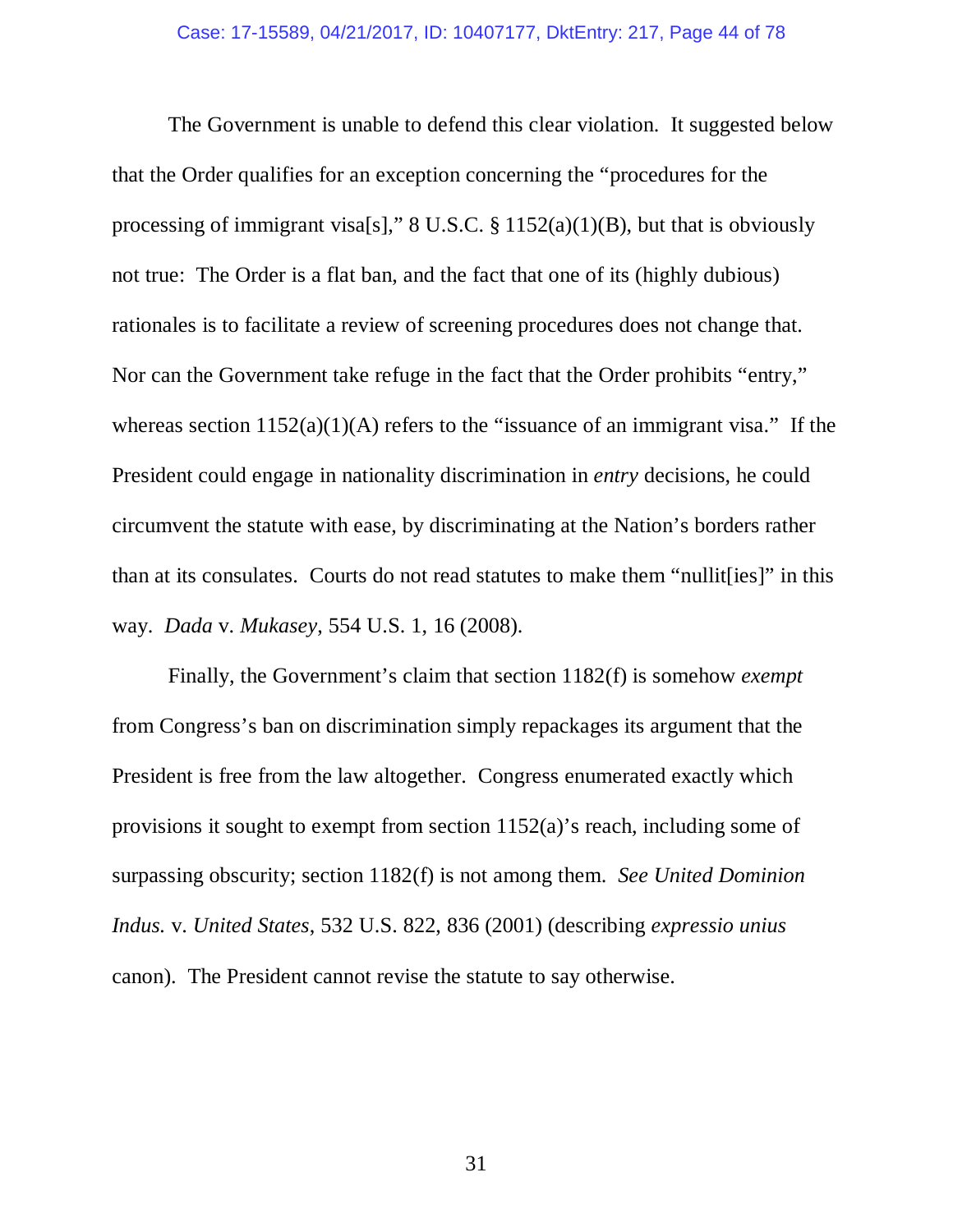The Government is unable to defend this clear violation. It suggested below that the Order qualifies for an exception concerning the "procedures for the processing of immigrant visa[s]," 8 U.S.C. § 1152(a)(1)(B), but that is obviously not true: The Order is a flat ban, and the fact that one of its (highly dubious) rationales is to facilitate a review of screening procedures does not change that. Nor can the Government take refuge in the fact that the Order prohibits "entry," whereas section 1152(a)(1)(A) refers to the "issuance of an immigrant visa." If the President could engage in nationality discrimination in *entry* decisions, he could circumvent the statute with ease, by discriminating at the Nation's borders rather than at its consulates. Courts do not read statutes to make them "nullit[ies]" in this way. *Dada* v. *Mukasey*, 554 U.S. 1, 16 (2008).

Finally, the Government's claim that section 1182(f) is somehow *exempt* from Congress's ban on discrimination simply repackages its argument that the President is free from the law altogether. Congress enumerated exactly which provisions it sought to exempt from section 1152(a)'s reach, including some of surpassing obscurity; section 1182(f) is not among them. *See United Dominion Indus.* v. *United States*, 532 U.S. 822, 836 (2001) (describing *expressio unius* canon). The President cannot revise the statute to say otherwise.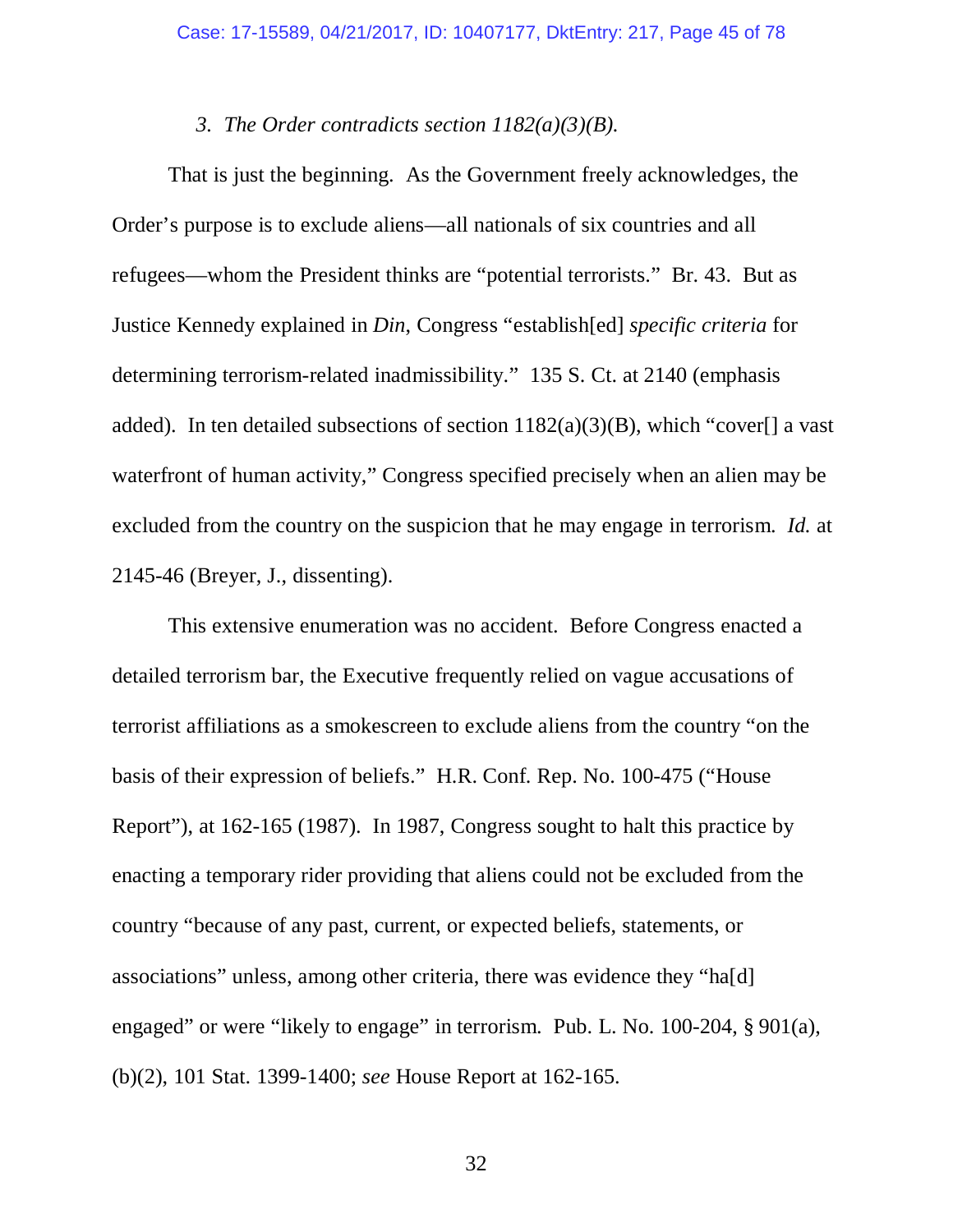### *3. The Order contradicts section 1182(a)(3)(B).*

That is just the beginning. As the Government freely acknowledges, the Order's purpose is to exclude aliens—all nationals of six countries and all refugees—whom the President thinks are "potential terrorists." Br. 43. But as Justice Kennedy explained in *Din*, Congress "establish[ed] *specific criteria* for determining terrorism-related inadmissibility." 135 S. Ct. at 2140 (emphasis added). In ten detailed subsections of section 1182(a)(3)(B), which "cover[] a vast waterfront of human activity," Congress specified precisely when an alien may be excluded from the country on the suspicion that he may engage in terrorism. *Id.* at 2145-46 (Breyer, J., dissenting).

This extensive enumeration was no accident. Before Congress enacted a detailed terrorism bar, the Executive frequently relied on vague accusations of terrorist affiliations as a smokescreen to exclude aliens from the country "on the basis of their expression of beliefs." H.R. Conf. Rep. No. 100-475 ("House Report"), at 162-165 (1987). In 1987, Congress sought to halt this practice by enacting a temporary rider providing that aliens could not be excluded from the country "because of any past, current, or expected beliefs, statements, or associations" unless, among other criteria, there was evidence they "ha[d] engaged" or were "likely to engage" in terrorism. Pub. L. No. 100-204, § 901(a), (b)(2), 101 Stat. 1399-1400; *see* House Report at 162-165.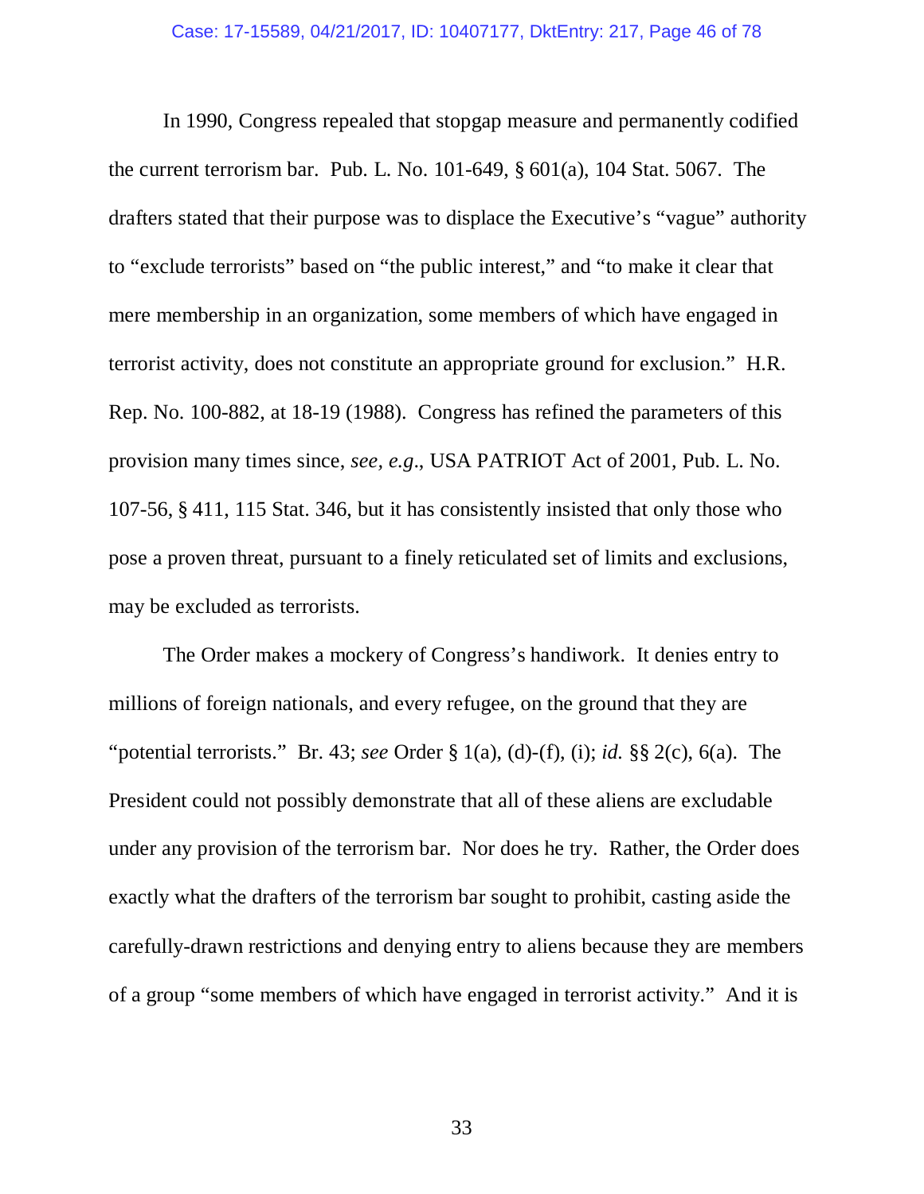In 1990, Congress repealed that stopgap measure and permanently codified the current terrorism bar. Pub. L. No. 101-649, § 601(a), 104 Stat. 5067. The drafters stated that their purpose was to displace the Executive's "vague" authority to "exclude terrorists" based on "the public interest," and "to make it clear that mere membership in an organization, some members of which have engaged in terrorist activity, does not constitute an appropriate ground for exclusion." H.R. Rep. No. 100-882, at 18-19 (1988). Congress has refined the parameters of this provision many times since, *see, e.g.*, USA PATRIOT Act of 2001, Pub. L. No. 107-56, § 411, 115 Stat. 346, but it has consistently insisted that only those who pose a proven threat, pursuant to a finely reticulated set of limits and exclusions, may be excluded as terrorists.

The Order makes a mockery of Congress's handiwork. It denies entry to millions of foreign nationals, and every refugee, on the ground that they are "potential terrorists." Br. 43; *see* Order § 1(a), (d)-(f), (i); *id.* §§ 2(c), 6(a). The President could not possibly demonstrate that all of these aliens are excludable under any provision of the terrorism bar. Nor does he try. Rather, the Order does exactly what the drafters of the terrorism bar sought to prohibit, casting aside the carefully-drawn restrictions and denying entry to aliens because they are members of a group "some members of which have engaged in terrorist activity." And it is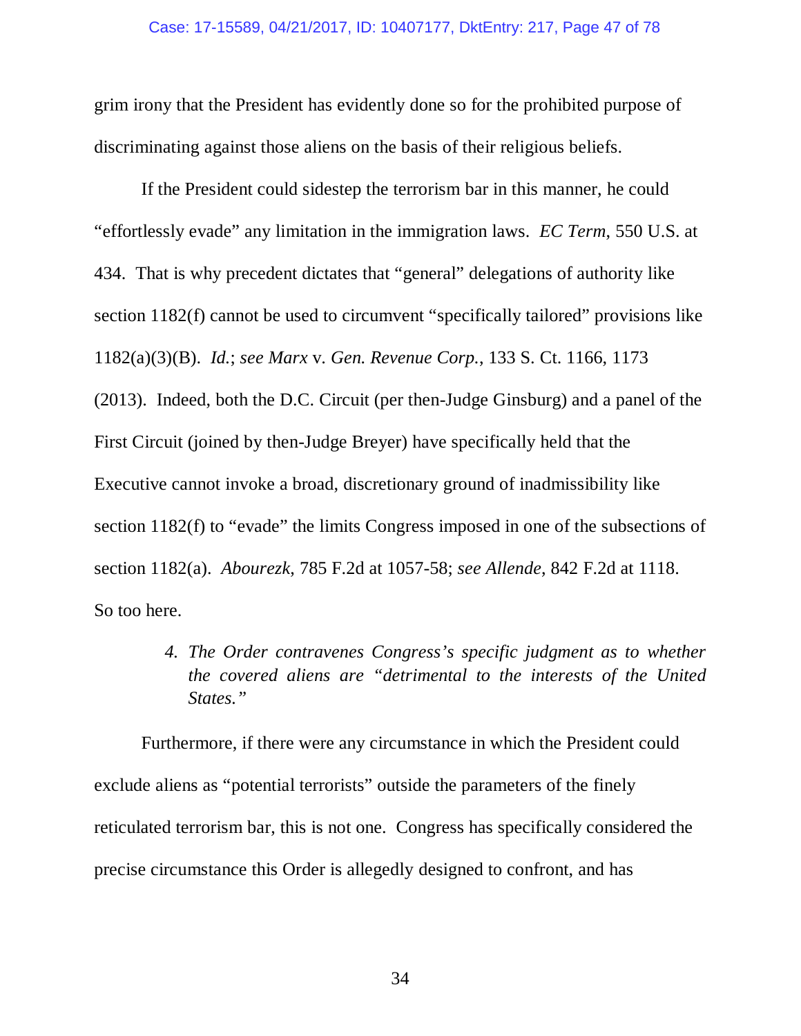grim irony that the President has evidently done so for the prohibited purpose of discriminating against those aliens on the basis of their religious beliefs.

If the President could sidestep the terrorism bar in this manner, he could "effortlessly evade" any limitation in the immigration laws. *EC Term*, 550 U.S. at 434. That is why precedent dictates that "general" delegations of authority like section 1182(f) cannot be used to circumvent "specifically tailored" provisions like 1182(a)(3)(B). *Id.*; *see Marx* v. *Gen. Revenue Corp.*, 133 S. Ct. 1166, 1173 (2013). Indeed, both the D.C. Circuit (per then-Judge Ginsburg) and a panel of the First Circuit (joined by then-Judge Breyer) have specifically held that the Executive cannot invoke a broad, discretionary ground of inadmissibility like section 1182(f) to "evade" the limits Congress imposed in one of the subsections of section 1182(a). *Abourezk*, 785 F.2d at 1057-58; *see Allende*, 842 F.2d at 1118. So too here.

#### *4. The Order contravenes Congress's specific judgment as to whether the covered aliens are "detrimental to the interests of the United States."*

Furthermore, if there were any circumstance in which the President could exclude aliens as "potential terrorists" outside the parameters of the finely reticulated terrorism bar, this is not one. Congress has specifically considered the precise circumstance this Order is allegedly designed to confront, and has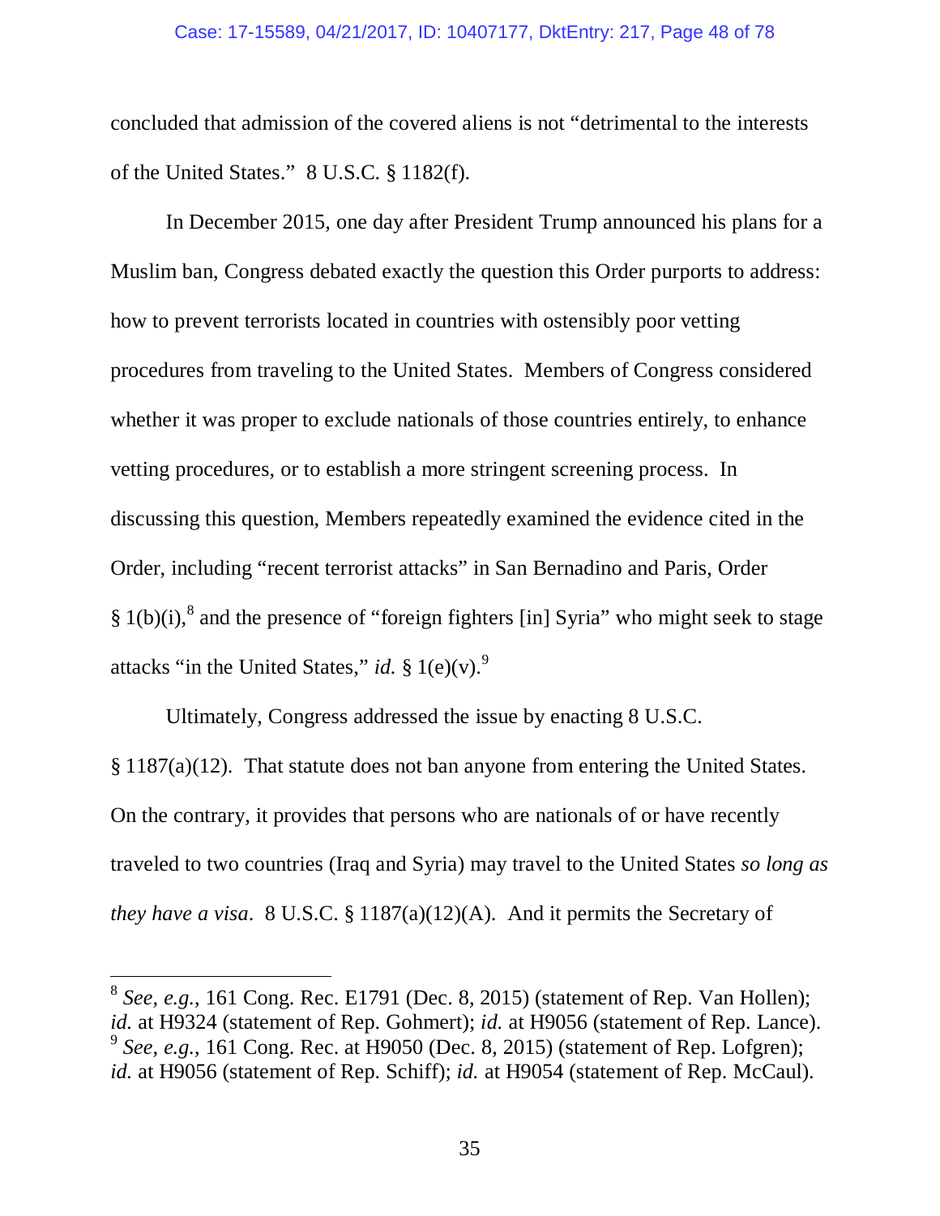concluded that admission of the covered aliens is not "detrimental to the interests of the United States." 8 U.S.C. § 1182(f).

In December 2015, one day after President Trump announced his plans for a Muslim ban, Congress debated exactly the question this Order purports to address: how to prevent terrorists located in countries with ostensibly poor vetting procedures from traveling to the United States. Members of Congress considered whether it was proper to exclude nationals of those countries entirely, to enhance vetting procedures, or to establish a more stringent screening process. In discussing this question, Members repeatedly examined the evidence cited in the Order, including "recent terrorist attacks" in San Bernadino and Paris, Order § 1(b)(i),[8] and the presence of "foreign fighters [in] Syria" who might seek to stage attacks "in the United States," *id.* § 1(e)(v).[9]

Ultimately, Congress addressed the issue by enacting 8 U.S.C. § 1187(a)(12). That statute does not ban anyone from entering the United States. On the contrary, it provides that persons who are nationals of or have recently traveled to two countries (Iraq and Syria) may travel to the United States *so long as they have a visa*. 8 U.S.C. § 1187(a)(12)(A). And it permits the Secretary of

---

[8] *See, e.g.*, 161 Cong. Rec. E1791 (Dec. 8, 2015) (statement of Rep. Van Hollen); *id.* at H9324 (statement of Rep. Gohmert); *id.* at H9056 (statement of Rep. Lance).

[9] *See, e.g.*, 161 Cong. Rec. at H9050 (Dec. 8, 2015) (statement of Rep. Lofgren); *id.* at H9056 (statement of Rep. Schiff); *id.* at H9054 (statement of Rep. McCaul).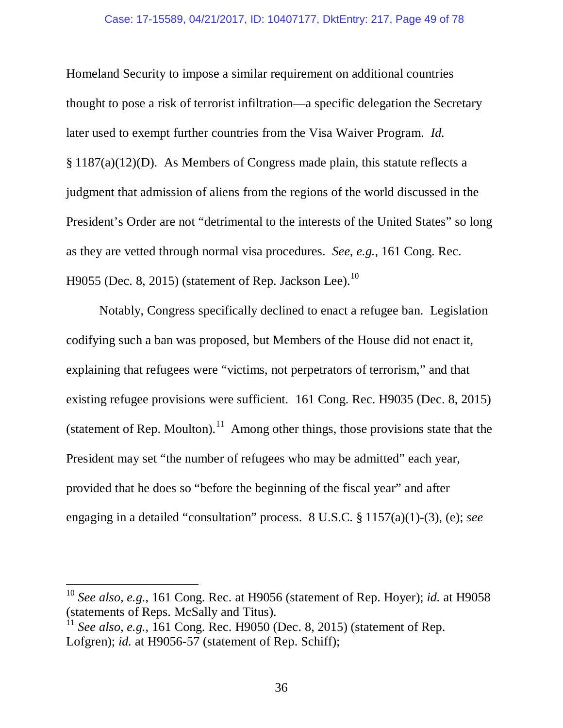Homeland Security to impose a similar requirement on additional countries thought to pose a risk of terrorist infiltration—a specific delegation the Secretary later used to exempt further countries from the Visa Waiver Program. *Id.* § 1187(a)(12)(D). As Members of Congress made plain, this statute reflects a judgment that admission of aliens from the regions of the world discussed in the President's Order are not "detrimental to the interests of the United States" so long as they are vetted through normal visa procedures. *See, e.g.*, 161 Cong. Rec. H9055 (Dec. 8, 2015) (statement of Rep. Jackson Lee).[10]

Notably, Congress specifically declined to enact a refugee ban. Legislation codifying such a ban was proposed, but Members of the House did not enact it, explaining that refugees were "victims, not perpetrators of terrorism," and that existing refugee provisions were sufficient. 161 Cong. Rec. H9035 (Dec. 8, 2015) (statement of Rep. Moulton).[11] Among other things, those provisions state that the President may set "the number of refugees who may be admitted" each year, provided that he does so "before the beginning of the fiscal year" and after engaging in a detailed "consultation" process. 8 U.S.C. § 1157(a)(1)-(3), (e); *see*

---

[10] *See also, e.g.*, 161 Cong. Rec. at H9056 (statement of Rep. Hoyer); *id.* at H9058 (statements of Reps. McSally and Titus).

[11] *See also, e.g.*, 161 Cong. Rec. H9050 (Dec. 8, 2015) (statement of Rep. Lofgren); *id.* at H9056-57 (statement of Rep. Schiff);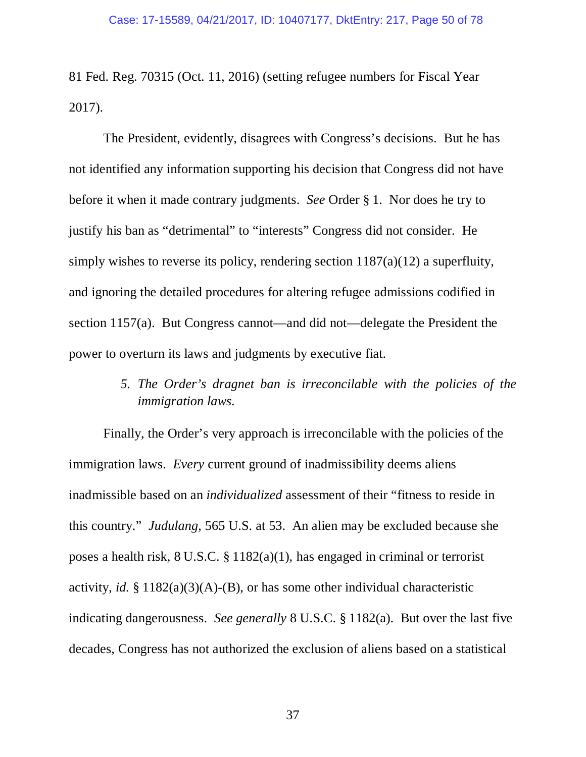81 Fed. Reg. 70315 (Oct. 11, 2016) (setting refugee numbers for Fiscal Year 2017).

The President, evidently, disagrees with Congress's decisions. But he has not identified any information supporting his decision that Congress did not have before it when it made contrary judgments. *See* Order § 1. Nor does he try to justify his ban as "detrimental" to "interests" Congress did not consider. He simply wishes to reverse its policy, rendering section 1187(a)(12) a superfluity, and ignoring the detailed procedures for altering refugee admissions codified in section 1157(a). But Congress cannot—and did not—delegate the President the power to overturn its laws and judgments by executive fiat.

*5. The Order's dragnet ban is irreconcilable with the policies of the immigration laws.*

Finally, the Order's very approach is irreconcilable with the policies of the immigration laws. *Every* current ground of inadmissibility deems aliens inadmissible based on an *individualized* assessment of their "fitness to reside in this country." *Judulang*, 565 U.S. at 53. An alien may be excluded because she poses a health risk, 8 U.S.C. § 1182(a)(1), has engaged in criminal or terrorist activity, *id.* § 1182(a)(3)(A)-(B), or has some other individual characteristic indicating dangerousness. *See generally* 8 U.S.C. § 1182(a). But over the last five decades, Congress has not authorized the exclusion of aliens based on a statistical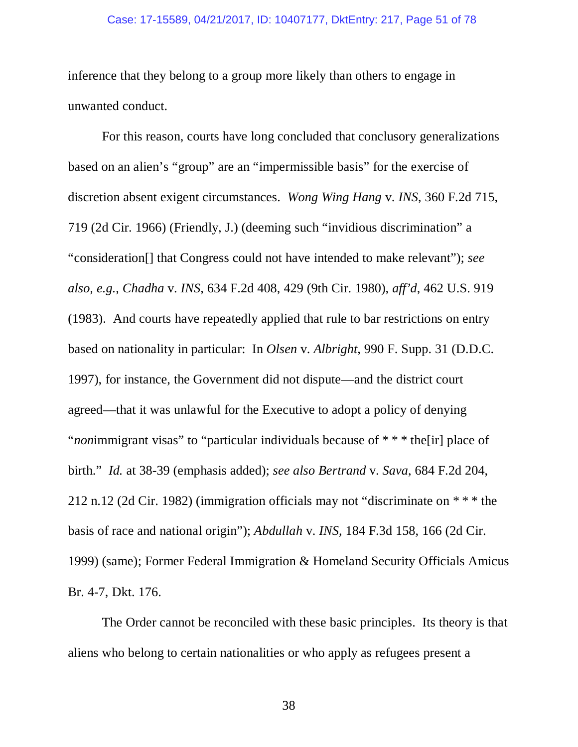inference that they belong to a group more likely than others to engage in unwanted conduct.

For this reason, courts have long concluded that conclusory generalizations based on an alien's "group" are an "impermissible basis" for the exercise of discretion absent exigent circumstances. *Wong Wing Hang* v. *INS*, 360 F.2d 715, 719 (2d Cir. 1966) (Friendly, J.) (deeming such "invidious discrimination" a "consideration[] that Congress could not have intended to make relevant"); *see also, e.g.*, *Chadha* v. *INS*, 634 F.2d 408, 429 (9th Cir. 1980), *aff'd*, 462 U.S. 919 (1983). And courts have repeatedly applied that rule to bar restrictions on entry based on nationality in particular: In *Olsen* v. *Albright*, 990 F. Supp. 31 (D.D.C. 1997), for instance, the Government did not dispute—and the district court agreed—that it was unlawful for the Executive to adopt a policy of denying "*non*immigrant visas" to "particular individuals because of * * * the[ir] place of birth." *Id.* at 38-39 (emphasis added); *see also Bertrand* v. *Sava*, 684 F.2d 204, 212 n.12 (2d Cir. 1982) (immigration officials may not "discriminate on * * * the basis of race and national origin"); *Abdullah* v. *INS*, 184 F.3d 158, 166 (2d Cir. 1999) (same); Former Federal Immigration & Homeland Security Officials Amicus Br. 4-7, Dkt. 176.

The Order cannot be reconciled with these basic principles. Its theory is that aliens who belong to certain nationalities or who apply as refugees present a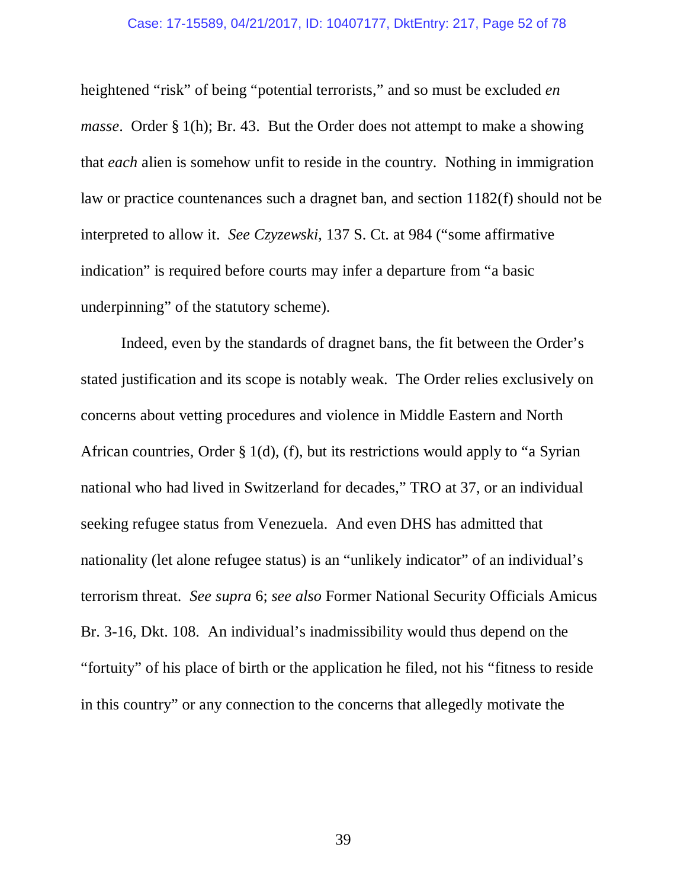heightened "risk" of being "potential terrorists," and so must be excluded *en masse*. Order § 1(h); Br. 43. But the Order does not attempt to make a showing that *each* alien is somehow unfit to reside in the country. Nothing in immigration law or practice countenances such a dragnet ban, and section 1182(f) should not be interpreted to allow it. *See Czyzewski*, 137 S. Ct. at 984 ("some affirmative indication" is required before courts may infer a departure from "a basic underpinning" of the statutory scheme).

Indeed, even by the standards of dragnet bans, the fit between the Order's stated justification and its scope is notably weak. The Order relies exclusively on concerns about vetting procedures and violence in Middle Eastern and North African countries, Order § 1(d), (f), but its restrictions would apply to "a Syrian national who had lived in Switzerland for decades," TRO at 37, or an individual seeking refugee status from Venezuela. And even DHS has admitted that nationality (let alone refugee status) is an "unlikely indicator" of an individual's terrorism threat. *See supra* 6; *see also* Former National Security Officials Amicus Br. 3-16, Dkt. 108. An individual's inadmissibility would thus depend on the "fortuity" of his place of birth or the application he filed, not his "fitness to reside in this country" or any connection to the concerns that allegedly motivate the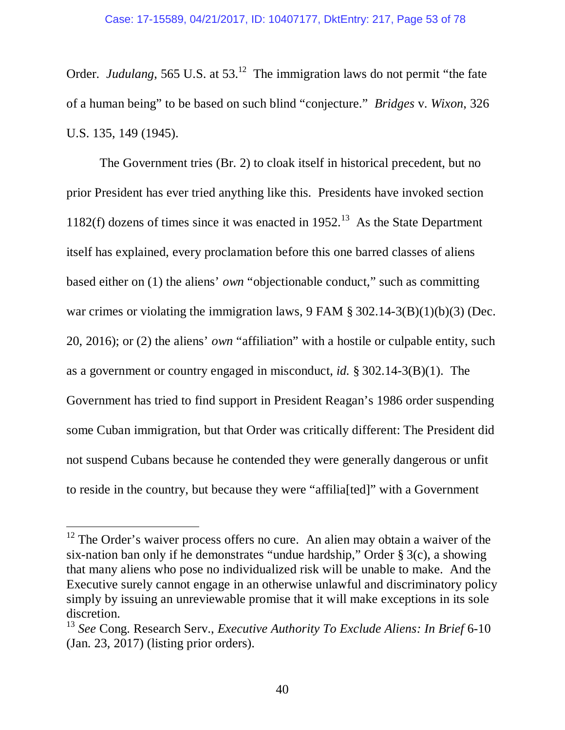Order. *Judulang*, 565 U.S. at 53.[12] The immigration laws do not permit "the fate of a human being" to be based on such blind "conjecture." *Bridges* v. *Wixon*, 326 U.S. 135, 149 (1945).

The Government tries (Br. 2) to cloak itself in historical precedent, but no prior President has ever tried anything like this. Presidents have invoked section 1182(f) dozens of times since it was enacted in 1952.[13] As the State Department itself has explained, every proclamation before this one barred classes of aliens based either on (1) the aliens' *own* "objectionable conduct," such as committing war crimes or violating the immigration laws, 9 FAM § 302.14-3(B)(1)(b)(3) (Dec. 20, 2016); or (2) the aliens' *own* "affiliation" with a hostile or culpable entity, such as a government or country engaged in misconduct, *id.* § 302.14-3(B)(1). The Government has tried to find support in President Reagan's 1986 order suspending some Cuban immigration, but that Order was critically different: The President did not suspend Cubans because he contended they were generally dangerous or unfit to reside in the country, but because they were "affilia[ted]" with a Government

---

[12] The Order's waiver process offers no cure. An alien may obtain a waiver of the six-nation ban only if he demonstrates "undue hardship," Order § 3(c), a showing that many aliens who pose no individualized risk will be unable to make. And the Executive surely cannot engage in an otherwise unlawful and discriminatory policy simply by issuing an unreviewable promise that it will make exceptions in its sole discretion.

[13] *See* Cong. Research Serv., *Executive Authority To Exclude Aliens: In Brief* 6-10 (Jan. 23, 2017) (listing prior orders).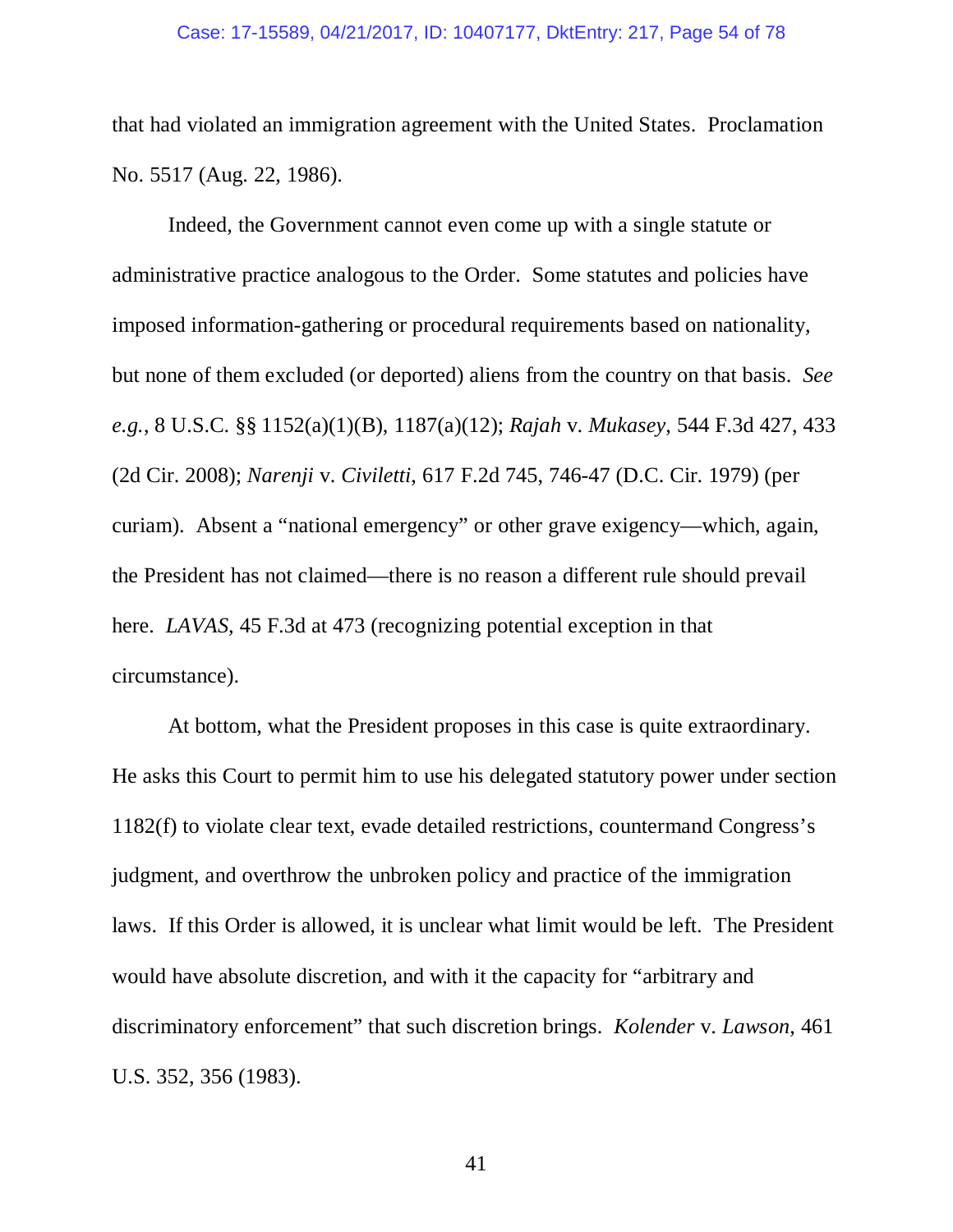that had violated an immigration agreement with the United States. Proclamation No. 5517 (Aug. 22, 1986).

Indeed, the Government cannot even come up with a single statute or administrative practice analogous to the Order. Some statutes and policies have imposed information-gathering or procedural requirements based on nationality, but none of them excluded (or deported) aliens from the country on that basis. *See e.g.*, 8 U.S.C. §§ 1152(a)(1)(B), 1187(a)(12); *Rajah* v. *Mukasey*, 544 F.3d 427, 433 (2d Cir. 2008); *Narenji* v. *Civiletti*, 617 F.2d 745, 746-47 (D.C. Cir. 1979) (per curiam). Absent a "national emergency" or other grave exigency—which, again, the President has not claimed—there is no reason a different rule should prevail here. *LAVAS*, 45 F.3d at 473 (recognizing potential exception in that circumstance).

At bottom, what the President proposes in this case is quite extraordinary. He asks this Court to permit him to use his delegated statutory power under section 1182(f) to violate clear text, evade detailed restrictions, countermand Congress's judgment, and overthrow the unbroken policy and practice of the immigration laws. If this Order is allowed, it is unclear what limit would be left. The President would have absolute discretion, and with it the capacity for "arbitrary and discriminatory enforcement" that such discretion brings. *Kolender* v. *Lawson*, 461 U.S. 352, 356 (1983).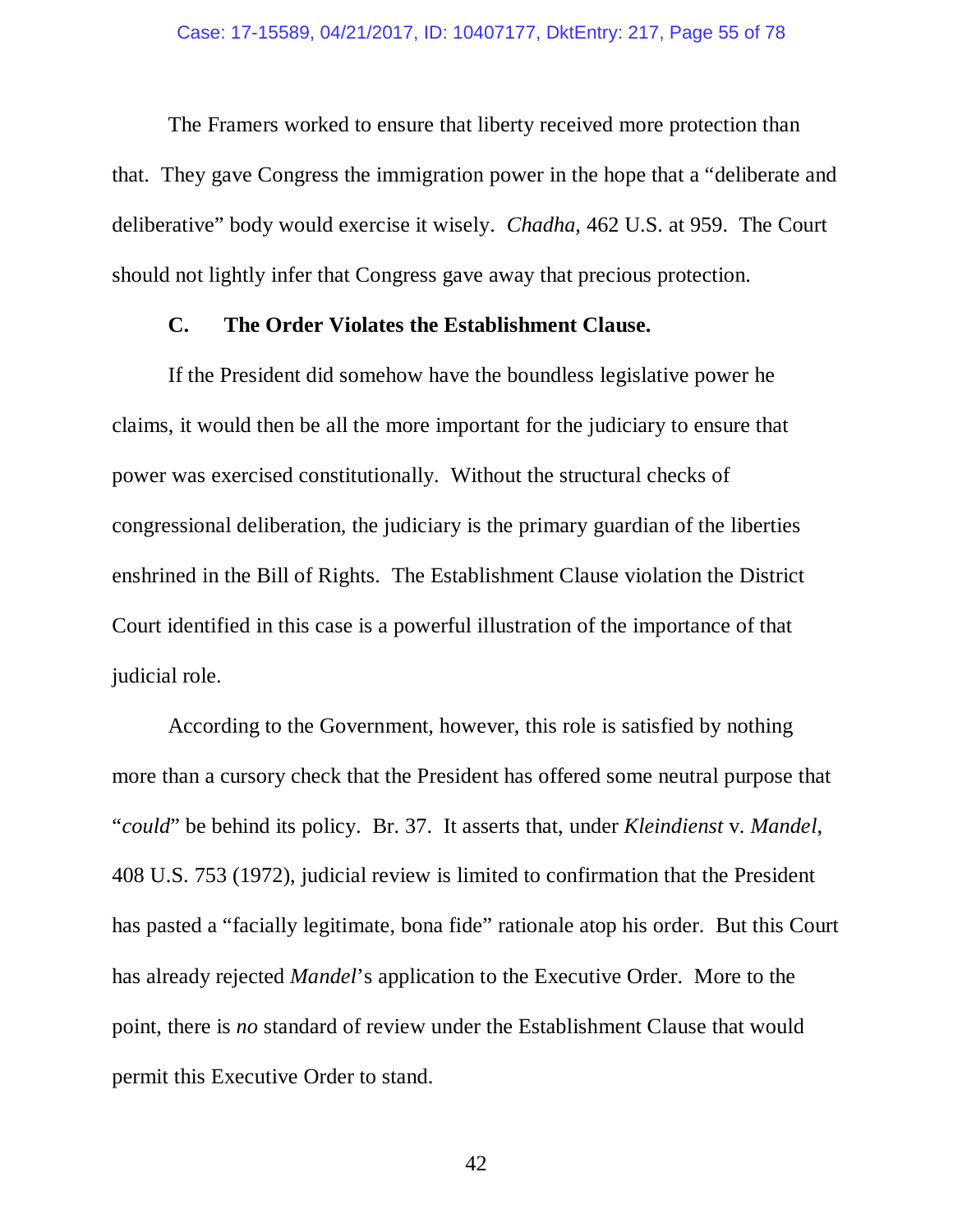The Framers worked to ensure that liberty received more protection than that. They gave Congress the immigration power in the hope that a "deliberate and deliberative" body would exercise it wisely. *Chadha*, 462 U.S. at 959. The Court should not lightly infer that Congress gave away that precious protection.

### C. The Order Violates the Establishment Clause.

If the President did somehow have the boundless legislative power he claims, it would then be all the more important for the judiciary to ensure that power was exercised constitutionally. Without the structural checks of congressional deliberation, the judiciary is the primary guardian of the liberties enshrined in the Bill of Rights. The Establishment Clause violation the District Court identified in this case is a powerful illustration of the importance of that judicial role.

According to the Government, however, this role is satisfied by nothing more than a cursory check that the President has offered some neutral purpose that "*could*" be behind its policy. Br. 37. It asserts that, under *Kleindienst* v. *Mandel*, 408 U.S. 753 (1972), judicial review is limited to confirmation that the President has pasted a "facially legitimate, bona fide" rationale atop his order. But this Court has already rejected *Mandel*'s application to the Executive Order. More to the point, there is *no* standard of review under the Establishment Clause that would permit this Executive Order to stand.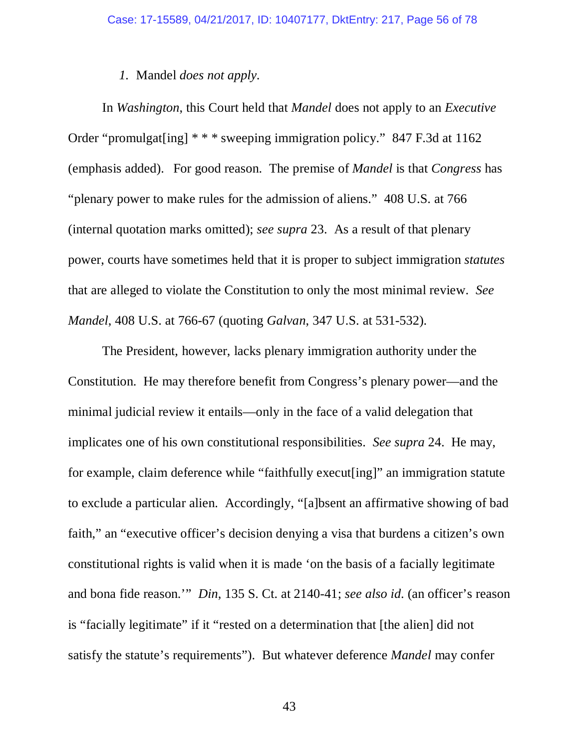*1.* Mandel *does not apply*.

In *Washington*, this Court held that *Mandel* does not apply to an *Executive* Order "promulgat[ing] * * * sweeping immigration policy." 847 F.3d at 1162 (emphasis added). For good reason. The premise of *Mandel* is that *Congress* has "plenary power to make rules for the admission of aliens." 408 U.S. at 766 (internal quotation marks omitted); *see supra* 23. As a result of that plenary power, courts have sometimes held that it is proper to subject immigration *statutes* that are alleged to violate the Constitution to only the most minimal review. *See Mandel*, 408 U.S. at 766-67 (quoting *Galvan*, 347 U.S. at 531-532).

The President, however, lacks plenary immigration authority under the Constitution. He may therefore benefit from Congress's plenary power—and the minimal judicial review it entails—only in the face of a valid delegation that implicates one of his own constitutional responsibilities. *See supra* 24. He may, for example, claim deference while "faithfully execut[ing]" an immigration statute to exclude a particular alien. Accordingly, "[a]bsent an affirmative showing of bad faith," an "executive officer's decision denying a visa that burdens a citizen's own constitutional rights is valid when it is made 'on the basis of a facially legitimate and bona fide reason.'" *Din*, 135 S. Ct. at 2140-41; *see also id.* (an officer's reason is "facially legitimate" if it "rested on a determination that [the alien] did not satisfy the statute's requirements"). But whatever deference *Mandel* may confer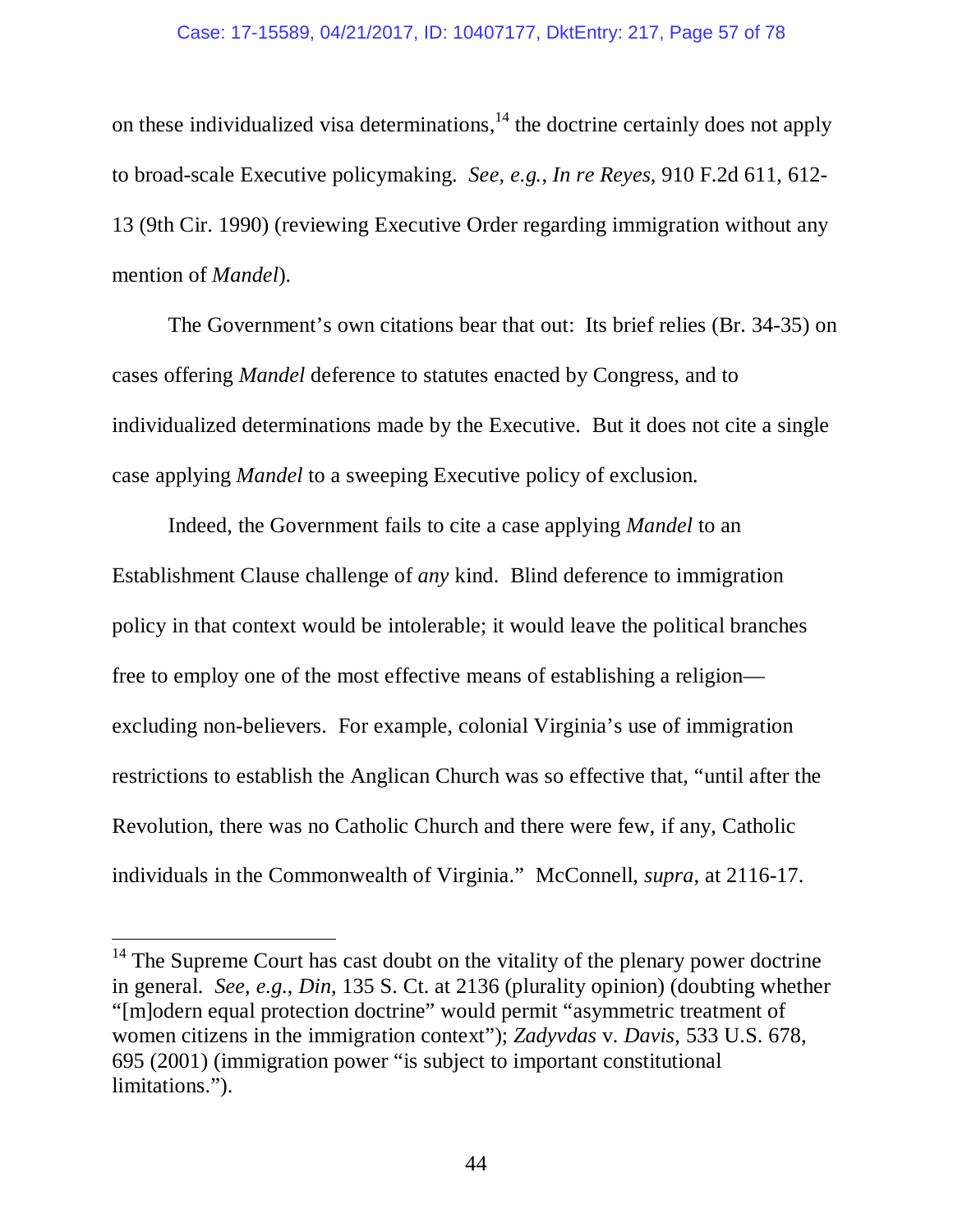on these individualized visa determinations,[14] the doctrine certainly does not apply to broad-scale Executive policymaking. *See, e.g.*, *In re Reyes*, 910 F.2d 611, 612-13 (9th Cir. 1990) (reviewing Executive Order regarding immigration without any mention of *Mandel*).

The Government's own citations bear that out: Its brief relies (Br. 34-35) on cases offering *Mandel* deference to statutes enacted by Congress, and to individualized determinations made by the Executive. But it does not cite a single case applying *Mandel* to a sweeping Executive policy of exclusion.

Indeed, the Government fails to cite a case applying *Mandel* to an Establishment Clause challenge of *any* kind. Blind deference to immigration policy in that context would be intolerable; it would leave the political branches free to employ one of the most effective means of establishing a religion—excluding non-believers. For example, colonial Virginia's use of immigration restrictions to establish the Anglican Church was so effective that, "until after the Revolution, there was no Catholic Church and there were few, if any, Catholic individuals in the Commonwealth of Virginia." McConnell, *supra*, at 2116-17.

---

[14] The Supreme Court has cast doubt on the vitality of the plenary power doctrine in general. *See, e.g.*, *Din*, 135 S. Ct. at 2136 (plurality opinion) (doubting whether "[m]odern equal protection doctrine" would permit "asymmetric treatment of women citizens in the immigration context"); *Zadyvdas* v. *Davis*, 533 U.S. 678, 695 (2001) (immigration power "is subject to important constitutional limitations.").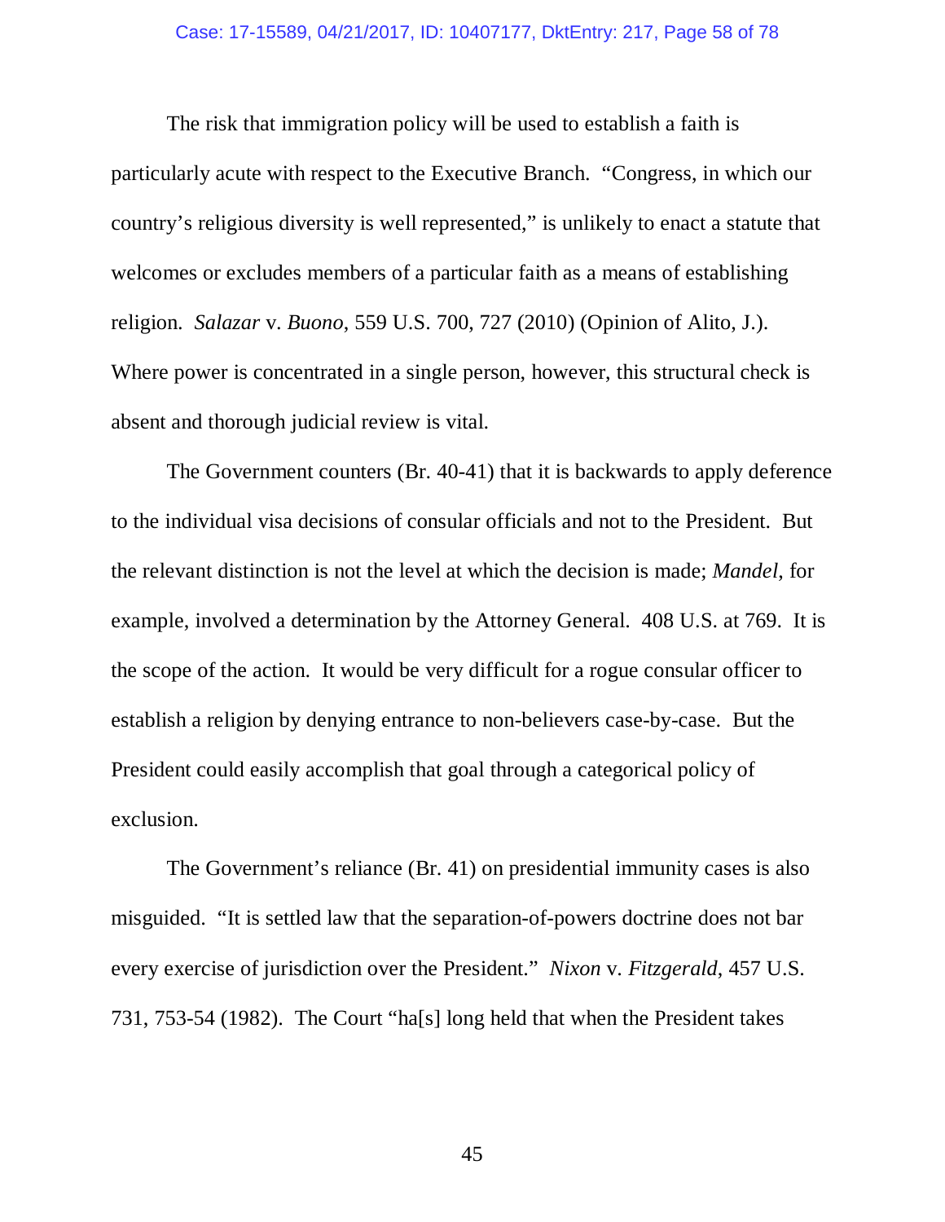The risk that immigration policy will be used to establish a faith is particularly acute with respect to the Executive Branch. "Congress, in which our country's religious diversity is well represented," is unlikely to enact a statute that welcomes or excludes members of a particular faith as a means of establishing religion. *Salazar* v. *Buono*, 559 U.S. 700, 727 (2010) (Opinion of Alito, J.). Where power is concentrated in a single person, however, this structural check is absent and thorough judicial review is vital.

The Government counters (Br. 40-41) that it is backwards to apply deference to the individual visa decisions of consular officials and not to the President. But the relevant distinction is not the level at which the decision is made; *Mandel*, for example, involved a determination by the Attorney General. 408 U.S. at 769. It is the scope of the action. It would be very difficult for a rogue consular officer to establish a religion by denying entrance to non-believers case-by-case. But the President could easily accomplish that goal through a categorical policy of exclusion.

The Government's reliance (Br. 41) on presidential immunity cases is also misguided. "It is settled law that the separation-of-powers doctrine does not bar every exercise of jurisdiction over the President." *Nixon* v. *Fitzgerald*, 457 U.S. 731, 753-54 (1982). The Court "ha[s] long held that when the President takes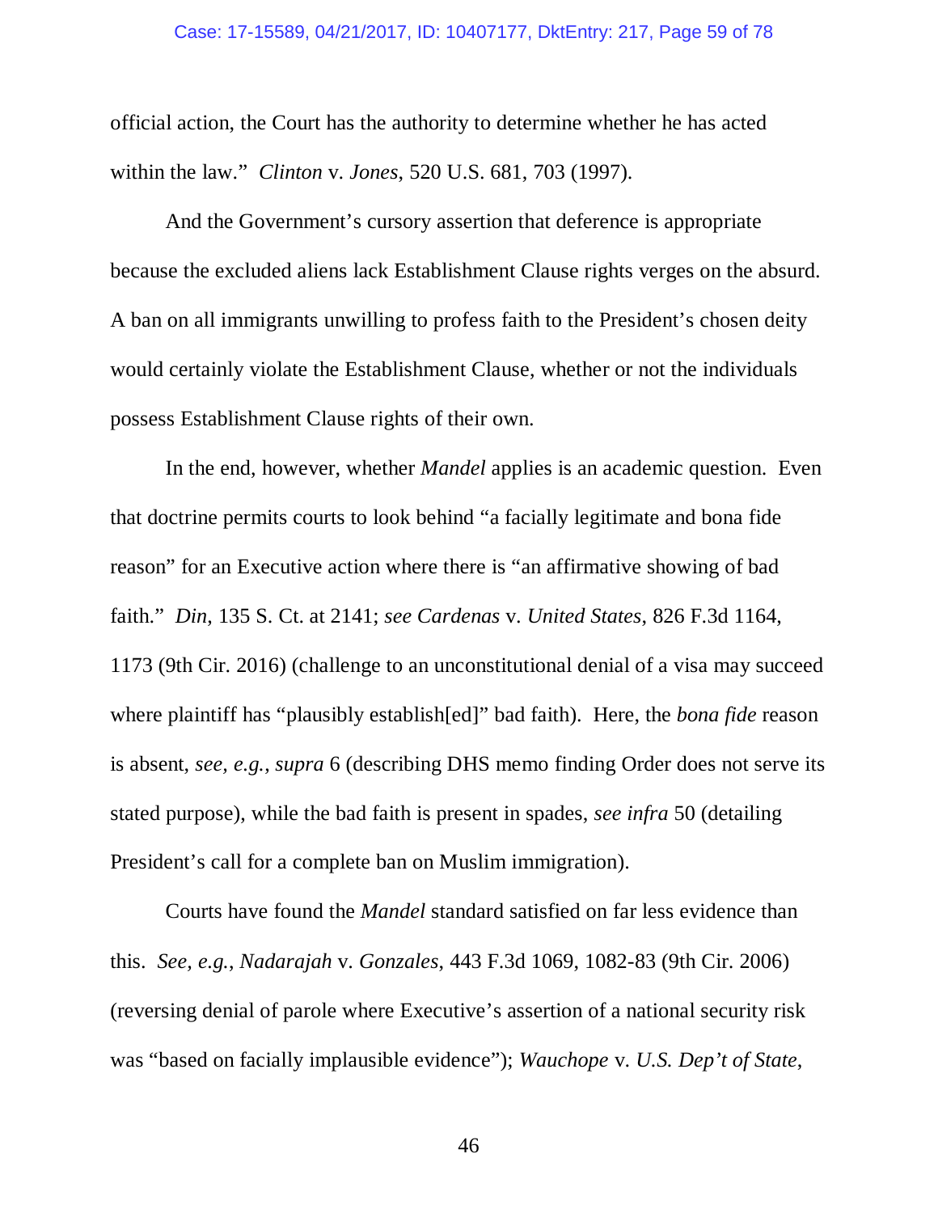official action, the Court has the authority to determine whether he has acted within the law." *Clinton* v. *Jones*, 520 U.S. 681, 703 (1997).

And the Government's cursory assertion that deference is appropriate because the excluded aliens lack Establishment Clause rights verges on the absurd. A ban on all immigrants unwilling to profess faith to the President's chosen deity would certainly violate the Establishment Clause, whether or not the individuals possess Establishment Clause rights of their own.

In the end, however, whether *Mandel* applies is an academic question. Even that doctrine permits courts to look behind "a facially legitimate and bona fide reason" for an Executive action where there is "an affirmative showing of bad faith." *Din*, 135 S. Ct. at 2141; *see Cardenas* v. *United States*, 826 F.3d 1164, 1173 (9th Cir. 2016) (challenge to an unconstitutional denial of a visa may succeed where plaintiff has "plausibly establish[ed]" bad faith). Here, the *bona fide* reason is absent, *see, e.g.*, *supra* 6 (describing DHS memo finding Order does not serve its stated purpose), while the bad faith is present in spades, *see infra* 50 (detailing President's call for a complete ban on Muslim immigration).

Courts have found the *Mandel* standard satisfied on far less evidence than this. *See, e.g.*, *Nadarajah* v. *Gonzales*, 443 F.3d 1069, 1082-83 (9th Cir. 2006) (reversing denial of parole where Executive's assertion of a national security risk was "based on facially implausible evidence"); *Wauchope* v. *U.S. Dep't of State*,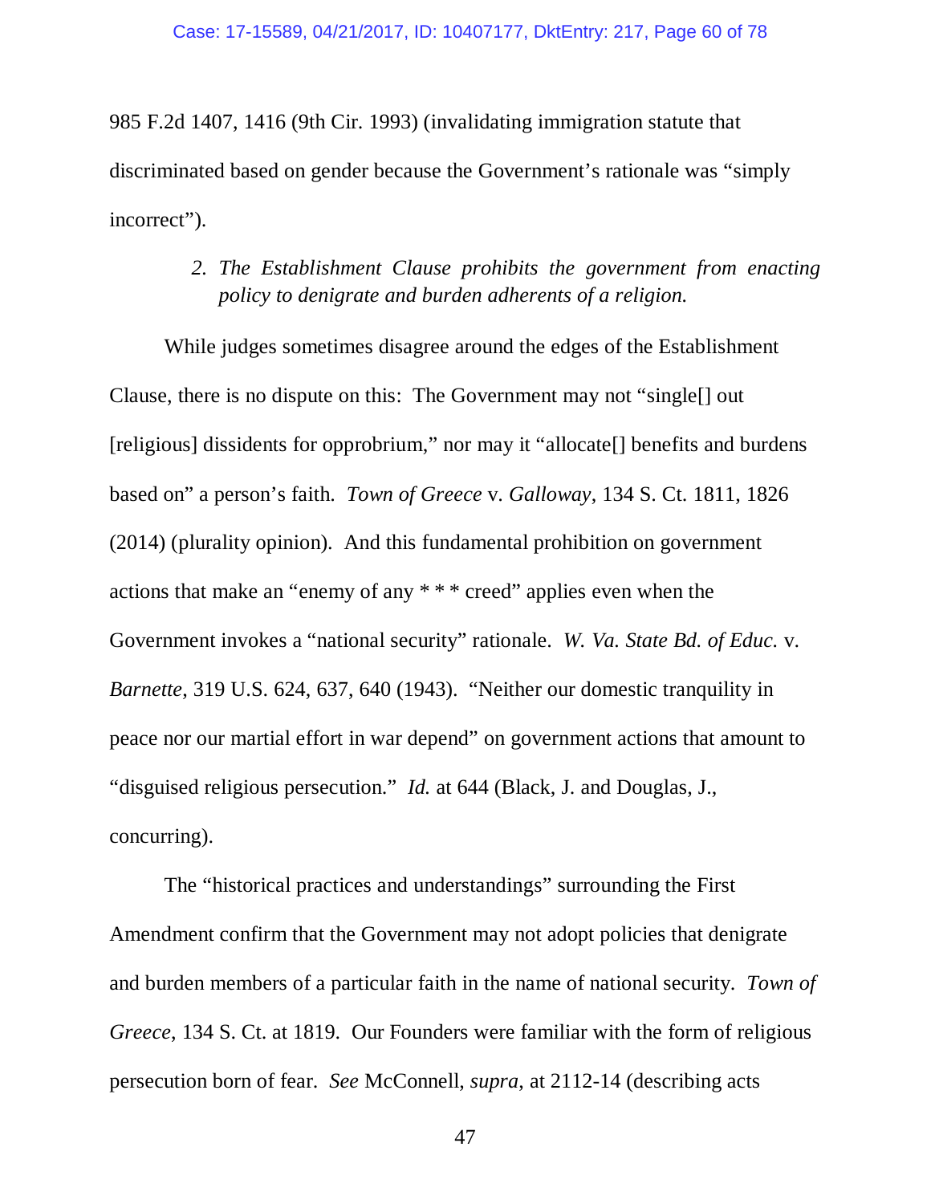985 F.2d 1407, 1416 (9th Cir. 1993) (invalidating immigration statute that discriminated based on gender because the Government's rationale was "simply incorrect").

*2. The Establishment Clause prohibits the government from enacting policy to denigrate and burden adherents of a religion.*

While judges sometimes disagree around the edges of the Establishment Clause, there is no dispute on this: The Government may not "single[] out [religious] dissidents for opprobrium," nor may it "allocate[] benefits and burdens based on" a person's faith. *Town of Greece* v. *Galloway*, 134 S. Ct. 1811, 1826 (2014) (plurality opinion). And this fundamental prohibition on government actions that make an "enemy of any * * * creed" applies even when the Government invokes a "national security" rationale. *W. Va. State Bd. of Educ.* v. *Barnette*, 319 U.S. 624, 637, 640 (1943). "Neither our domestic tranquility in peace nor our martial effort in war depend" on government actions that amount to "disguised religious persecution." *Id.* at 644 (Black, J. and Douglas, J., concurring).

The "historical practices and understandings" surrounding the First Amendment confirm that the Government may not adopt policies that denigrate and burden members of a particular faith in the name of national security. *Town of Greece*, 134 S. Ct. at 1819. Our Founders were familiar with the form of religious persecution born of fear. *See* McConnell, *supra*, at 2112-14 (describing acts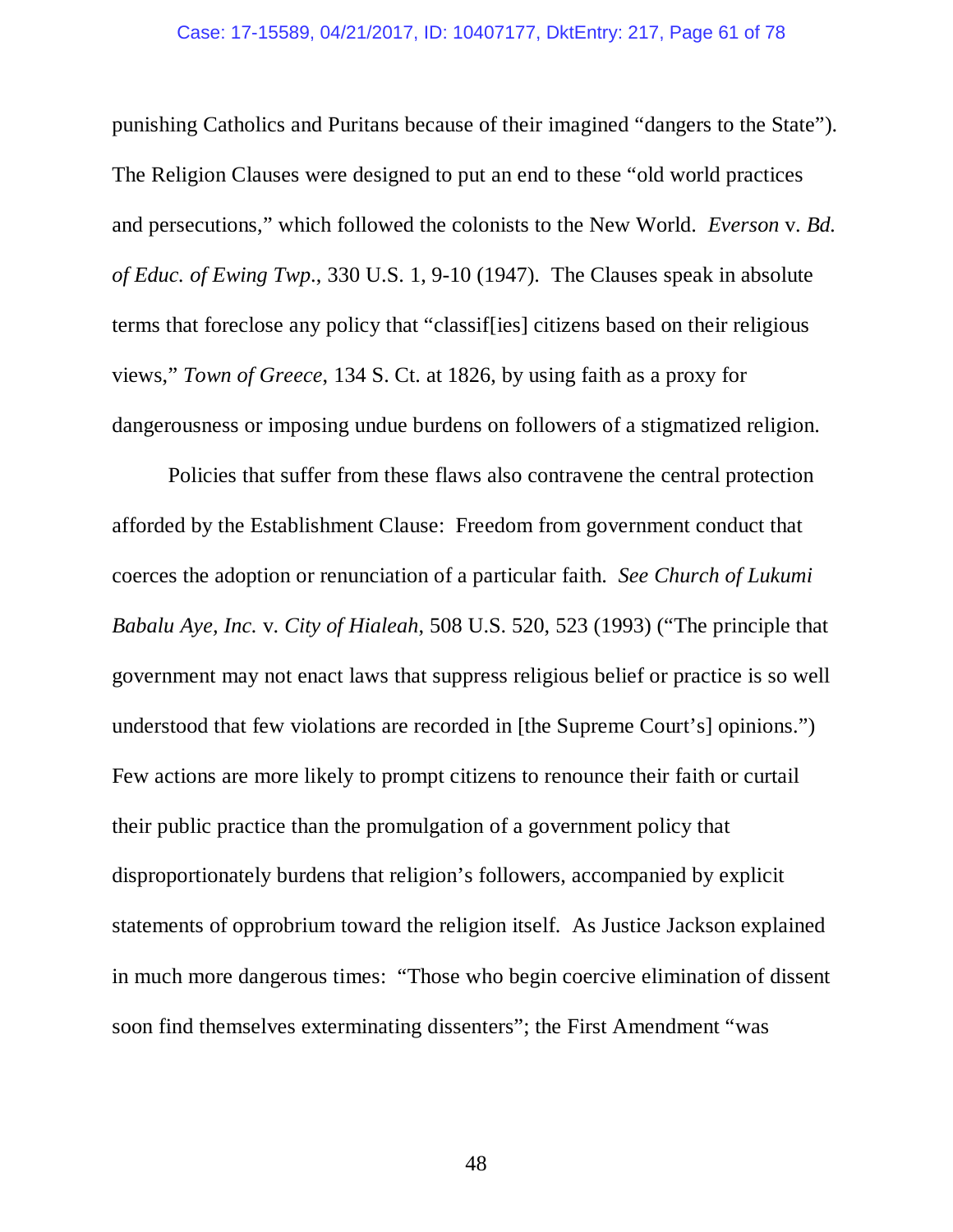punishing Catholics and Puritans because of their imagined "dangers to the State"). The Religion Clauses were designed to put an end to these "old world practices and persecutions," which followed the colonists to the New World. *Everson* v. *Bd. of Educ. of Ewing Twp.*, 330 U.S. 1, 9-10 (1947). The Clauses speak in absolute terms that foreclose any policy that "classif[ies] citizens based on their religious views," *Town of Greece*, 134 S. Ct. at 1826, by using faith as a proxy for dangerousness or imposing undue burdens on followers of a stigmatized religion.

Policies that suffer from these flaws also contravene the central protection afforded by the Establishment Clause: Freedom from government conduct that coerces the adoption or renunciation of a particular faith. *See Church of Lukumi Babalu Aye, Inc.* v. *City of Hialeah*, 508 U.S. 520, 523 (1993) ("The principle that government may not enact laws that suppress religious belief or practice is so well understood that few violations are recorded in [the Supreme Court's] opinions.") Few actions are more likely to prompt citizens to renounce their faith or curtail their public practice than the promulgation of a government policy that disproportionately burdens that religion's followers, accompanied by explicit statements of opprobrium toward the religion itself. As Justice Jackson explained in much more dangerous times: "Those who begin coercive elimination of dissent soon find themselves exterminating dissenters"; the First Amendment "was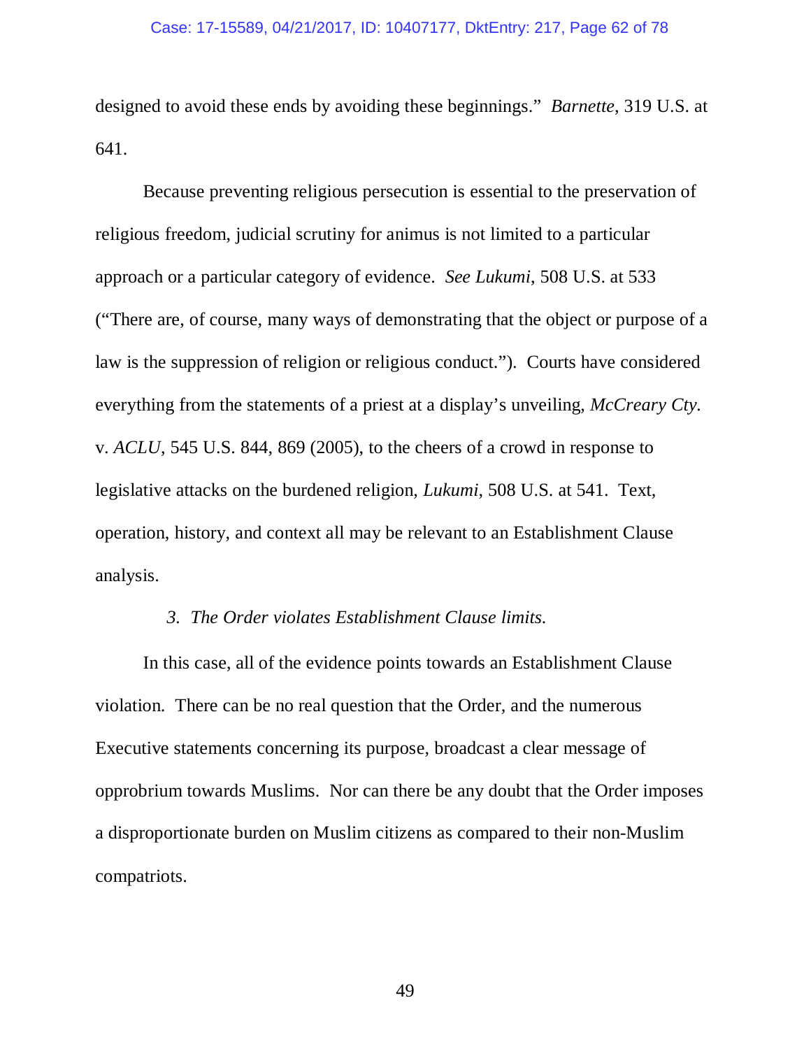designed to avoid these ends by avoiding these beginnings." *Barnette*, 319 U.S. at 641.

Because preventing religious persecution is essential to the preservation of religious freedom, judicial scrutiny for animus is not limited to a particular approach or a particular category of evidence. *See Lukumi*, 508 U.S. at 533 ("There are, of course, many ways of demonstrating that the object or purpose of a law is the suppression of religion or religious conduct."). Courts have considered everything from the statements of a priest at a display's unveiling, *McCreary Cty.* v. *ACLU*, 545 U.S. 844, 869 (2005), to the cheers of a crowd in response to legislative attacks on the burdened religion, *Lukumi*, 508 U.S. at 541. Text, operation, history, and context all may be relevant to an Establishment Clause analysis.

*3. The Order violates Establishment Clause limits.*

In this case, all of the evidence points towards an Establishment Clause violation. There can be no real question that the Order, and the numerous Executive statements concerning its purpose, broadcast a clear message of opprobrium towards Muslims. Nor can there be any doubt that the Order imposes a disproportionate burden on Muslim citizens as compared to their non-Muslim compatriots.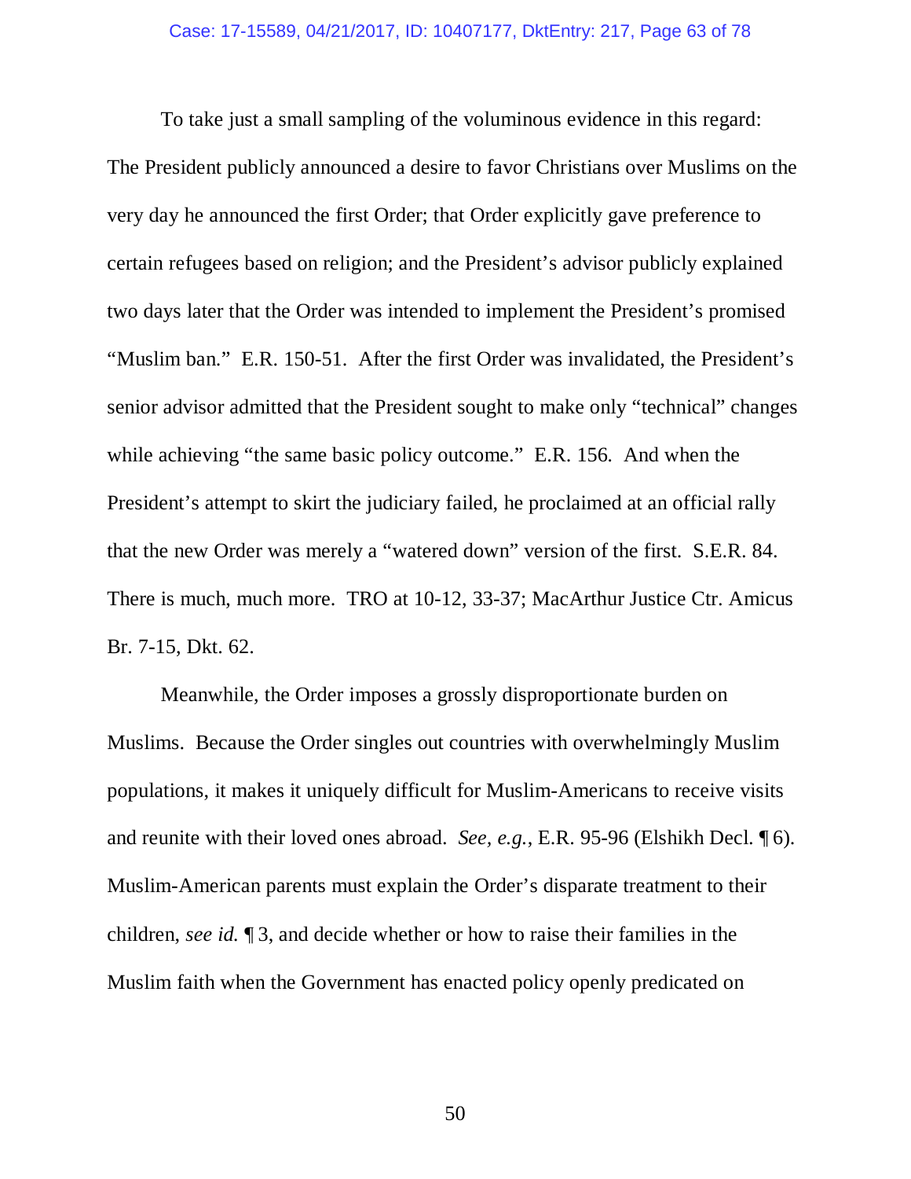To take just a small sampling of the voluminous evidence in this regard: The President publicly announced a desire to favor Christians over Muslims on the very day he announced the first Order; that Order explicitly gave preference to certain refugees based on religion; and the President's advisor publicly explained two days later that the Order was intended to implement the President's promised "Muslim ban." E.R. 150-51. After the first Order was invalidated, the President's senior advisor admitted that the President sought to make only "technical" changes while achieving "the same basic policy outcome." E.R. 156. And when the President's attempt to skirt the judiciary failed, he proclaimed at an official rally that the new Order was merely a "watered down" version of the first. S.E.R. 84. There is much, much more. TRO at 10-12, 33-37; MacArthur Justice Ctr. Amicus Br. 7-15, Dkt. 62.

Meanwhile, the Order imposes a grossly disproportionate burden on Muslims. Because the Order singles out countries with overwhelmingly Muslim populations, it makes it uniquely difficult for Muslim-Americans to receive visits and reunite with their loved ones abroad. *See, e.g.*, E.R. 95-96 (Elshikh Decl. ¶ 6). Muslim-American parents must explain the Order's disparate treatment to their children, *see id.* ¶ 3, and decide whether or how to raise their families in the Muslim faith when the Government has enacted policy openly predicated on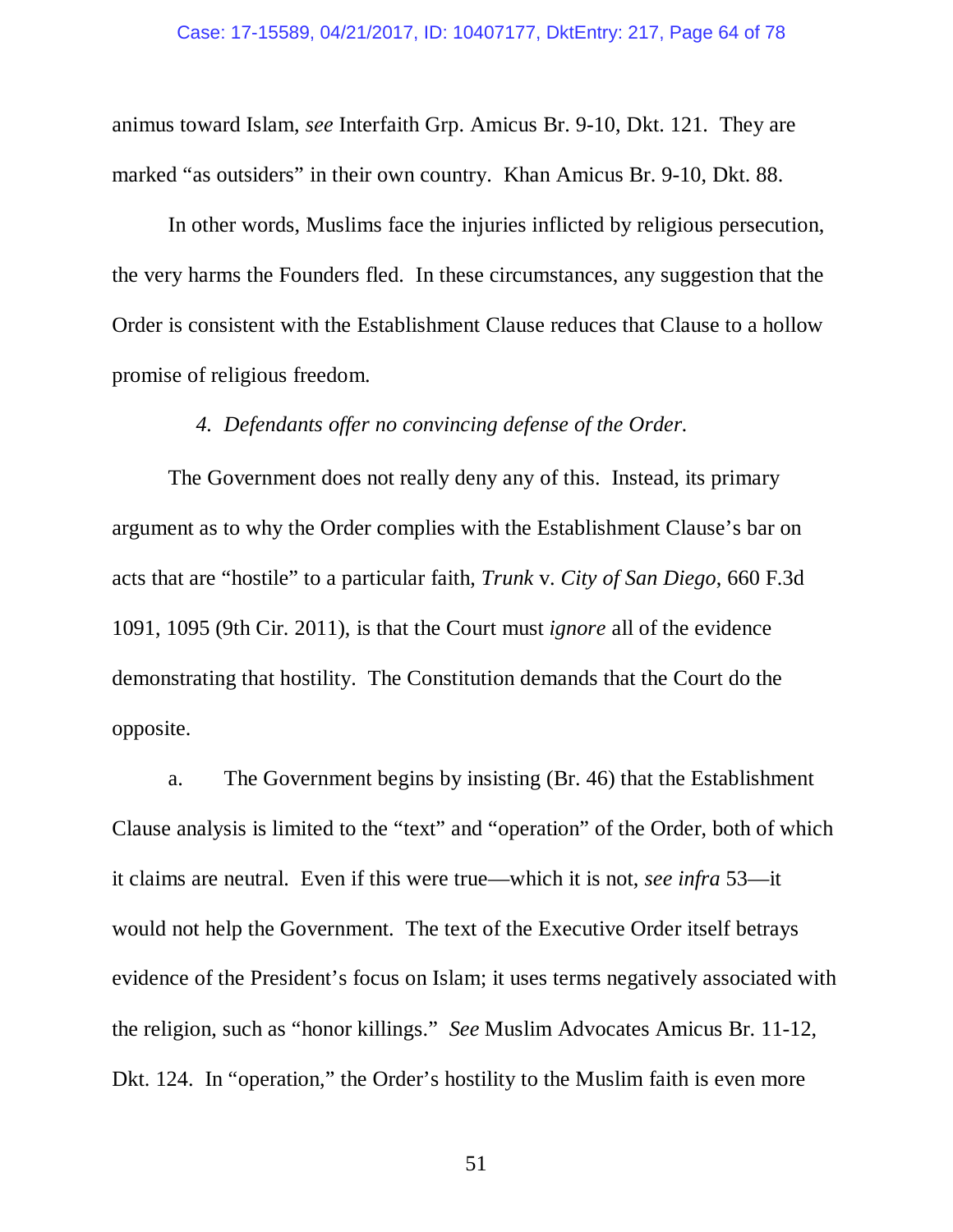animus toward Islam, *see* Interfaith Grp. Amicus Br. 9-10, Dkt. 121. They are marked "as outsiders" in their own country. Khan Amicus Br. 9-10, Dkt. 88.

In other words, Muslims face the injuries inflicted by religious persecution, the very harms the Founders fled. In these circumstances, any suggestion that the Order is consistent with the Establishment Clause reduces that Clause to a hollow promise of religious freedom.

*4. Defendants offer no convincing defense of the Order.*

The Government does not really deny any of this. Instead, its primary argument as to why the Order complies with the Establishment Clause's bar on acts that are "hostile" to a particular faith, *Trunk* v. *City of San Diego*, 660 F.3d 1091, 1095 (9th Cir. 2011), is that the Court must *ignore* all of the evidence demonstrating that hostility. The Constitution demands that the Court do the opposite.

a. The Government begins by insisting (Br. 46) that the Establishment Clause analysis is limited to the "text" and "operation" of the Order, both of which it claims are neutral. Even if this were true—which it is not, *see infra* 53—it would not help the Government. The text of the Executive Order itself betrays evidence of the President's focus on Islam; it uses terms negatively associated with the religion, such as "honor killings." *See* Muslim Advocates Amicus Br. 11-12, Dkt. 124. In "operation," the Order's hostility to the Muslim faith is even more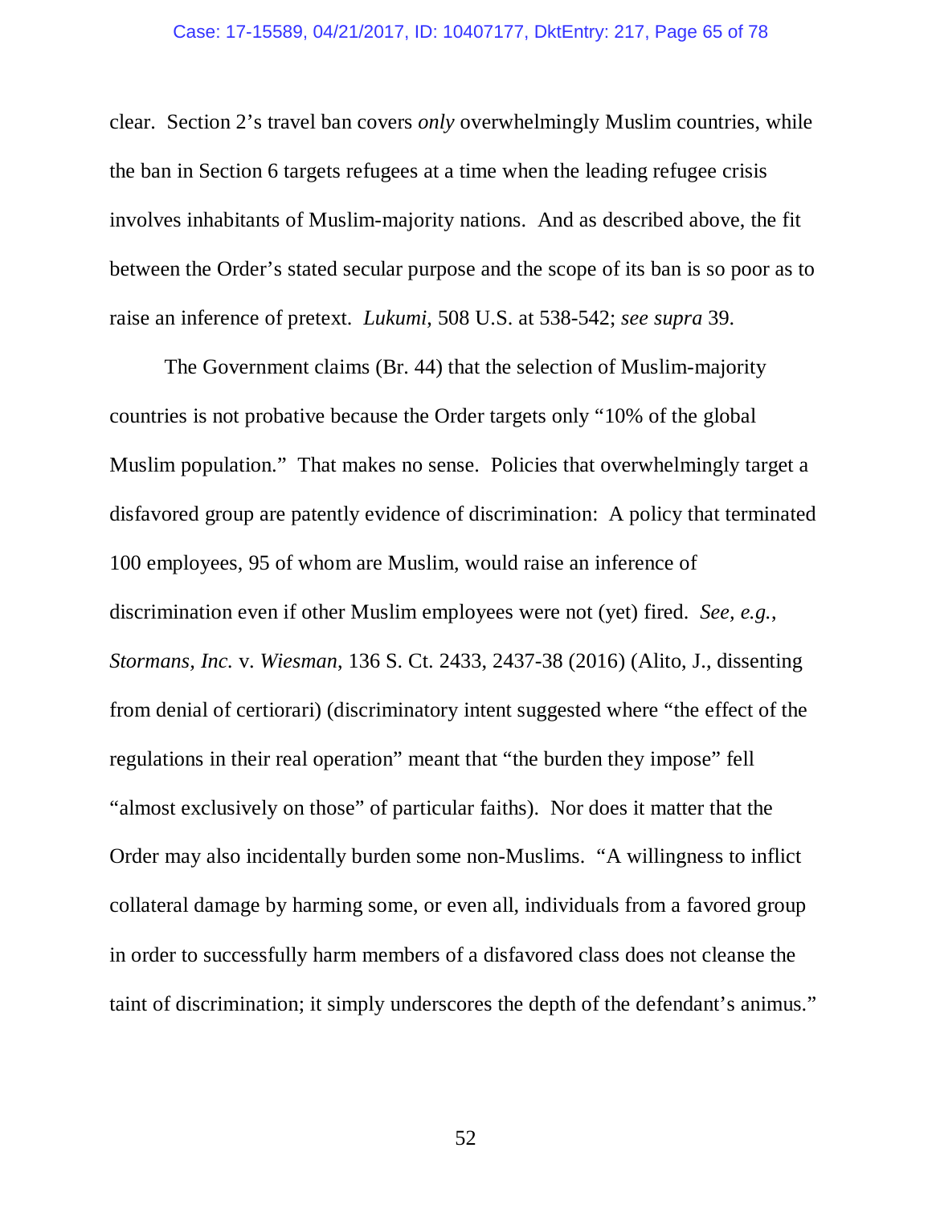clear. Section 2's travel ban covers *only* overwhelmingly Muslim countries, while the ban in Section 6 targets refugees at a time when the leading refugee crisis involves inhabitants of Muslim-majority nations. And as described above, the fit between the Order's stated secular purpose and the scope of its ban is so poor as to raise an inference of pretext. *Lukumi*, 508 U.S. at 538-542; *see supra* 39.

The Government claims (Br. 44) that the selection of Muslim-majority countries is not probative because the Order targets only "10% of the global Muslim population." That makes no sense. Policies that overwhelmingly target a disfavored group are patently evidence of discrimination: A policy that terminated 100 employees, 95 of whom are Muslim, would raise an inference of discrimination even if other Muslim employees were not (yet) fired. *See, e.g.*, *Stormans, Inc.* v. *Wiesman*, 136 S. Ct. 2433, 2437-38 (2016) (Alito, J., dissenting from denial of certiorari) (discriminatory intent suggested where "the effect of the regulations in their real operation" meant that "the burden they impose" fell "almost exclusively on those" of particular faiths). Nor does it matter that the Order may also incidentally burden some non-Muslims. "A willingness to inflict collateral damage by harming some, or even all, individuals from a favored group in order to successfully harm members of a disfavored class does not cleanse the taint of discrimination; it simply underscores the depth of the defendant's animus."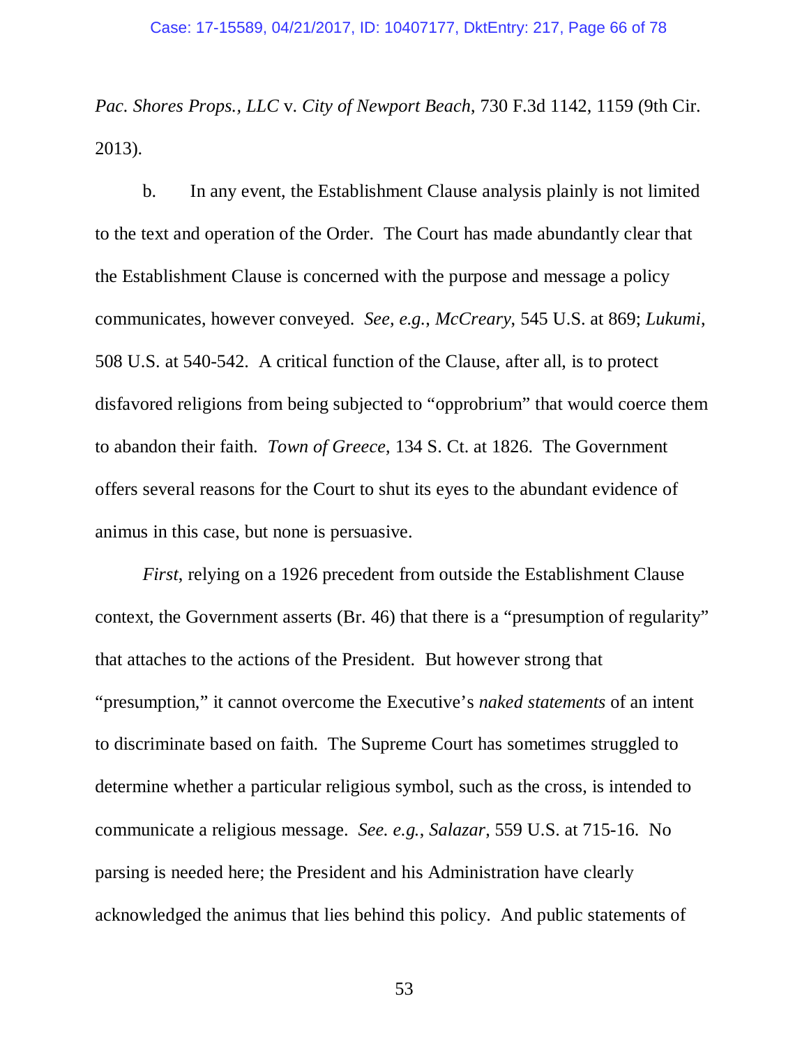*Pac. Shores Props., LLC* v. *City of Newport Beach*, 730 F.3d 1142, 1159 (9th Cir. 2013).

b. In any event, the Establishment Clause analysis plainly is not limited to the text and operation of the Order. The Court has made abundantly clear that the Establishment Clause is concerned with the purpose and message a policy communicates, however conveyed. *See, e.g.*, *McCreary*, 545 U.S. at 869; *Lukumi*, 508 U.S. at 540-542. A critical function of the Clause, after all, is to protect disfavored religions from being subjected to "opprobrium" that would coerce them to abandon their faith. *Town of Greece*, 134 S. Ct. at 1826. The Government offers several reasons for the Court to shut its eyes to the abundant evidence of animus in this case, but none is persuasive.

*First*, relying on a 1926 precedent from outside the Establishment Clause context, the Government asserts (Br. 46) that there is a "presumption of regularity" that attaches to the actions of the President. But however strong that "presumption," it cannot overcome the Executive's *naked statements* of an intent to discriminate based on faith. The Supreme Court has sometimes struggled to determine whether a particular religious symbol, such as the cross, is intended to communicate a religious message. *See. e.g.*, *Salazar*, 559 U.S. at 715-16. No parsing is needed here; the President and his Administration have clearly acknowledged the animus that lies behind this policy. And public statements of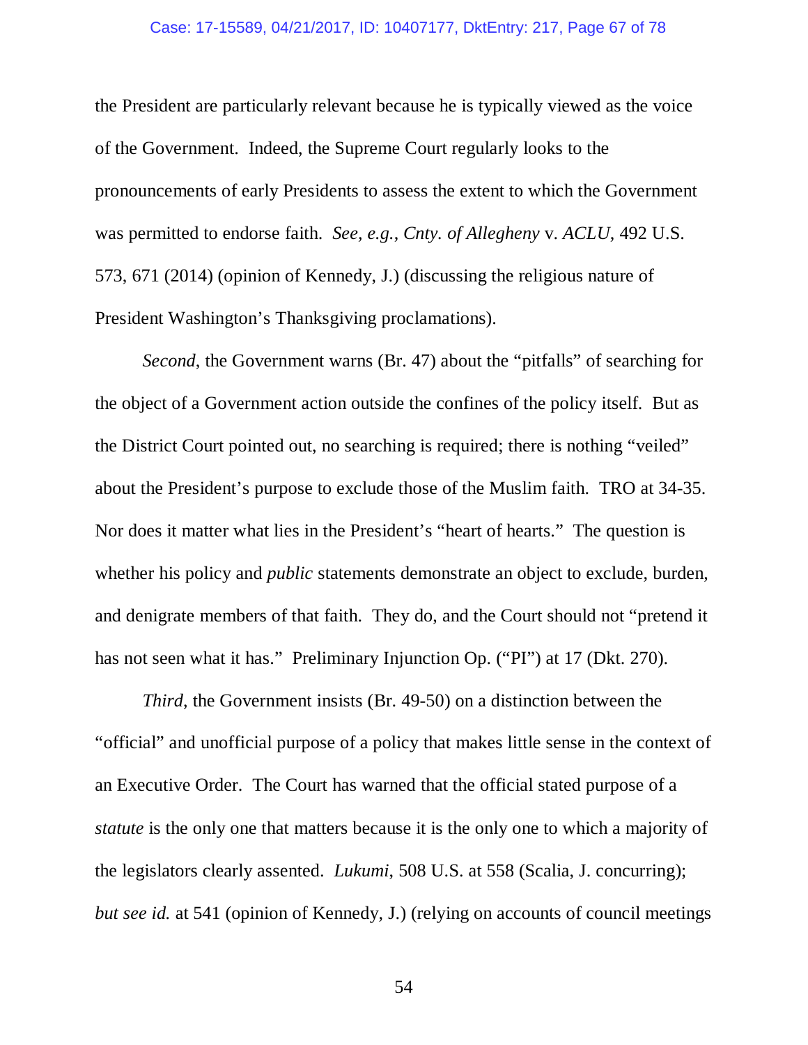the President are particularly relevant because he is typically viewed as the voice of the Government. Indeed, the Supreme Court regularly looks to the pronouncements of early Presidents to assess the extent to which the Government was permitted to endorse faith. *See, e.g.*, *Cnty. of Allegheny* v. *ACLU*, 492 U.S. 573, 671 (2014) (opinion of Kennedy, J.) (discussing the religious nature of President Washington's Thanksgiving proclamations).

*Second*, the Government warns (Br. 47) about the "pitfalls" of searching for the object of a Government action outside the confines of the policy itself. But as the District Court pointed out, no searching is required; there is nothing "veiled" about the President's purpose to exclude those of the Muslim faith. TRO at 34-35. Nor does it matter what lies in the President's "heart of hearts." The question is whether his policy and *public* statements demonstrate an object to exclude, burden, and denigrate members of that faith. They do, and the Court should not "pretend it has not seen what it has." Preliminary Injunction Op. ("PI") at 17 (Dkt. 270).

*Third*, the Government insists (Br. 49-50) on a distinction between the "official" and unofficial purpose of a policy that makes little sense in the context of an Executive Order. The Court has warned that the official stated purpose of a *statute* is the only one that matters because it is the only one to which a majority of the legislators clearly assented. *Lukumi*, 508 U.S. at 558 (Scalia, J. concurring); *but see id.* at 541 (opinion of Kennedy, J.) (relying on accounts of council meetings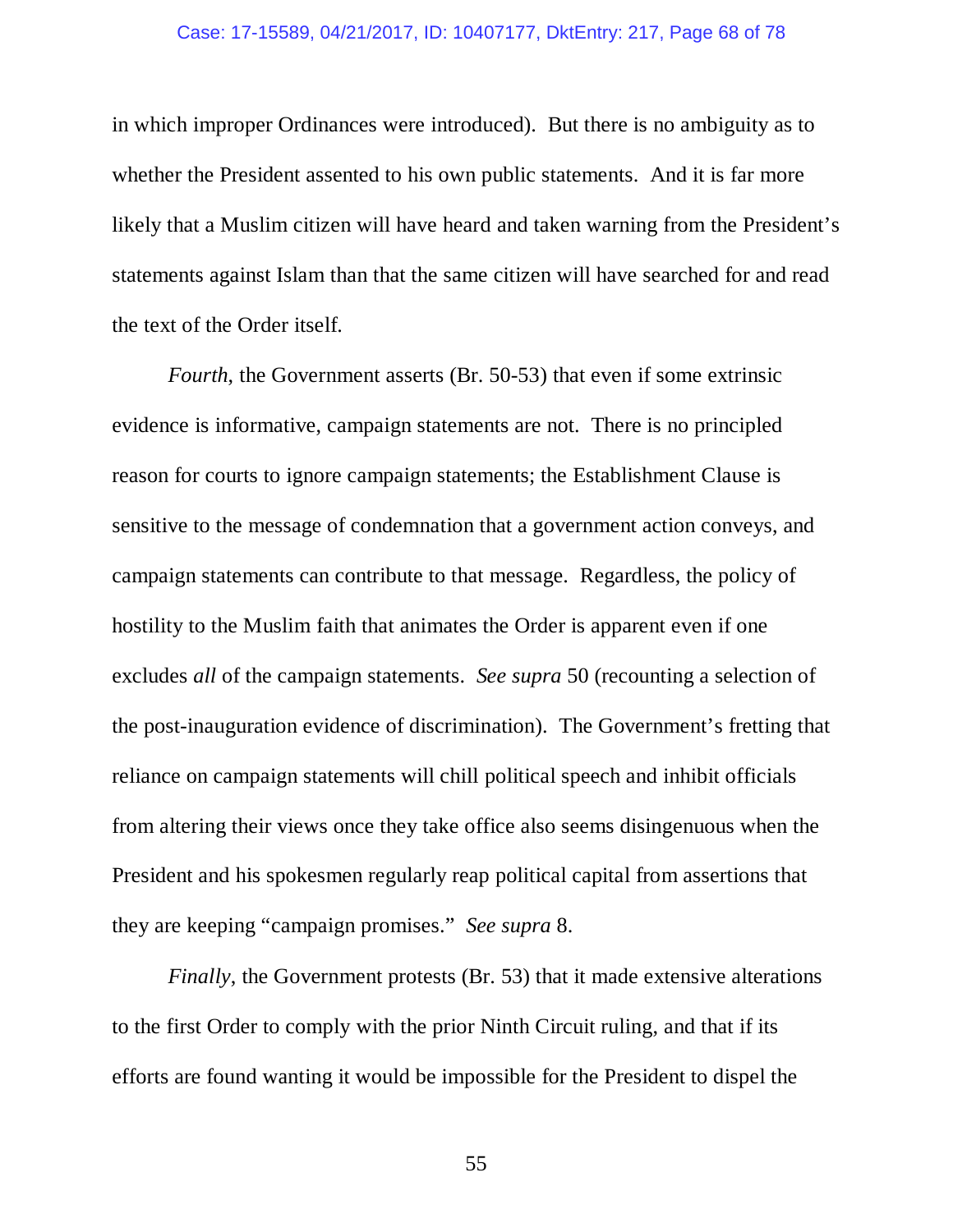in which improper Ordinances were introduced). But there is no ambiguity as to whether the President assented to his own public statements. And it is far more likely that a Muslim citizen will have heard and taken warning from the President's statements against Islam than that the same citizen will have searched for and read the text of the Order itself.

*Fourth*, the Government asserts (Br. 50-53) that even if some extrinsic evidence is informative, campaign statements are not. There is no principled reason for courts to ignore campaign statements; the Establishment Clause is sensitive to the message of condemnation that a government action conveys, and campaign statements can contribute to that message. Regardless, the policy of hostility to the Muslim faith that animates the Order is apparent even if one excludes *all* of the campaign statements. *See supra* 50 (recounting a selection of the post-inauguration evidence of discrimination). The Government's fretting that reliance on campaign statements will chill political speech and inhibit officials from altering their views once they take office also seems disingenuous when the President and his spokesmen regularly reap political capital from assertions that they are keeping "campaign promises." *See supra* 8.

*Finally*, the Government protests (Br. 53) that it made extensive alterations to the first Order to comply with the prior Ninth Circuit ruling, and that if its efforts are found wanting it would be impossible for the President to dispel the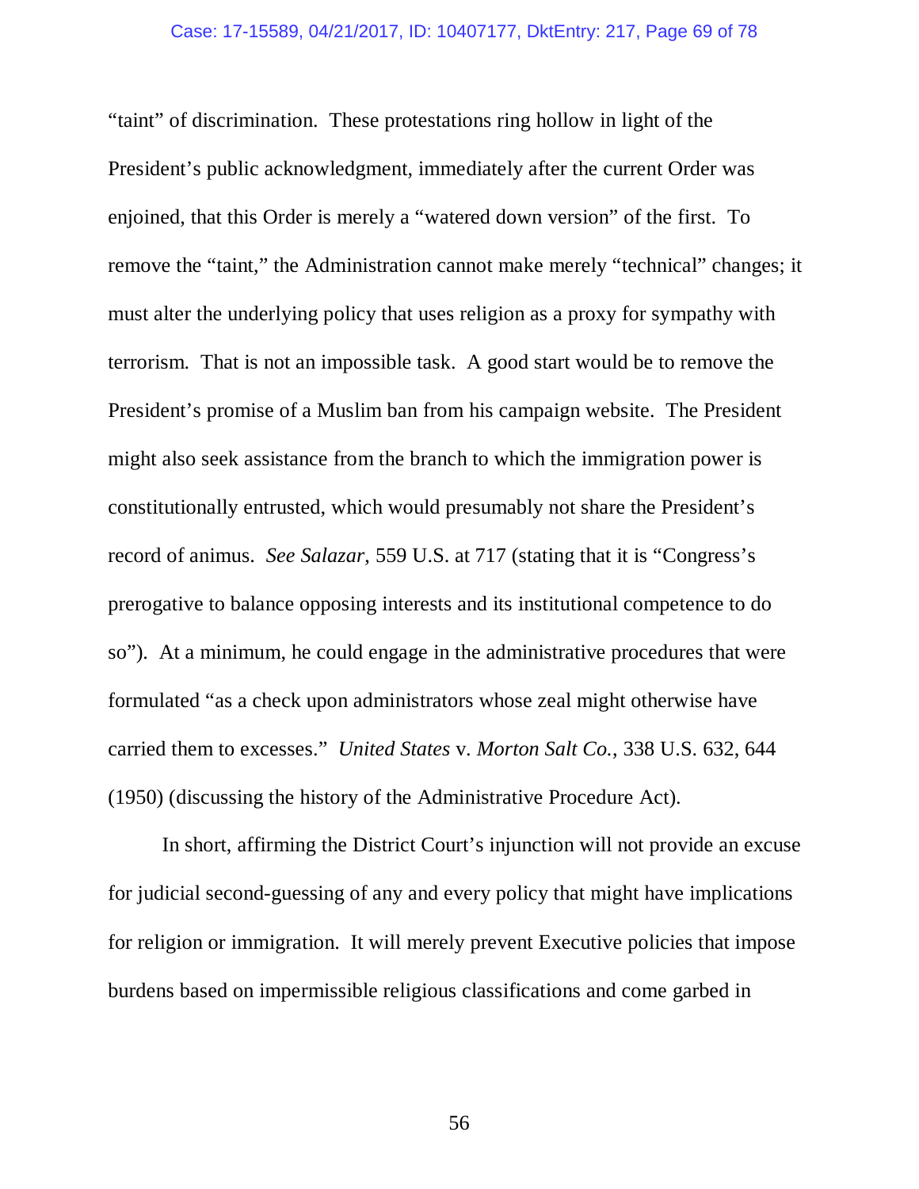"taint" of discrimination. These protestations ring hollow in light of the President's public acknowledgment, immediately after the current Order was enjoined, that this Order is merely a "watered down version" of the first. To remove the "taint," the Administration cannot make merely "technical" changes; it must alter the underlying policy that uses religion as a proxy for sympathy with terrorism. That is not an impossible task. A good start would be to remove the President's promise of a Muslim ban from his campaign website. The President might also seek assistance from the branch to which the immigration power is constitutionally entrusted, which would presumably not share the President's record of animus. *See Salazar*, 559 U.S. at 717 (stating that it is "Congress's prerogative to balance opposing interests and its institutional competence to do so"). At a minimum, he could engage in the administrative procedures that were formulated "as a check upon administrators whose zeal might otherwise have carried them to excesses." *United States* v. *Morton Salt Co.*, 338 U.S. 632, 644 (1950) (discussing the history of the Administrative Procedure Act).

In short, affirming the District Court's injunction will not provide an excuse for judicial second-guessing of any and every policy that might have implications for religion or immigration. It will merely prevent Executive policies that impose burdens based on impermissible religious classifications and come garbed in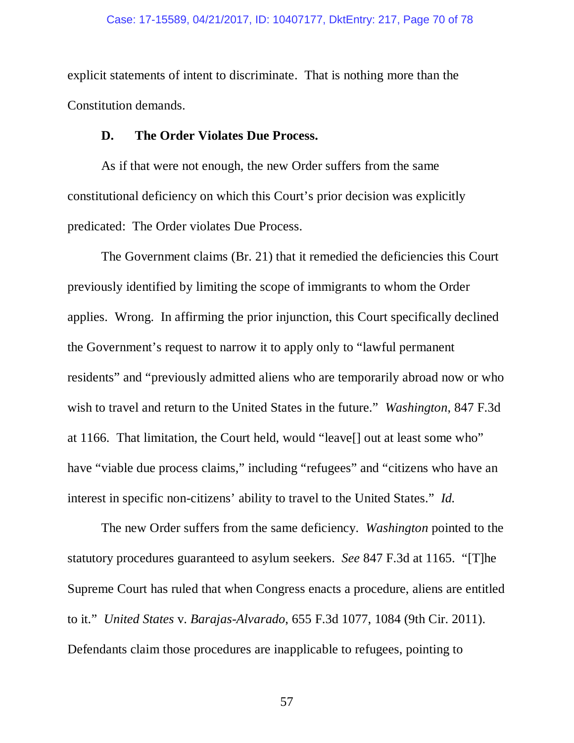explicit statements of intent to discriminate. That is nothing more than the Constitution demands.

### D. The Order Violates Due Process.

As if that were not enough, the new Order suffers from the same constitutional deficiency on which this Court's prior decision was explicitly predicated: The Order violates Due Process.

The Government claims (Br. 21) that it remedied the deficiencies this Court previously identified by limiting the scope of immigrants to whom the Order applies. Wrong. In affirming the prior injunction, this Court specifically declined the Government's request to narrow it to apply only to "lawful permanent residents" and "previously admitted aliens who are temporarily abroad now or who wish to travel and return to the United States in the future." *Washington*, 847 F.3d at 1166. That limitation, the Court held, would "leave[] out at least some who" have "viable due process claims," including "refugees" and "citizens who have an interest in specific non-citizens' ability to travel to the United States." *Id.*

The new Order suffers from the same deficiency. *Washington* pointed to the statutory procedures guaranteed to asylum seekers. *See* 847 F.3d at 1165. "[T]he Supreme Court has ruled that when Congress enacts a procedure, aliens are entitled to it." *United States* v. *Barajas-Alvarado*, 655 F.3d 1077, 1084 (9th Cir. 2011). Defendants claim those procedures are inapplicable to refugees, pointing to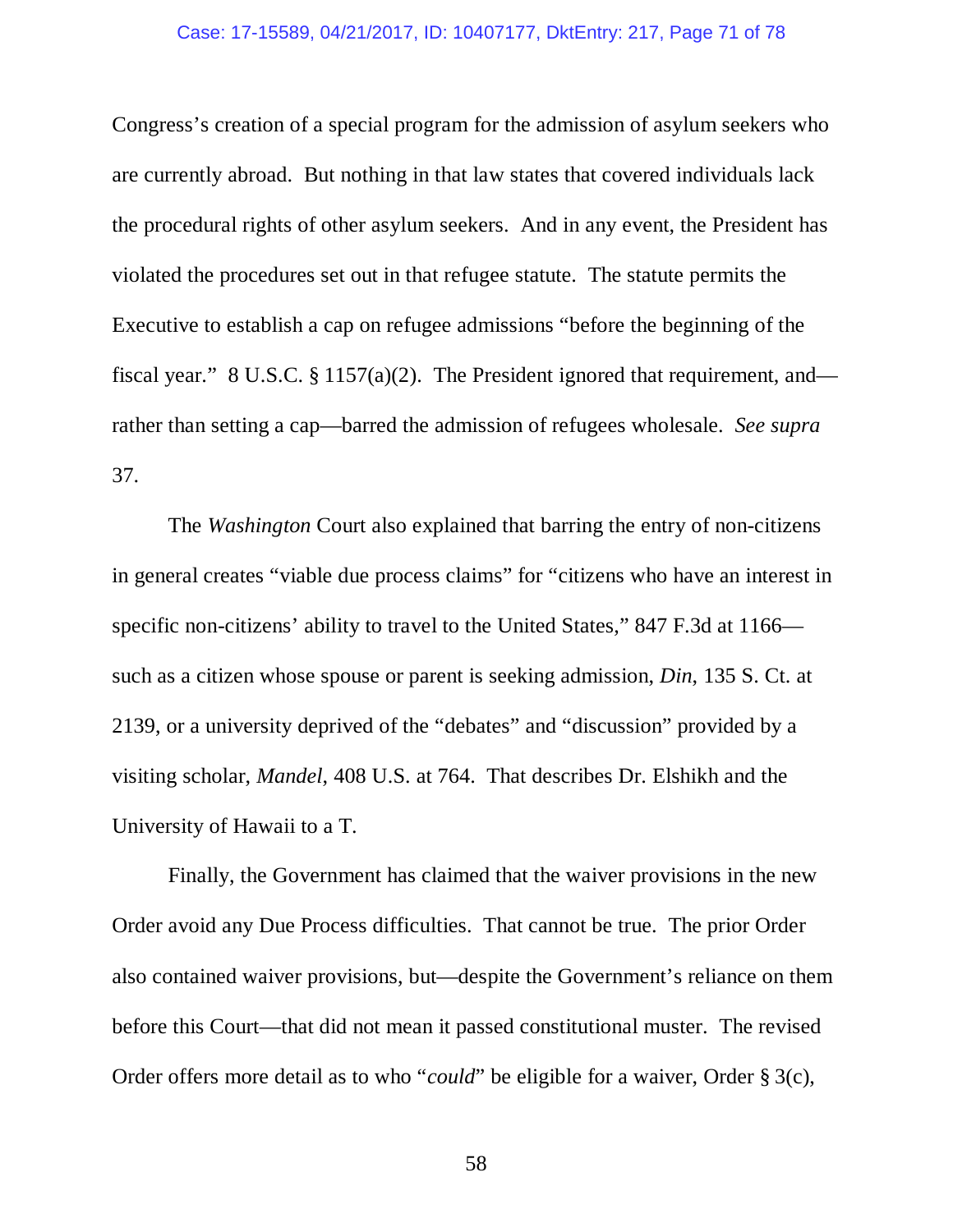Congress's creation of a special program for the admission of asylum seekers who are currently abroad. But nothing in that law states that covered individuals lack the procedural rights of other asylum seekers. And in any event, the President has violated the procedures set out in that refugee statute. The statute permits the Executive to establish a cap on refugee admissions "before the beginning of the fiscal year." 8 U.S.C. § 1157(a)(2). The President ignored that requirement, and—rather than setting a cap—barred the admission of refugees wholesale. *See supra* 37.

The *Washington* Court also explained that barring the entry of non-citizens in general creates "viable due process claims" for "citizens who have an interest in specific non-citizens' ability to travel to the United States," 847 F.3d at 1166—such as a citizen whose spouse or parent is seeking admission, *Din*, 135 S. Ct. at 2139, or a university deprived of the "debates" and "discussion" provided by a visiting scholar, *Mandel*, 408 U.S. at 764. That describes Dr. Elshikh and the University of Hawaii to a T.

Finally, the Government has claimed that the waiver provisions in the new Order avoid any Due Process difficulties. That cannot be true. The prior Order also contained waiver provisions, but—despite the Government's reliance on them before this Court—that did not mean it passed constitutional muster. The revised Order offers more detail as to who "*could*" be eligible for a waiver, Order § 3(c),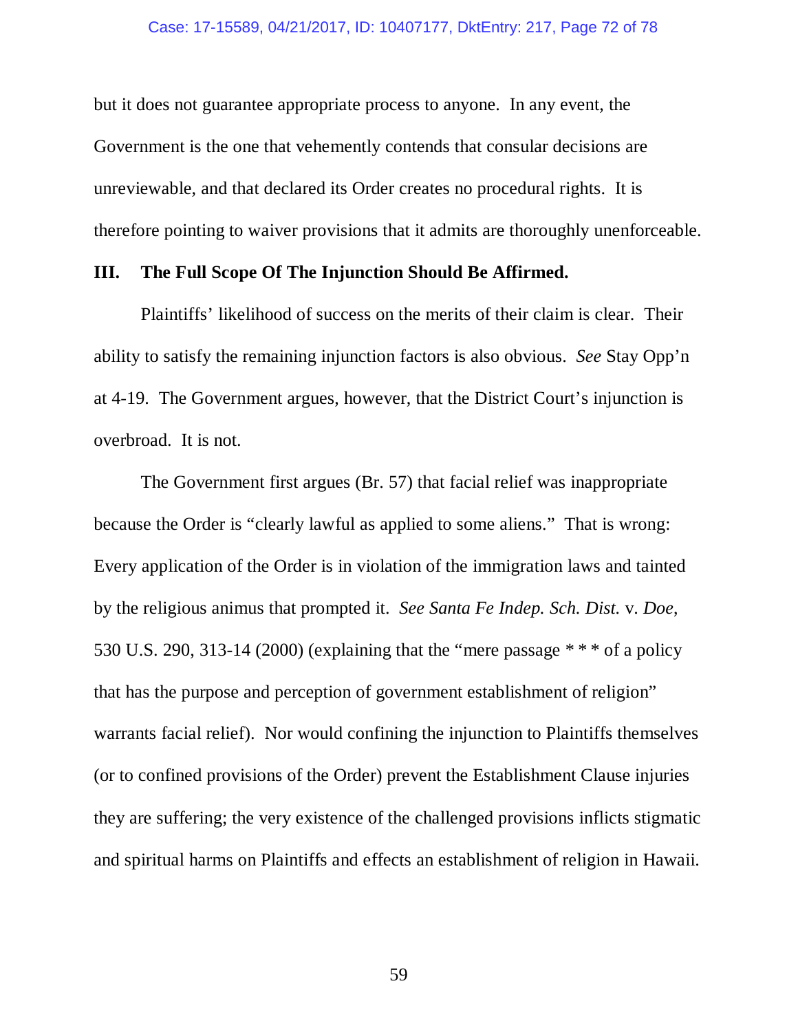but it does not guarantee appropriate process to anyone. In any event, the Government is the one that vehemently contends that consular decisions are unreviewable, and that declared its Order creates no procedural rights. It is therefore pointing to waiver provisions that it admits are thoroughly unenforceable.

## III. The Full Scope Of The Injunction Should Be Affirmed.

Plaintiffs' likelihood of success on the merits of their claim is clear. Their ability to satisfy the remaining injunction factors is also obvious. *See* Stay Opp'n at 4-19. The Government argues, however, that the District Court's injunction is overbroad. It is not.

The Government first argues (Br. 57) that facial relief was inappropriate because the Order is "clearly lawful as applied to some aliens." That is wrong: Every application of the Order is in violation of the immigration laws and tainted by the religious animus that prompted it. *See Santa Fe Indep. Sch. Dist.* v. *Doe*, 530 U.S. 290, 313-14 (2000) (explaining that the "mere passage * * * of a policy that has the purpose and perception of government establishment of religion" warrants facial relief). Nor would confining the injunction to Plaintiffs themselves (or to confined provisions of the Order) prevent the Establishment Clause injuries they are suffering; the very existence of the challenged provisions inflicts stigmatic and spiritual harms on Plaintiffs and effects an establishment of religion in Hawaii.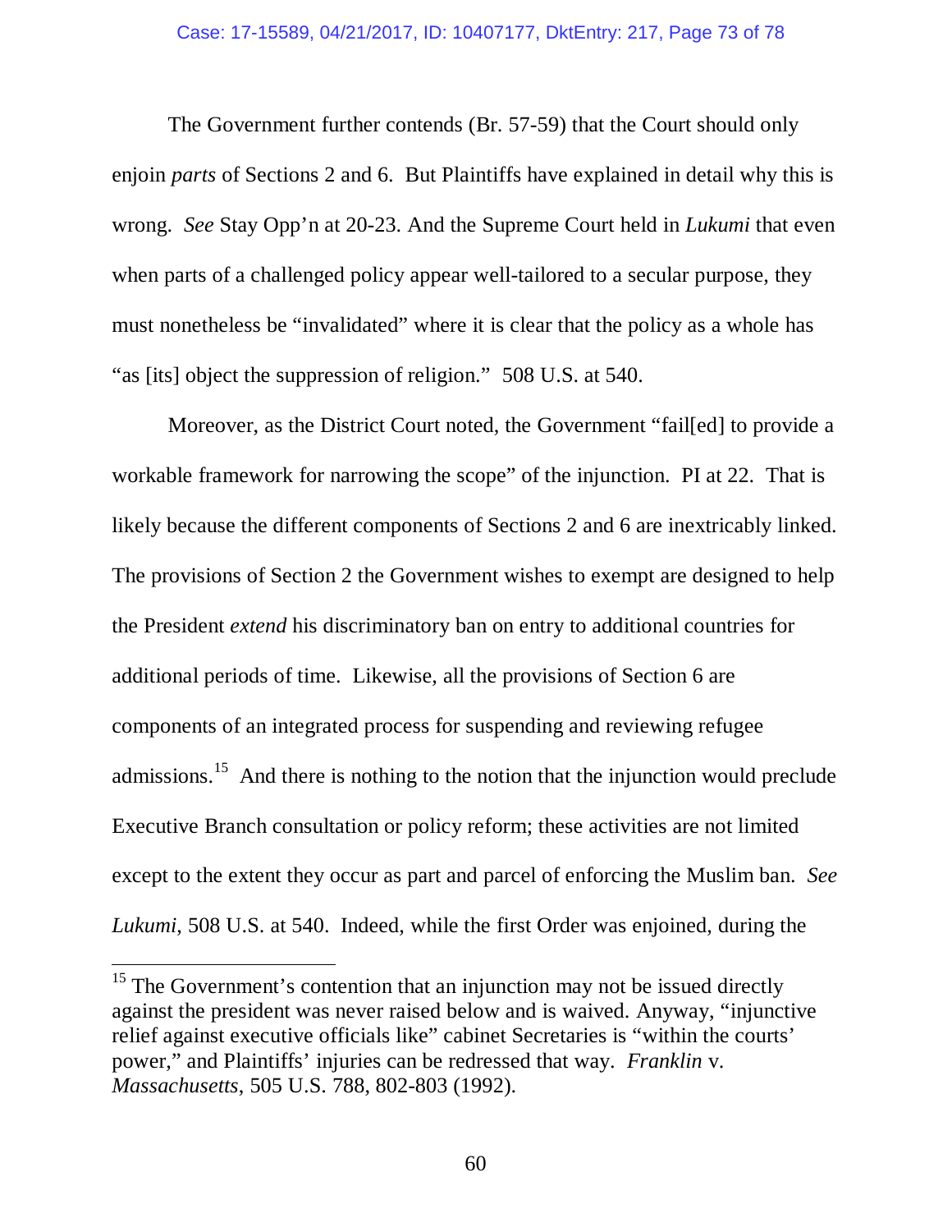The Government further contends (Br. 57-59) that the Court should only enjoin *parts* of Sections 2 and 6. But Plaintiffs have explained in detail why this is wrong. *See* Stay Opp'n at 20-23. And the Supreme Court held in *Lukumi* that even when parts of a challenged policy appear well-tailored to a secular purpose, they must nonetheless be "invalidated" where it is clear that the policy as a whole has "as [its] object the suppression of religion." 508 U.S. at 540.

Moreover, as the District Court noted, the Government "fail[ed] to provide a workable framework for narrowing the scope" of the injunction. PI at 22. That is likely because the different components of Sections 2 and 6 are inextricably linked. The provisions of Section 2 the Government wishes to exempt are designed to help the President *extend* his discriminatory ban on entry to additional countries for additional periods of time. Likewise, all the provisions of Section 6 are components of an integrated process for suspending and reviewing refugee admissions.[15] And there is nothing to the notion that the injunction would preclude Executive Branch consultation or policy reform; these activities are not limited except to the extent they occur as part and parcel of enforcing the Muslim ban. *See Lukumi*, 508 U.S. at 540. Indeed, while the first Order was enjoined, during the

[15] The Government's contention that an injunction may not be issued directly against the president was never raised below and is waived. Anyway, "injunctive relief against executive officials like" cabinet Secretaries is "within the courts' power," and Plaintiffs' injuries can be redressed that way. *Franklin* v. *Massachusetts*, 505 U.S. 788, 802-803 (1992).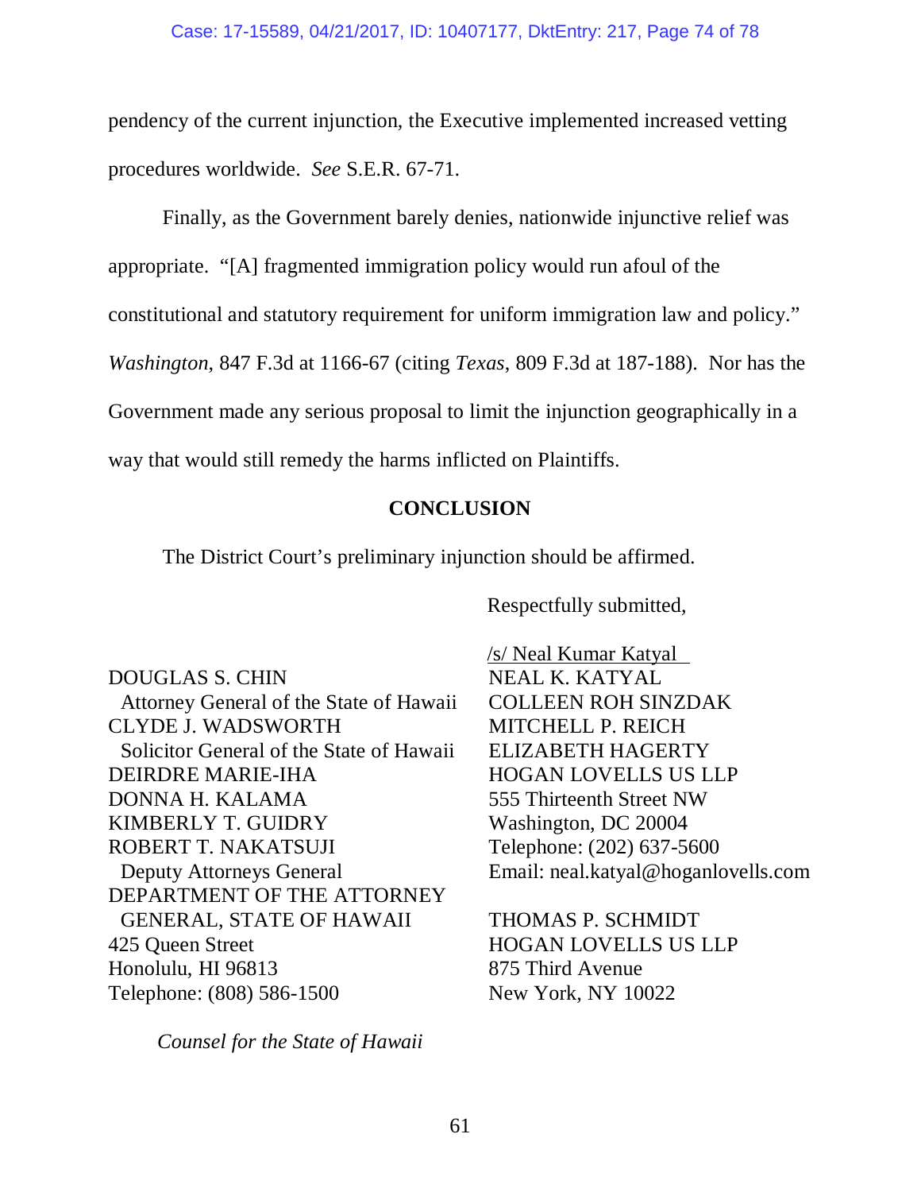pendency of the current injunction, the Executive implemented increased vetting procedures worldwide. *See* S.E.R. 67-71.

Finally, as the Government barely denies, nationwide injunctive relief was appropriate. "[A] fragmented immigration policy would run afoul of the constitutional and statutory requirement for uniform immigration law and policy." *Washington*, 847 F.3d at 1166-67 (citing *Texas*, 809 F.3d at 187-188). Nor has the Government made any serious proposal to limit the injunction geographically in a way that would still remedy the harms inflicted on Plaintiffs.

## CONCLUSION

The District Court's preliminary injunction should be affirmed.

Respectfully submitted,

/s/ Neal Kumar Katyal
NEAL K. KATYAL
COLLEEN ROH SINZDAK
MITCHELL P. REICH
ELIZABETH HAGERTY
HOGAN LOVELLS US LLP
555 Thirteenth Street NW
Washington, DC 20004
Telephone: (202) 637-5600
Email: neal.katyal@hoganlovells.com

THOMAS P. SCHMIDT
HOGAN LOVELLS US LLP
875 Third Avenue
New York, NY 10022

DOUGLAS S. CHIN
Attorney General of the State of Hawaii
CLYDE J. WADSWORTH
Solicitor General of the State of Hawaii
DEIRDRE MARIE-IHA
DONNA H. KALAMA
KIMBERLY T. GUIDRY
ROBERT T. NAKATSUJI
Deputy Attorneys General
DEPARTMENT OF THE ATTORNEY GENERAL, STATE OF HAWAII
425 Queen Street
Honolulu, HI 96813
Telephone: (808) 586-1500

*Counsel for the State of Hawaii*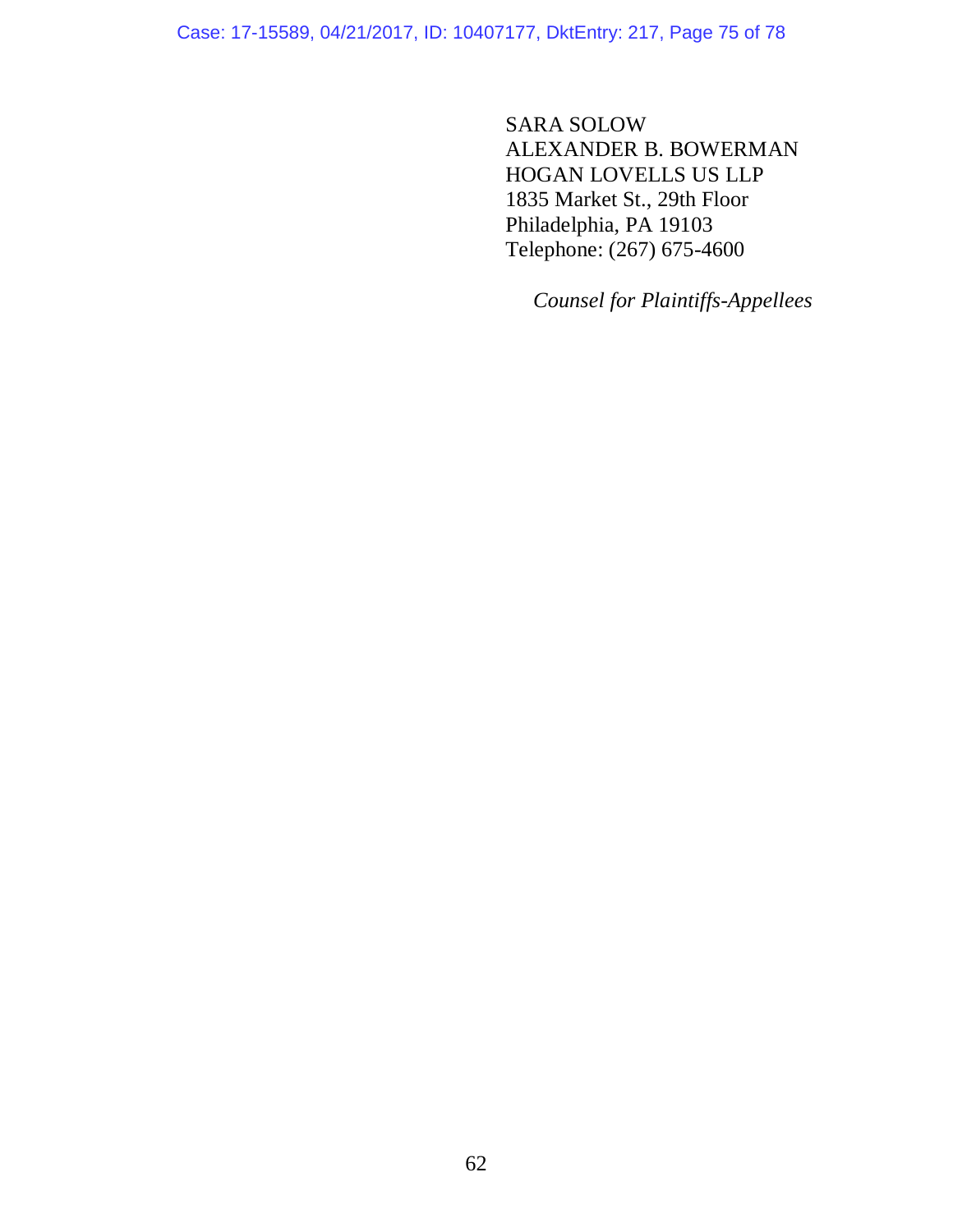SARA SOLOW
ALEXANDER B. BOWERMAN
HOGAN LOVELLS US LLP
1835 Market St., 29th Floor
Philadelphia, PA 19103
Telephone: (267) 675-4600

*Counsel for Plaintiffs-Appellees*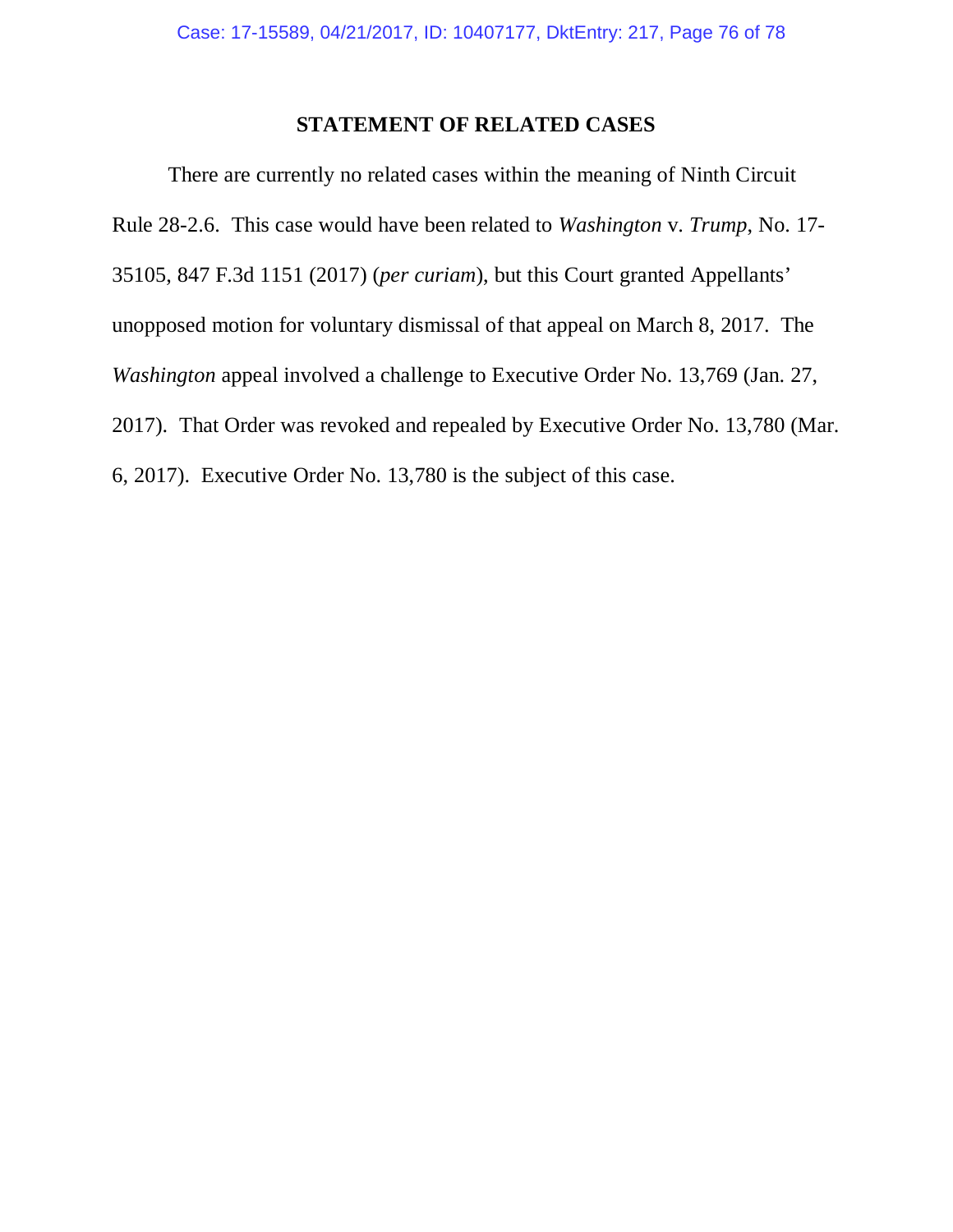## STATEMENT OF RELATED CASES

There are currently no related cases within the meaning of Ninth Circuit Rule 28-2.6. This case would have been related to *Washington* v. *Trump*, No. 17-35105, 847 F.3d 1151 (2017) (*per curiam*), but this Court granted Appellants' unopposed motion for voluntary dismissal of that appeal on March 8, 2017. The *Washington* appeal involved a challenge to Executive Order No. 13,769 (Jan. 27, 2017). That Order was revoked and repealed by Executive Order No. 13,780 (Mar. 6, 2017). Executive Order No. 13,780 is the subject of this case.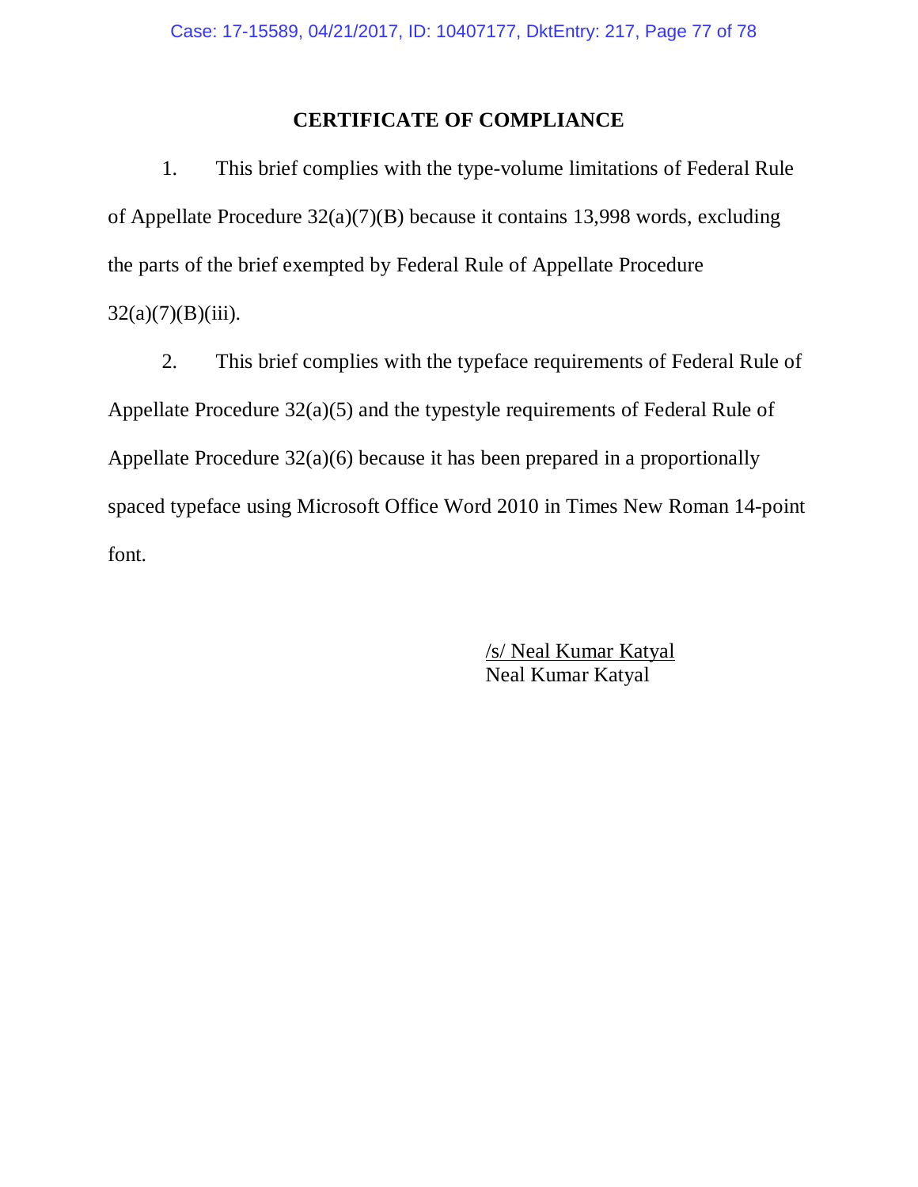# CERTIFICATE OF COMPLIANCE

1. This brief complies with the type-volume limitations of Federal Rule of Appellate Procedure 32(a)(7)(B) because it contains 13,998 words, excluding the parts of the brief exempted by Federal Rule of Appellate Procedure 32(a)(7)(B)(iii).

2. This brief complies with the typeface requirements of Federal Rule of Appellate Procedure 32(a)(5) and the typestyle requirements of Federal Rule of Appellate Procedure 32(a)(6) because it has been prepared in a proportionally spaced typeface using Microsoft Office Word 2010 in Times New Roman 14-point font.

/s/ Neal Kumar Katyal
Neal Kumar Katyal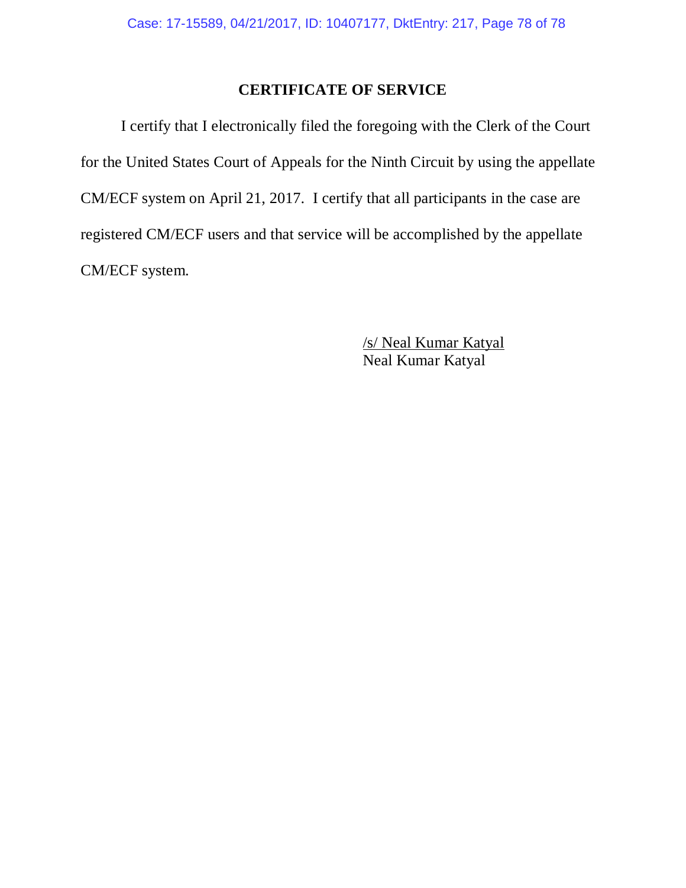## CERTIFICATE OF SERVICE

I certify that I electronically filed the foregoing with the Clerk of the Court for the United States Court of Appeals for the Ninth Circuit by using the appellate CM/ECF system on April 21, 2017. I certify that all participants in the case are registered CM/ECF users and that service will be accomplished by the appellate CM/ECF system.

/s/ Neal Kumar Katyal
Neal Kumar Katyal